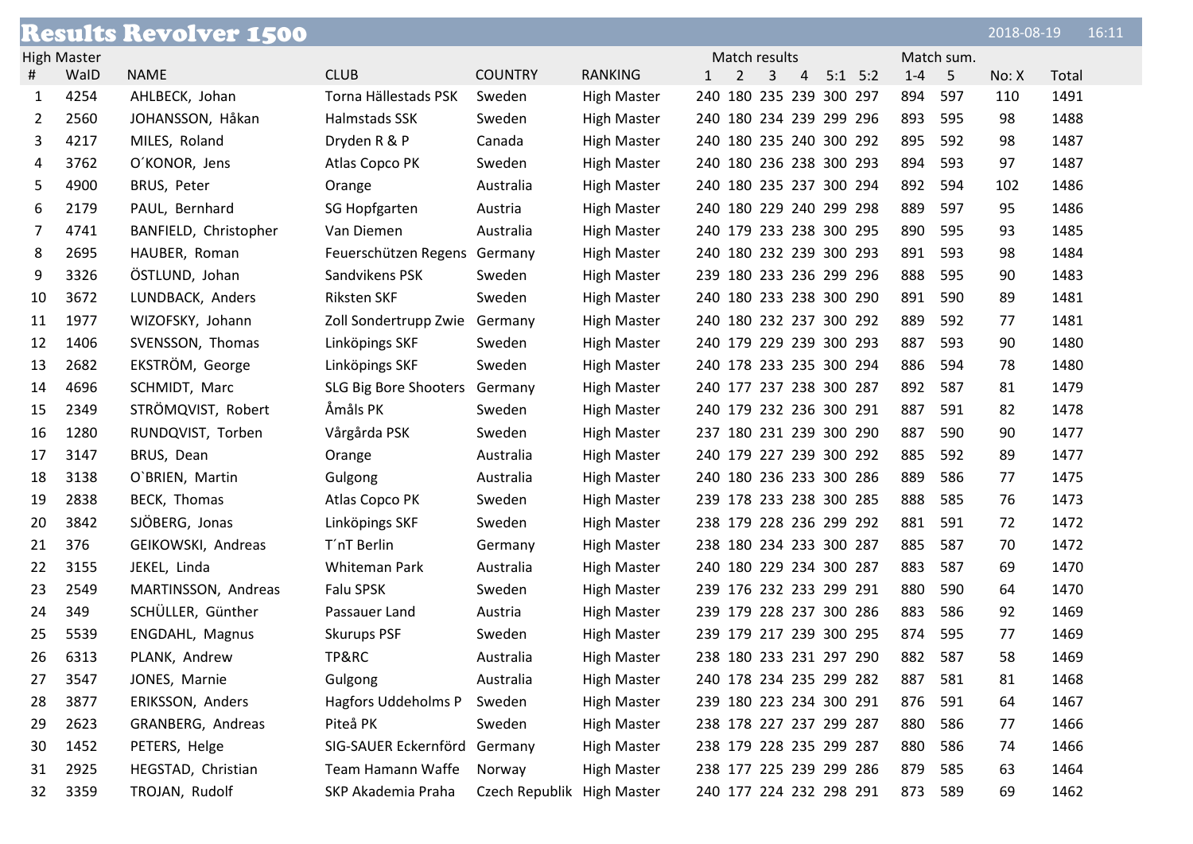# Results Revolver 1500

2018-08-19 16:11

High Master

| # | WaID | NAME | CLUB | COUNTRY | RANKING | Match results | | | | | | Match sum. | | No: X | Total |
|---|---|---|---|---|---|---|---|---|---|---|---|---|---|---|---|
| | | | | | | 1 | 2 | 3 | 4 | 5:1 | 5:2 | 1-4 | 5 | | |
| 1 | 4254 | AHLBECK, Johan | Torna Hällestads PSK | Sweden | High Master | 240 | 180 | 235 | 239 | 300 | 297 | 894 | 597 | 110 | 1491 |
| 2 | 2560 | JOHANSSON, Håkan | Halmstads SSK | Sweden | High Master | 240 | 180 | 234 | 239 | 299 | 296 | 893 | 595 | 98 | 1488 |
| 3 | 4217 | MILES, Roland | Dryden R & P | Canada | High Master | 240 | 180 | 235 | 240 | 300 | 292 | 895 | 592 | 98 | 1487 |
| 4 | 3762 | O´KONOR, Jens | Atlas Copco PK | Sweden | High Master | 240 | 180 | 236 | 238 | 300 | 293 | 894 | 593 | 97 | 1487 |
| 5 | 4900 | BRUS, Peter | Orange | Australia | High Master | 240 | 180 | 235 | 237 | 300 | 294 | 892 | 594 | 102 | 1486 |
| 6 | 2179 | PAUL, Bernhard | SG Hopfgarten | Austria | High Master | 240 | 180 | 229 | 240 | 299 | 298 | 889 | 597 | 95 | 1486 |
| 7 | 4741 | BANFIELD, Christopher | Van Diemen | Australia | High Master | 240 | 179 | 233 | 238 | 300 | 295 | 890 | 595 | 93 | 1485 |
| 8 | 2695 | HAUBER, Roman | Feuerschützen Regens | Germany | High Master | 240 | 180 | 232 | 239 | 300 | 293 | 891 | 593 | 98 | 1484 |
| 9 | 3326 | ÖSTLUND, Johan | Sandvikens PSK | Sweden | High Master | 239 | 180 | 233 | 236 | 299 | 296 | 888 | 595 | 90 | 1483 |
| 10 | 3672 | LUNDBACK, Anders | Riksten SKF | Sweden | High Master | 240 | 180 | 233 | 238 | 300 | 290 | 891 | 590 | 89 | 1481 |
| 11 | 1977 | WIZOFSKY, Johann | Zoll Sondertrupp Zwie | Germany | High Master | 240 | 180 | 232 | 237 | 300 | 292 | 889 | 592 | 77 | 1481 |
| 12 | 1406 | SVENSSON, Thomas | Linköpings SKF | Sweden | High Master | 240 | 179 | 229 | 239 | 300 | 293 | 887 | 593 | 90 | 1480 |
| 13 | 2682 | EKSTRÖM, George | Linköpings SKF | Sweden | High Master | 240 | 178 | 233 | 235 | 300 | 294 | 886 | 594 | 78 | 1480 |
| 14 | 4696 | SCHMIDT, Marc | SLG Big Bore Shooters | Germany | High Master | 240 | 177 | 237 | 238 | 300 | 287 | 892 | 587 | 81 | 1479 |
| 15 | 2349 | STRÖMQVIST, Robert | Åmåls PK | Sweden | High Master | 240 | 179 | 232 | 236 | 300 | 291 | 887 | 591 | 82 | 1478 |
| 16 | 1280 | RUNDQVIST, Torben | Vårgårda PSK | Sweden | High Master | 237 | 180 | 231 | 239 | 300 | 290 | 887 | 590 | 90 | 1477 |
| 17 | 3147 | BRUS, Dean | Orange | Australia | High Master | 240 | 179 | 227 | 239 | 300 | 292 | 885 | 592 | 89 | 1477 |
| 18 | 3138 | O`BRIEN, Martin | Gulgong | Australia | High Master | 240 | 180 | 236 | 233 | 300 | 286 | 889 | 586 | 77 | 1475 |
| 19 | 2838 | BECK, Thomas | Atlas Copco PK | Sweden | High Master | 239 | 178 | 233 | 238 | 300 | 285 | 888 | 585 | 76 | 1473 |
| 20 | 3842 | SJÖBERG, Jonas | Linköpings SKF | Sweden | High Master | 238 | 179 | 228 | 236 | 299 | 292 | 881 | 591 | 72 | 1472 |
| 21 | 376 | GEIKOWSKI, Andreas | T´nT Berlin | Germany | High Master | 238 | 180 | 234 | 233 | 300 | 287 | 885 | 587 | 70 | 1472 |
| 22 | 3155 | JEKEL, Linda | Whiteman Park | Australia | High Master | 240 | 180 | 229 | 234 | 300 | 287 | 883 | 587 | 69 | 1470 |
| 23 | 2549 | MARTINSSON, Andreas | Falu SPSK | Sweden | High Master | 239 | 176 | 232 | 233 | 299 | 291 | 880 | 590 | 64 | 1470 |
| 24 | 349 | SCHÜLLER, Günther | Passauer Land | Austria | High Master | 239 | 179 | 228 | 237 | 300 | 286 | 883 | 586 | 92 | 1469 |
| 25 | 5539 | ENGDAHL, Magnus | Skurups PSF | Sweden | High Master | 239 | 179 | 217 | 239 | 300 | 295 | 874 | 595 | 77 | 1469 |
| 26 | 6313 | PLANK, Andrew | TP&RC | Australia | High Master | 238 | 180 | 233 | 231 | 297 | 290 | 882 | 587 | 58 | 1469 |
| 27 | 3547 | JONES, Marnie | Gulgong | Australia | High Master | 240 | 178 | 234 | 235 | 299 | 282 | 887 | 581 | 81 | 1468 |
| 28 | 3877 | ERIKSSON, Anders | Hagfors Uddeholms P | Sweden | High Master | 239 | 180 | 223 | 234 | 300 | 291 | 876 | 591 | 64 | 1467 |
| 29 | 2623 | GRANBERG, Andreas | Piteå PK | Sweden | High Master | 238 | 178 | 227 | 237 | 299 | 287 | 880 | 586 | 77 | 1466 |
| 30 | 1452 | PETERS, Helge | SIG-SAUER Eckernförd | Germany | High Master | 238 | 179 | 228 | 235 | 299 | 287 | 880 | 586 | 74 | 1466 |
| 31 | 2925 | HEGSTAD, Christian | Team Hamann Waffe | Norway | High Master | 238 | 177 | 225 | 239 | 299 | 286 | 879 | 585 | 63 | 1464 |
| 32 | 3359 | TROJAN, Rudolf | SKP Akademia Praha | Czech Republik | High Master | 240 | 177 | 224 | 232 | 298 | 291 | 873 | 589 | 69 | 1462 |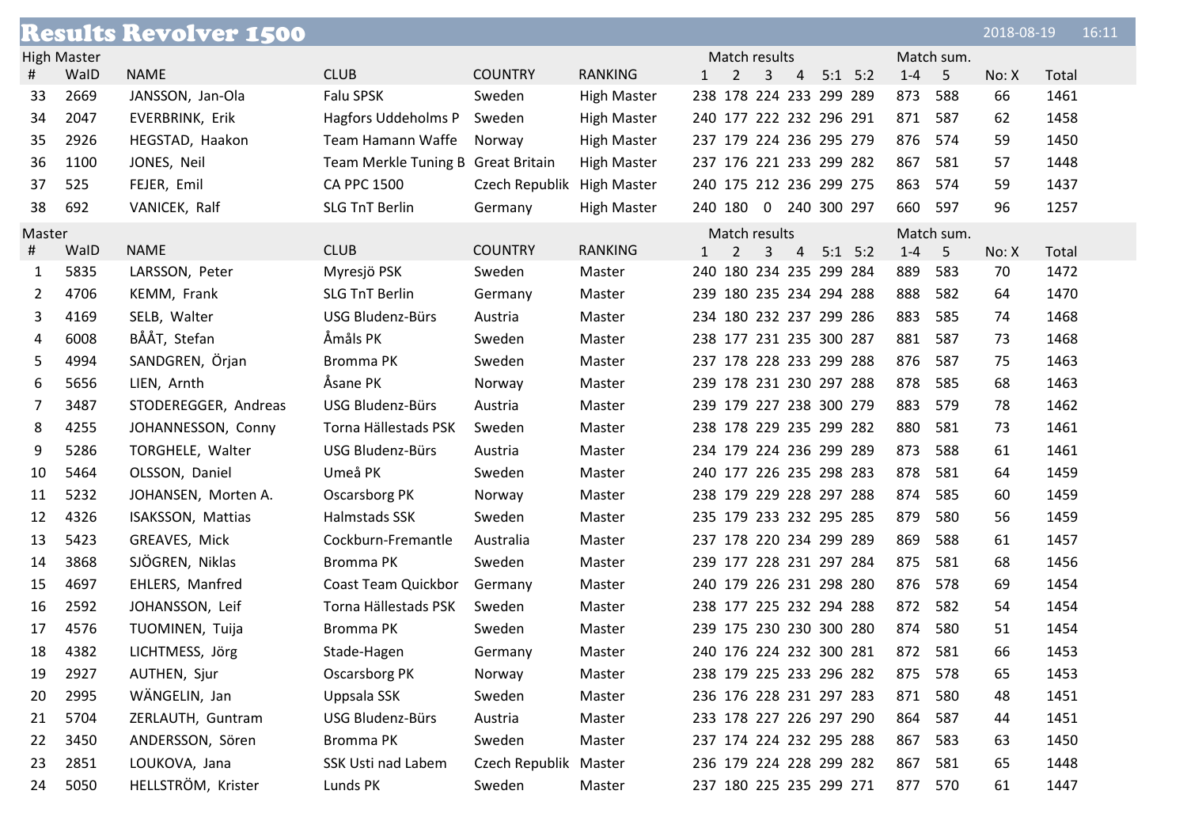# Results Revolver 1500

2018-08-19 16:11

## High Master

| # | WaID | NAME | CLUB | COUNTRY | RANKING | Match results 1 | 2 | 3 | 4 | 5:1 | 5:2 | Match sum. 1-4 | 5 | No: X | Total |
|---|---|---|---|---|---|---|---|---|---|---|---|---|---|---|---|
| 33 | 2669 | JANSSON, Jan-Ola | Falu SPSK | Sweden | High Master | 238 | 178 | 224 | 233 | 299 | 289 | 873 | 588 | 66 | 1461 |
| 34 | 2047 | EVERBRINK, Erik | Hagfors Uddeholms P | Sweden | High Master | 240 | 177 | 222 | 232 | 296 | 291 | 871 | 587 | 62 | 1458 |
| 35 | 2926 | HEGSTAD, Haakon | Team Hamann Waffe | Norway | High Master | 237 | 179 | 224 | 236 | 295 | 279 | 876 | 574 | 59 | 1450 |
| 36 | 1100 | JONES, Neil | Team Merkle Tuning B | Great Britain | High Master | 237 | 176 | 221 | 233 | 299 | 282 | 867 | 581 | 57 | 1448 |
| 37 | 525 | FEJER, Emil | CA PPC 1500 | Czech Republik | High Master | 240 | 175 | 212 | 236 | 299 | 275 | 863 | 574 | 59 | 1437 |
| 38 | 692 | VANICEK, Ralf | SLG TnT Berlin | Germany | High Master | 240 | 180 | 0 | 240 | 300 | 297 | 660 | 597 | 96 | 1257 |

## Master

| # | WaID | NAME | CLUB | COUNTRY | RANKING | Match results 1 | 2 | 3 | 4 | 5:1 | 5:2 | Match sum. 1-4 | 5 | No: X | Total |
|---|---|---|---|---|---|---|---|---|---|---|---|---|---|---|---|
| 1 | 5835 | LARSSON, Peter | Myresjö PSK | Sweden | Master | 240 | 180 | 234 | 235 | 299 | 284 | 889 | 583 | 70 | 1472 |
| 2 | 4706 | KEMM, Frank | SLG TnT Berlin | Germany | Master | 239 | 180 | 235 | 234 | 294 | 288 | 888 | 582 | 64 | 1470 |
| 3 | 4169 | SELB, Walter | USG Bludenz-Bürs | Austria | Master | 234 | 180 | 232 | 237 | 299 | 286 | 883 | 585 | 74 | 1468 |
| 4 | 6008 | BÅÅT, Stefan | Åmåls PK | Sweden | Master | 238 | 177 | 231 | 235 | 300 | 287 | 881 | 587 | 73 | 1468 |
| 5 | 4994 | SANDGREN, Örjan | Bromma PK | Sweden | Master | 237 | 178 | 228 | 233 | 299 | 288 | 876 | 587 | 75 | 1463 |
| 6 | 5656 | LIEN, Arnth | Åsane PK | Norway | Master | 239 | 178 | 231 | 230 | 297 | 288 | 878 | 585 | 68 | 1463 |
| 7 | 3487 | STODEREGGER, Andreas | USG Bludenz-Bürs | Austria | Master | 239 | 179 | 227 | 238 | 300 | 279 | 883 | 579 | 78 | 1462 |
| 8 | 4255 | JOHANNESSON, Conny | Torna Hällestads PSK | Sweden | Master | 238 | 178 | 229 | 235 | 299 | 282 | 880 | 581 | 73 | 1461 |
| 9 | 5286 | TORGHELE, Walter | USG Bludenz-Bürs | Austria | Master | 234 | 179 | 224 | 236 | 299 | 289 | 873 | 588 | 61 | 1461 |
| 10 | 5464 | OLSSON, Daniel | Umeå PK | Sweden | Master | 240 | 177 | 226 | 235 | 298 | 283 | 878 | 581 | 64 | 1459 |
| 11 | 5232 | JOHANSEN, Morten A. | Oscarsborg PK | Norway | Master | 238 | 179 | 229 | 228 | 297 | 288 | 874 | 585 | 60 | 1459 |
| 12 | 4326 | ISAKSSON, Mattias | Halmstads SSK | Sweden | Master | 235 | 179 | 233 | 232 | 295 | 285 | 879 | 580 | 56 | 1459 |
| 13 | 5423 | GREAVES, Mick | Cockburn-Fremantle | Australia | Master | 237 | 178 | 220 | 234 | 299 | 289 | 869 | 588 | 61 | 1457 |
| 14 | 3868 | SJÖGREN, Niklas | Bromma PK | Sweden | Master | 239 | 177 | 228 | 231 | 297 | 284 | 875 | 581 | 68 | 1456 |
| 15 | 4697 | EHLERS, Manfred | Coast Team Quickbor | Germany | Master | 240 | 179 | 226 | 231 | 298 | 280 | 876 | 578 | 69 | 1454 |
| 16 | 2592 | JOHANSSON, Leif | Torna Hällestads PSK | Sweden | Master | 238 | 177 | 225 | 232 | 294 | 288 | 872 | 582 | 54 | 1454 |
| 17 | 4576 | TUOMINEN, Tuija | Bromma PK | Sweden | Master | 239 | 175 | 230 | 230 | 300 | 280 | 874 | 580 | 51 | 1454 |
| 18 | 4382 | LICHTMESS, Jörg | Stade-Hagen | Germany | Master | 240 | 176 | 224 | 232 | 300 | 281 | 872 | 581 | 66 | 1453 |
| 19 | 2927 | AUTHEN, Sjur | Oscarsborg PK | Norway | Master | 238 | 179 | 225 | 233 | 296 | 282 | 875 | 578 | 65 | 1453 |
| 20 | 2995 | WÄNGELIN, Jan | Uppsala SSK | Sweden | Master | 236 | 176 | 228 | 231 | 297 | 283 | 871 | 580 | 48 | 1451 |
| 21 | 5704 | ZERLAUTH, Guntram | USG Bludenz-Bürs | Austria | Master | 233 | 178 | 227 | 226 | 297 | 290 | 864 | 587 | 44 | 1451 |
| 22 | 3450 | ANDERSSON, Sören | Bromma PK | Sweden | Master | 237 | 174 | 224 | 232 | 295 | 288 | 867 | 583 | 63 | 1450 |
| 23 | 2851 | LOUKOVA, Jana | SSK Usti nad Labem | Czech Republik | Master | 236 | 179 | 224 | 228 | 299 | 282 | 867 | 581 | 65 | 1448 |
| 24 | 5050 | HELLSTRÖM, Krister | Lunds PK | Sweden | Master | 237 | 180 | 225 | 235 | 299 | 271 | 877 | 570 | 61 | 1447 |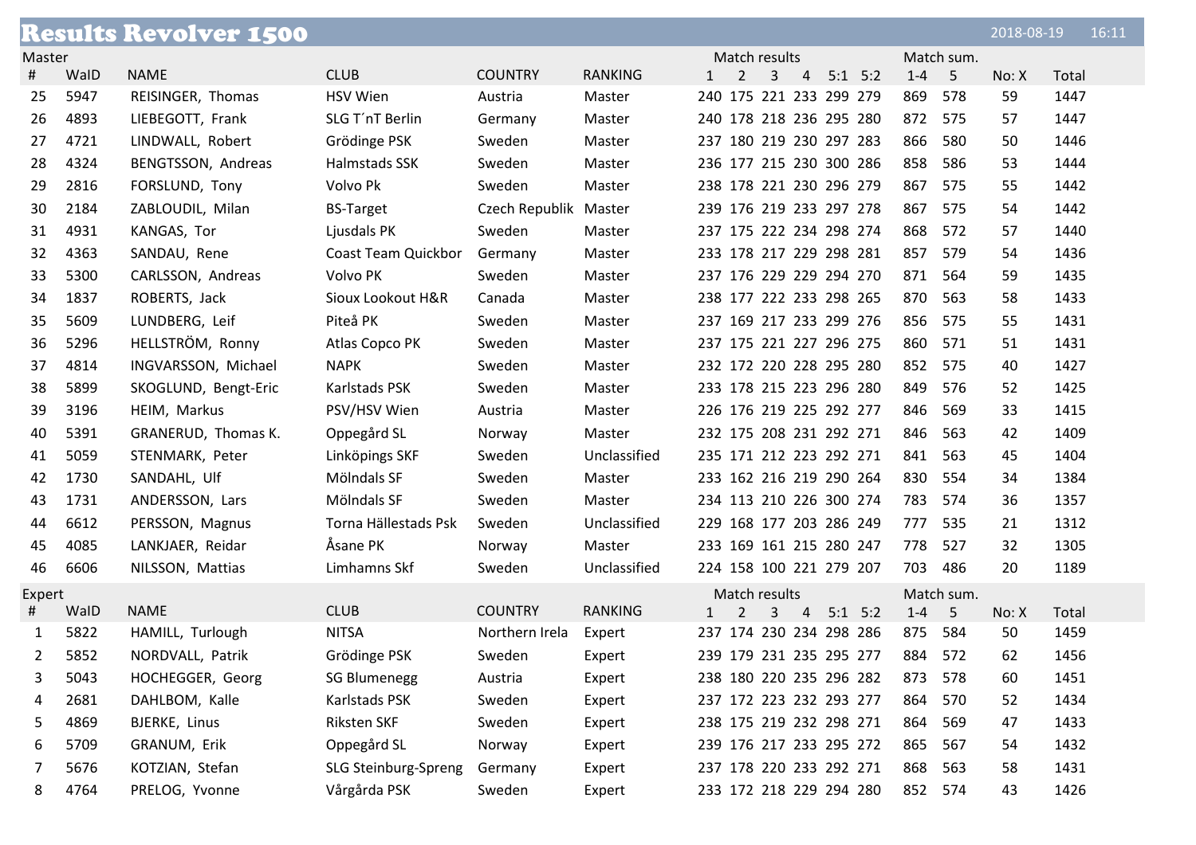# Results Revolver 1500

2018-08-19 16:11

## Master

| # | WaID | NAME | CLUB | COUNTRY | RANKING | Match results 1 | 2 | 3 | 4 | 5:1 | 5:2 | Match sum. 1-4 | 5 | No: X | Total |
|---|---|---|---|---|---|---|---|---|---|---|---|---|---|---|---|
| 25 | 5947 | REISINGER, Thomas | HSV Wien | Austria | Master | 240 | 175 | 221 | 233 | 299 | 279 | 869 | 578 | 59 | 1447 |
| 26 | 4893 | LIEBEGOTT, Frank | SLG T´nT Berlin | Germany | Master | 240 | 178 | 218 | 236 | 295 | 280 | 872 | 575 | 57 | 1447 |
| 27 | 4721 | LINDWALL, Robert | Grödinge PSK | Sweden | Master | 237 | 180 | 219 | 230 | 297 | 283 | 866 | 580 | 50 | 1446 |
| 28 | 4324 | BENGTSSON, Andreas | Halmstads SSK | Sweden | Master | 236 | 177 | 215 | 230 | 300 | 286 | 858 | 586 | 53 | 1444 |
| 29 | 2816 | FORSLUND, Tony | Volvo Pk | Sweden | Master | 238 | 178 | 221 | 230 | 296 | 279 | 867 | 575 | 55 | 1442 |
| 30 | 2184 | ZABLOUDIL, Milan | BS-Target | Czech Republik | Master | 239 | 176 | 219 | 233 | 297 | 278 | 867 | 575 | 54 | 1442 |
| 31 | 4931 | KANGAS, Tor | Ljusdals PK | Sweden | Master | 237 | 175 | 222 | 234 | 298 | 274 | 868 | 572 | 57 | 1440 |
| 32 | 4363 | SANDAU, Rene | Coast Team Quickbor | Germany | Master | 233 | 178 | 217 | 229 | 298 | 281 | 857 | 579 | 54 | 1436 |
| 33 | 5300 | CARLSSON, Andreas | Volvo PK | Sweden | Master | 237 | 176 | 229 | 229 | 294 | 270 | 871 | 564 | 59 | 1435 |
| 34 | 1837 | ROBERTS, Jack | Sioux Lookout H&R | Canada | Master | 238 | 177 | 222 | 233 | 298 | 265 | 870 | 563 | 58 | 1433 |
| 35 | 5609 | LUNDBERG, Leif | Piteå PK | Sweden | Master | 237 | 169 | 217 | 233 | 299 | 276 | 856 | 575 | 55 | 1431 |
| 36 | 5296 | HELLSTRÖM, Ronny | Atlas Copco PK | Sweden | Master | 237 | 175 | 221 | 227 | 296 | 275 | 860 | 571 | 51 | 1431 |
| 37 | 4814 | INGVARSSON, Michael | NAPK | Sweden | Master | 232 | 172 | 220 | 228 | 295 | 280 | 852 | 575 | 40 | 1427 |
| 38 | 5899 | SKOGLUND, Bengt-Eric | Karlstads PSK | Sweden | Master | 233 | 178 | 215 | 223 | 296 | 280 | 849 | 576 | 52 | 1425 |
| 39 | 3196 | HEIM, Markus | PSV/HSV Wien | Austria | Master | 226 | 176 | 219 | 225 | 292 | 277 | 846 | 569 | 33 | 1415 |
| 40 | 5391 | GRANERUD, Thomas K. | Oppegård SL | Norway | Master | 232 | 175 | 208 | 231 | 292 | 271 | 846 | 563 | 42 | 1409 |
| 41 | 5059 | STENMARK, Peter | Linköpings SKF | Sweden | Unclassified | 235 | 171 | 212 | 223 | 292 | 271 | 841 | 563 | 45 | 1404 |
| 42 | 1730 | SANDAHL, Ulf | Mölndals SF | Sweden | Master | 233 | 162 | 216 | 219 | 290 | 264 | 830 | 554 | 34 | 1384 |
| 43 | 1731 | ANDERSSON, Lars | Mölndals SF | Sweden | Master | 234 | 113 | 210 | 226 | 300 | 274 | 783 | 574 | 36 | 1357 |
| 44 | 6612 | PERSSON, Magnus | Torna Hällestads Psk | Sweden | Unclassified | 229 | 168 | 177 | 203 | 286 | 249 | 777 | 535 | 21 | 1312 |
| 45 | 4085 | LANKJAER, Reidar | Åsane PK | Norway | Master | 233 | 169 | 161 | 215 | 280 | 247 | 778 | 527 | 32 | 1305 |
| 46 | 6606 | NILSSON, Mattias | Limhamns Skf | Sweden | Unclassified | 224 | 158 | 100 | 221 | 279 | 207 | 703 | 486 | 20 | 1189 |

## Expert

| # | WaID | NAME | CLUB | COUNTRY | RANKING | Match results 1 | 2 | 3 | 4 | 5:1 | 5:2 | Match sum. 1-4 | 5 | No: X | Total |
|---|---|---|---|---|---|---|---|---|---|---|---|---|---|---|---|
| 1 | 5822 | HAMILL, Turlough | NITSA | Northern Irela | Expert | 237 | 174 | 230 | 234 | 298 | 286 | 875 | 584 | 50 | 1459 |
| 2 | 5852 | NORDVALL, Patrik | Grödinge PSK | Sweden | Expert | 239 | 179 | 231 | 235 | 295 | 277 | 884 | 572 | 62 | 1456 |
| 3 | 5043 | HOCHEGGER, Georg | SG Blumenegg | Austria | Expert | 238 | 180 | 220 | 235 | 296 | 282 | 873 | 578 | 60 | 1451 |
| 4 | 2681 | DAHLBOM, Kalle | Karlstads PSK | Sweden | Expert | 237 | 172 | 223 | 232 | 293 | 277 | 864 | 570 | 52 | 1434 |
| 5 | 4869 | BJERKE, Linus | Riksten SKF | Sweden | Expert | 238 | 175 | 219 | 232 | 298 | 271 | 864 | 569 | 47 | 1433 |
| 6 | 5709 | GRANUM, Erik | Oppegård SL | Norway | Expert | 239 | 176 | 217 | 233 | 295 | 272 | 865 | 567 | 54 | 1432 |
| 7 | 5676 | KOTZIAN, Stefan | SLG Steinburg-Spreng | Germany | Expert | 237 | 178 | 220 | 233 | 292 | 271 | 868 | 563 | 58 | 1431 |
| 8 | 4764 | PRELOG, Yvonne | Vårgårda PSK | Sweden | Expert | 233 | 172 | 218 | 229 | 294 | 280 | 852 | 574 | 43 | 1426 |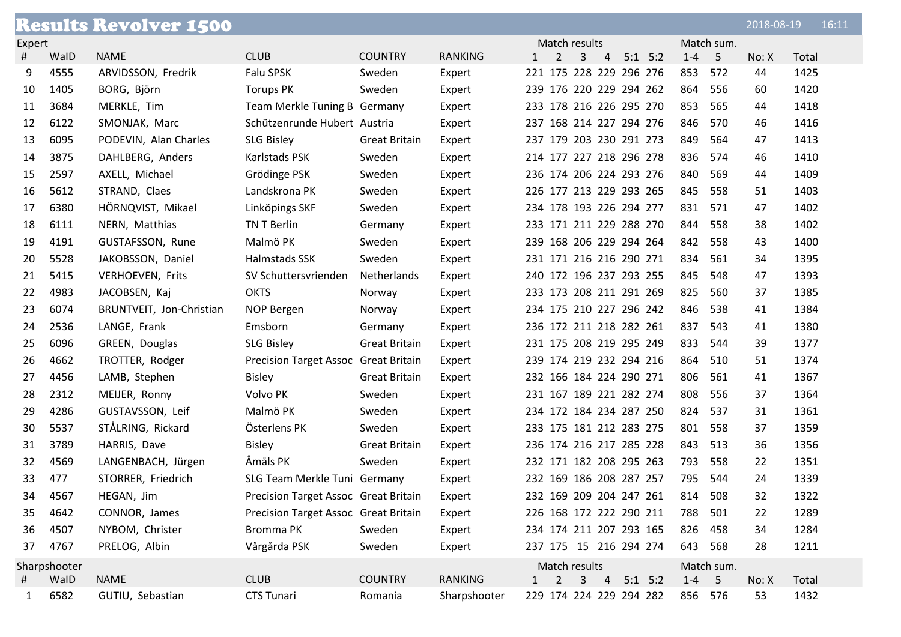# Results Revolver 1500

2018-08-19 16:11

Expert

| # | WaID | NAME | CLUB | COUNTRY | RANKING | Match results 1 | 2 | 3 | 4 | 5:1 | 5:2 | Match sum. 1-4 | 5 | No: X | Total |
|---|---|---|---|---|---|---|---|---|---|---|---|---|---|---|---|
| 9 | 4555 | ARVIDSSON, Fredrik | Falu SPSK | Sweden | Expert | 221 | 175 | 228 | 229 | 296 | 276 | 853 | 572 | 44 | 1425 |
| 10 | 1405 | BORG, Björn | Torups PK | Sweden | Expert | 239 | 176 | 220 | 229 | 294 | 262 | 864 | 556 | 60 | 1420 |
| 11 | 3684 | MERKLE, Tim | Team Merkle Tuning B | Germany | Expert | 233 | 178 | 216 | 226 | 295 | 270 | 853 | 565 | 44 | 1418 |
| 12 | 6122 | SMONJAK, Marc | Schützenrunde Hubert | Austria | Expert | 237 | 168 | 214 | 227 | 294 | 276 | 846 | 570 | 46 | 1416 |
| 13 | 6095 | PODEVIN, Alan Charles | SLG Bisley | Great Britain | Expert | 237 | 179 | 203 | 230 | 291 | 273 | 849 | 564 | 47 | 1413 |
| 14 | 3875 | DAHLBERG, Anders | Karlstads PSK | Sweden | Expert | 214 | 177 | 227 | 218 | 296 | 278 | 836 | 574 | 46 | 1410 |
| 15 | 2597 | AXELL, Michael | Grödinge PSK | Sweden | Expert | 236 | 174 | 206 | 224 | 293 | 276 | 840 | 569 | 44 | 1409 |
| 16 | 5612 | STRAND, Claes | Landskrona PK | Sweden | Expert | 226 | 177 | 213 | 229 | 293 | 265 | 845 | 558 | 51 | 1403 |
| 17 | 6380 | HÖRNQVIST, Mikael | Linköpings SKF | Sweden | Expert | 234 | 178 | 193 | 226 | 294 | 277 | 831 | 571 | 47 | 1402 |
| 18 | 6111 | NERN, Matthias | TN T Berlin | Germany | Expert | 233 | 171 | 211 | 229 | 288 | 270 | 844 | 558 | 38 | 1402 |
| 19 | 4191 | GUSTAFSSON, Rune | Malmö PK | Sweden | Expert | 239 | 168 | 206 | 229 | 294 | 264 | 842 | 558 | 43 | 1400 |
| 20 | 5528 | JAKOBSSON, Daniel | Halmstads SSK | Sweden | Expert | 231 | 171 | 216 | 216 | 290 | 271 | 834 | 561 | 34 | 1395 |
| 21 | 5415 | VERHOEVEN, Frits | SV Schuttersvrienden | Netherlands | Expert | 240 | 172 | 196 | 237 | 293 | 255 | 845 | 548 | 47 | 1393 |
| 22 | 4983 | JACOBSEN, Kaj | OKTS | Norway | Expert | 233 | 173 | 208 | 211 | 291 | 269 | 825 | 560 | 37 | 1385 |
| 23 | 6074 | BRUNTVEIT, Jon-Christian | NOP Bergen | Norway | Expert | 234 | 175 | 210 | 227 | 296 | 242 | 846 | 538 | 41 | 1384 |
| 24 | 2536 | LANGE, Frank | Emsborn | Germany | Expert | 236 | 172 | 211 | 218 | 282 | 261 | 837 | 543 | 41 | 1380 |
| 25 | 6096 | GREEN, Douglas | SLG Bisley | Great Britain | Expert | 231 | 175 | 208 | 219 | 295 | 249 | 833 | 544 | 39 | 1377 |
| 26 | 4662 | TROTTER, Rodger | Precision Target Assoc | Great Britain | Expert | 239 | 174 | 219 | 232 | 294 | 216 | 864 | 510 | 51 | 1374 |
| 27 | 4456 | LAMB, Stephen | Bisley | Great Britain | Expert | 232 | 166 | 184 | 224 | 290 | 271 | 806 | 561 | 41 | 1367 |
| 28 | 2312 | MEIJER, Ronny | Volvo PK | Sweden | Expert | 231 | 167 | 189 | 221 | 282 | 274 | 808 | 556 | 37 | 1364 |
| 29 | 4286 | GUSTAVSSON, Leif | Malmö PK | Sweden | Expert | 234 | 172 | 184 | 234 | 287 | 250 | 824 | 537 | 31 | 1361 |
| 30 | 5537 | STÅLRING, Rickard | Österlens PK | Sweden | Expert | 233 | 175 | 181 | 212 | 283 | 275 | 801 | 558 | 37 | 1359 |
| 31 | 3789 | HARRIS, Dave | Bisley | Great Britain | Expert | 236 | 174 | 216 | 217 | 285 | 228 | 843 | 513 | 36 | 1356 |
| 32 | 4569 | LANGENBACH, Jürgen | Åmåls PK | Sweden | Expert | 232 | 171 | 182 | 208 | 295 | 263 | 793 | 558 | 22 | 1351 |
| 33 | 477 | STORRER, Friedrich | SLG Team Merkle Tuni | Germany | Expert | 232 | 169 | 186 | 208 | 287 | 257 | 795 | 544 | 24 | 1339 |
| 34 | 4567 | HEGAN, Jim | Precision Target Assoc | Great Britain | Expert | 232 | 169 | 209 | 204 | 247 | 261 | 814 | 508 | 32 | 1322 |
| 35 | 4642 | CONNOR, James | Precision Target Assoc | Great Britain | Expert | 226 | 168 | 172 | 222 | 290 | 211 | 788 | 501 | 22 | 1289 |
| 36 | 4507 | NYBOM, Christer | Bromma PK | Sweden | Expert | 234 | 174 | 211 | 207 | 293 | 165 | 826 | 458 | 34 | 1284 |
| 37 | 4767 | PRELOG, Albin | Vårgårda PSK | Sweden | Expert | 237 | 175 | 15 | 216 | 294 | 274 | 643 | 568 | 28 | 1211 |

Sharpshooter

| # | WaID | NAME | CLUB | COUNTRY | RANKING | Match results 1 | 2 | 3 | 4 | 5:1 | 5:2 | Match sum. 1-4 | 5 | No: X | Total |
|---|---|---|---|---|---|---|---|---|---|---|---|---|---|---|---|
| 1 | 6582 | GUTIU, Sebastian | CTS Tunari | Romania | Sharpshooter | 229 | 174 | 224 | 229 | 294 | 282 | 856 | 576 | 53 | 1432 |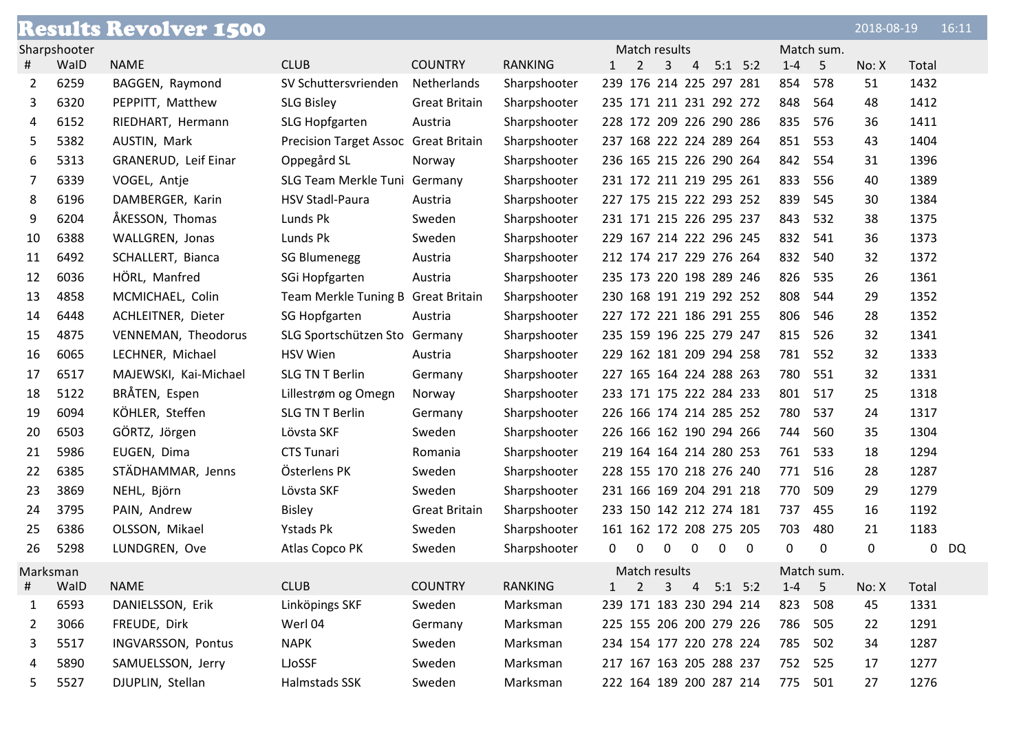# Results Revolver 1500

2018-08-19 16:11

## Sharpshooter

| # | WaID | NAME | CLUB | COUNTRY | RANKING | Match results 1 | 2 | 3 | 4 | 5:1 | 5:2 | Match sum. 1-4 | 5 | No: X | Total | |
|---|---|---|---|---|---|---|---|---|---|---|---|---|---|---|---|---|
| 2 | 6259 | BAGGEN, Raymond | SV Schuttersvrienden | Netherlands | Sharpshooter | 239 | 176 | 214 | 225 | 297 | 281 | 854 | 578 | 51 | 1432 | |
| 3 | 6320 | PEPPITT, Matthew | SLG Bisley | Great Britain | Sharpshooter | 235 | 171 | 211 | 231 | 292 | 272 | 848 | 564 | 48 | 1412 | |
| 4 | 6152 | RIEDHART, Hermann | SLG Hopfgarten | Austria | Sharpshooter | 228 | 172 | 209 | 226 | 290 | 286 | 835 | 576 | 36 | 1411 | |
| 5 | 5382 | AUSTIN, Mark | Precision Target Assoc | Great Britain | Sharpshooter | 237 | 168 | 222 | 224 | 289 | 264 | 851 | 553 | 43 | 1404 | |
| 6 | 5313 | GRANERUD, Leif Einar | Oppegård SL | Norway | Sharpshooter | 236 | 165 | 215 | 226 | 290 | 264 | 842 | 554 | 31 | 1396 | |
| 7 | 6339 | VOGEL, Antje | SLG Team Merkle Tuni | Germany | Sharpshooter | 231 | 172 | 211 | 219 | 295 | 261 | 833 | 556 | 40 | 1389 | |
| 8 | 6196 | DAMBERGER, Karin | HSV Stadl-Paura | Austria | Sharpshooter | 227 | 175 | 215 | 222 | 293 | 252 | 839 | 545 | 30 | 1384 | |
| 9 | 6204 | ÅKESSON, Thomas | Lunds Pk | Sweden | Sharpshooter | 231 | 171 | 215 | 226 | 295 | 237 | 843 | 532 | 38 | 1375 | |
| 10 | 6388 | WALLGREN, Jonas | Lunds Pk | Sweden | Sharpshooter | 229 | 167 | 214 | 222 | 296 | 245 | 832 | 541 | 36 | 1373 | |
| 11 | 6492 | SCHALLERT, Bianca | SG Blumenegg | Austria | Sharpshooter | 212 | 174 | 217 | 229 | 276 | 264 | 832 | 540 | 32 | 1372 | |
| 12 | 6036 | HÖRL, Manfred | SGi Hopfgarten | Austria | Sharpshooter | 235 | 173 | 220 | 198 | 289 | 246 | 826 | 535 | 26 | 1361 | |
| 13 | 4858 | MCMICHAEL, Colin | Team Merkle Tuning B | Great Britain | Sharpshooter | 230 | 168 | 191 | 219 | 292 | 252 | 808 | 544 | 29 | 1352 | |
| 14 | 6448 | ACHLEITNER, Dieter | SG Hopfgarten | Austria | Sharpshooter | 227 | 172 | 221 | 186 | 291 | 255 | 806 | 546 | 28 | 1352 | |
| 15 | 4875 | VENNEMAN, Theodorus | SLG Sportschützen Sto | Germany | Sharpshooter | 235 | 159 | 196 | 225 | 279 | 247 | 815 | 526 | 32 | 1341 | |
| 16 | 6065 | LECHNER, Michael | HSV Wien | Austria | Sharpshooter | 229 | 162 | 181 | 209 | 294 | 258 | 781 | 552 | 32 | 1333 | |
| 17 | 6517 | MAJEWSKI, Kai-Michael | SLG TN T Berlin | Germany | Sharpshooter | 227 | 165 | 164 | 224 | 288 | 263 | 780 | 551 | 32 | 1331 | |
| 18 | 5122 | BRÅTEN, Espen | Lillestrøm og Omegn | Norway | Sharpshooter | 233 | 171 | 175 | 222 | 284 | 233 | 801 | 517 | 25 | 1318 | |
| 19 | 6094 | KÖHLER, Steffen | SLG TN T Berlin | Germany | Sharpshooter | 226 | 166 | 174 | 214 | 285 | 252 | 780 | 537 | 24 | 1317 | |
| 20 | 6503 | GÖRTZ, Jörgen | Lövsta SKF | Sweden | Sharpshooter | 226 | 166 | 162 | 190 | 294 | 266 | 744 | 560 | 35 | 1304 | |
| 21 | 5986 | EUGEN, Dima | CTS Tunari | Romania | Sharpshooter | 219 | 164 | 164 | 214 | 280 | 253 | 761 | 533 | 18 | 1294 | |
| 22 | 6385 | STÄDHAMMAR, Jenns | Österlens PK | Sweden | Sharpshooter | 228 | 155 | 170 | 218 | 276 | 240 | 771 | 516 | 28 | 1287 | |
| 23 | 3869 | NEHL, Björn | Lövsta SKF | Sweden | Sharpshooter | 231 | 166 | 169 | 204 | 291 | 218 | 770 | 509 | 29 | 1279 | |
| 24 | 3795 | PAIN, Andrew | Bisley | Great Britain | Sharpshooter | 233 | 150 | 142 | 212 | 274 | 181 | 737 | 455 | 16 | 1192 | |
| 25 | 6386 | OLSSON, Mikael | Ystads Pk | Sweden | Sharpshooter | 161 | 162 | 172 | 208 | 275 | 205 | 703 | 480 | 21 | 1183 | |
| 26 | 5298 | LUNDGREN, Ove | Atlas Copco PK | Sweden | Sharpshooter | 0 | 0 | 0 | 0 | 0 | 0 | 0 | 0 | 0 | 0 | DQ |

## Marksman

| # | WaID | NAME | CLUB | COUNTRY | RANKING | Match results 1 | 2 | 3 | 4 | 5:1 | 5:2 | Match sum. 1-4 | 5 | No: X | Total |
|---|---|---|---|---|---|---|---|---|---|---|---|---|---|---|---|
| 1 | 6593 | DANIELSSON, Erik | Linköpings SKF | Sweden | Marksman | 239 | 171 | 183 | 230 | 294 | 214 | 823 | 508 | 45 | 1331 |
| 2 | 3066 | FREUDE, Dirk | Werl 04 | Germany | Marksman | 225 | 155 | 206 | 200 | 279 | 226 | 786 | 505 | 22 | 1291 |
| 3 | 5517 | INGVARSSON, Pontus | NAPK | Sweden | Marksman | 234 | 154 | 177 | 220 | 278 | 224 | 785 | 502 | 34 | 1287 |
| 4 | 5890 | SAMUELSSON, Jerry | LJoSSF | Sweden | Marksman | 217 | 167 | 163 | 205 | 288 | 237 | 752 | 525 | 17 | 1277 |
| 5 | 5527 | DJUPLIN, Stellan | Halmstads SSK | Sweden | Marksman | 222 | 164 | 189 | 200 | 287 | 214 | 775 | 501 | 27 | 1276 |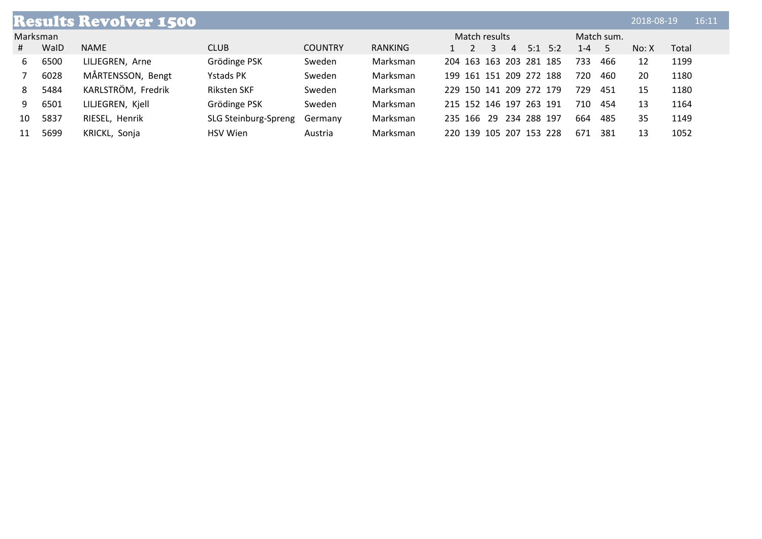# Results Revolver 1500

2018-08-19 16:11

| Marksman | | | | | | Match results | | | | | | Match sum. | | | |
|---|---|---|---|---|---|---|---|---|---|---|---|---|---|---|---|
| # | WaID | NAME | CLUB | COUNTRY | RANKING | 1 | 2 | 3 | 4 | 5:1 | 5:2 | 1-4 | 5 | No: X | Total |
| 6 | 6500 | LILJEGREN, Arne | Grödinge PSK | Sweden | Marksman | 204 | 163 | 163 | 203 | 281 | 185 | 733 | 466 | 12 | 1199 |
| 7 | 6028 | MÅRTENSSON, Bengt | Ystads PK | Sweden | Marksman | 199 | 161 | 151 | 209 | 272 | 188 | 720 | 460 | 20 | 1180 |
| 8 | 5484 | KARLSTRÖM, Fredrik | Riksten SKF | Sweden | Marksman | 229 | 150 | 141 | 209 | 272 | 179 | 729 | 451 | 15 | 1180 |
| 9 | 6501 | LILJEGREN, Kjell | Grödinge PSK | Sweden | Marksman | 215 | 152 | 146 | 197 | 263 | 191 | 710 | 454 | 13 | 1164 |
| 10 | 5837 | RIESEL, Henrik | SLG Steinburg-Spreng | Germany | Marksman | 235 | 166 | 29 | 234 | 288 | 197 | 664 | 485 | 35 | 1149 |
| 11 | 5699 | KRICKL, Sonja | HSV Wien | Austria | Marksman | 220 | 139 | 105 | 207 | 153 | 228 | 671 | 381 | 13 | 1052 |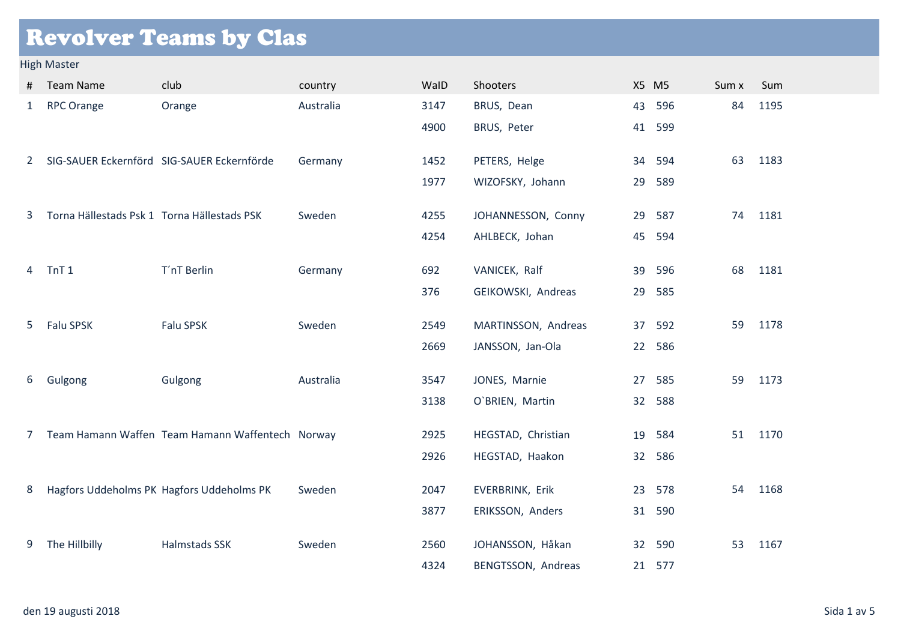# Revolver Teams by Clas

High Master

| # | Team Name | club | country | WaID | Shooters | X5 | M5 | Sum x | Sum |
|---|---|---|---|---|---|---|---|---|---|
| 1 | RPC Orange | Orange | Australia | 3147 | BRUS, Dean | 43 | 596 | 84 | 1195 |
| | | | | 4900 | BRUS, Peter | 41 | 599 | | |
| 2 | SIG-SAUER Eckernförd | SIG-SAUER Eckernförde | Germany | 1452 | PETERS, Helge | 34 | 594 | 63 | 1183 |
| | | | | 1977 | WIZOFSKY, Johann | 29 | 589 | | |
| 3 | Torna Hällestads Psk 1 | Torna Hällestads PSK | Sweden | 4255 | JOHANNESSON, Conny | 29 | 587 | 74 | 1181 |
| | | | | 4254 | AHLBECK, Johan | 45 | 594 | | |
| 4 | TnT 1 | T´nT Berlin | Germany | 692 | VANICEK, Ralf | 39 | 596 | 68 | 1181 |
| | | | | 376 | GEIKOWSKI, Andreas | 29 | 585 | | |
| 5 | Falu SPSK | Falu SPSK | Sweden | 2549 | MARTINSSON, Andreas | 37 | 592 | 59 | 1178 |
| | | | | 2669 | JANSSON, Jan-Ola | 22 | 586 | | |
| 6 | Gulgong | Gulgong | Australia | 3547 | JONES, Marnie | 27 | 585 | 59 | 1173 |
| | | | | 3138 | O`BRIEN, Martin | 32 | 588 | | |
| 7 | Team Hamann Waffen | Team Hamann Waffentech | Norway | 2925 | HEGSTAD, Christian | 19 | 584 | 51 | 1170 |
| | | | | 2926 | HEGSTAD, Haakon | 32 | 586 | | |
| 8 | Hagfors Uddeholms PK | Hagfors Uddeholms PK | Sweden | 2047 | EVERBRINK, Erik | 23 | 578 | 54 | 1168 |
| | | | | 3877 | ERIKSSON, Anders | 31 | 590 | | |
| 9 | The Hillbilly | Halmstads SSK | Sweden | 2560 | JOHANSSON, Håkan | 32 | 590 | 53 | 1167 |
| | | | | 4324 | BENGTSSON, Andreas | 21 | 577 | | |

den 19 augusti 2018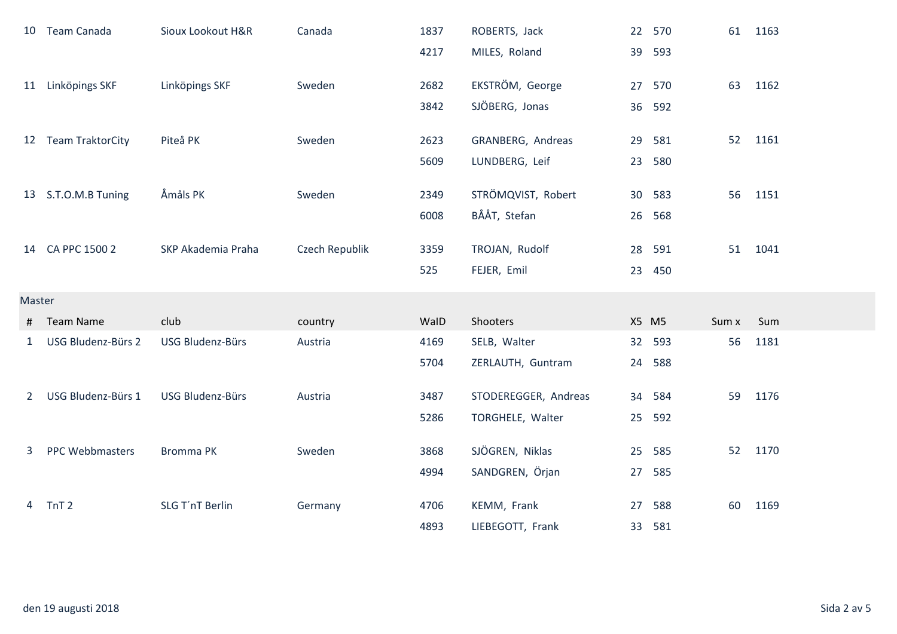| # | Team Name | club | country | WaID | Shooters | X5 | M5 | Sum x | Sum |
|---|---|---|---|---|---|---|---|---|---|
| 10 | Team Canada | Sioux Lookout H&R | Canada | 1837 | ROBERTS, Jack | 22 | 570 | 61 | 1163 |
| | | | | 4217 | MILES, Roland | 39 | 593 | | |
| 11 | Linköpings SKF | Linköpings SKF | Sweden | 2682 | EKSTRÖM, George | 27 | 570 | 63 | 1162 |
| | | | | 3842 | SJÖBERG, Jonas | 36 | 592 | | |
| 12 | Team TraktorCity | Piteå PK | Sweden | 2623 | GRANBERG, Andreas | 29 | 581 | 52 | 1161 |
| | | | | 5609 | LUNDBERG, Leif | 23 | 580 | | |
| 13 | S.T.O.M.B Tuning | Åmåls PK | Sweden | 2349 | STRÖMQVIST, Robert | 30 | 583 | 56 | 1151 |
| | | | | 6008 | BÅÅT, Stefan | 26 | 568 | | |
| 14 | CA PPC 1500 2 | SKP Akademia Praha | Czech Republik | 3359 | TROJAN, Rudolf | 28 | 591 | 51 | 1041 |
| | | | | 525 | FEJER, Emil | 23 | 450 | | |

Master

| # | Team Name | club | country | WaID | Shooters | X5 | M5 | Sum x | Sum |
|---|---|---|---|---|---|---|---|---|---|
| 1 | USG Bludenz-Bürs 2 | USG Bludenz-Bürs | Austria | 4169 | SELB, Walter | 32 | 593 | 56 | 1181 |
| | | | | 5704 | ZERLAUTH, Guntram | 24 | 588 | | |
| 2 | USG Bludenz-Bürs 1 | USG Bludenz-Bürs | Austria | 3487 | STODEREGGER, Andreas | 34 | 584 | 59 | 1176 |
| | | | | 5286 | TORGHELE, Walter | 25 | 592 | | |
| 3 | PPC Webbmasters | Bromma PK | Sweden | 3868 | SJÖGREN, Niklas | 25 | 585 | 52 | 1170 |
| | | | | 4994 | SANDGREN, Örjan | 27 | 585 | | |
| 4 | TnT 2 | SLG T´nT Berlin | Germany | 4706 | KEMM, Frank | 27 | 588 | 60 | 1169 |
| | | | | 4893 | LIEBEGOTT, Frank | 33 | 581 | | |

den 19 augusti 2018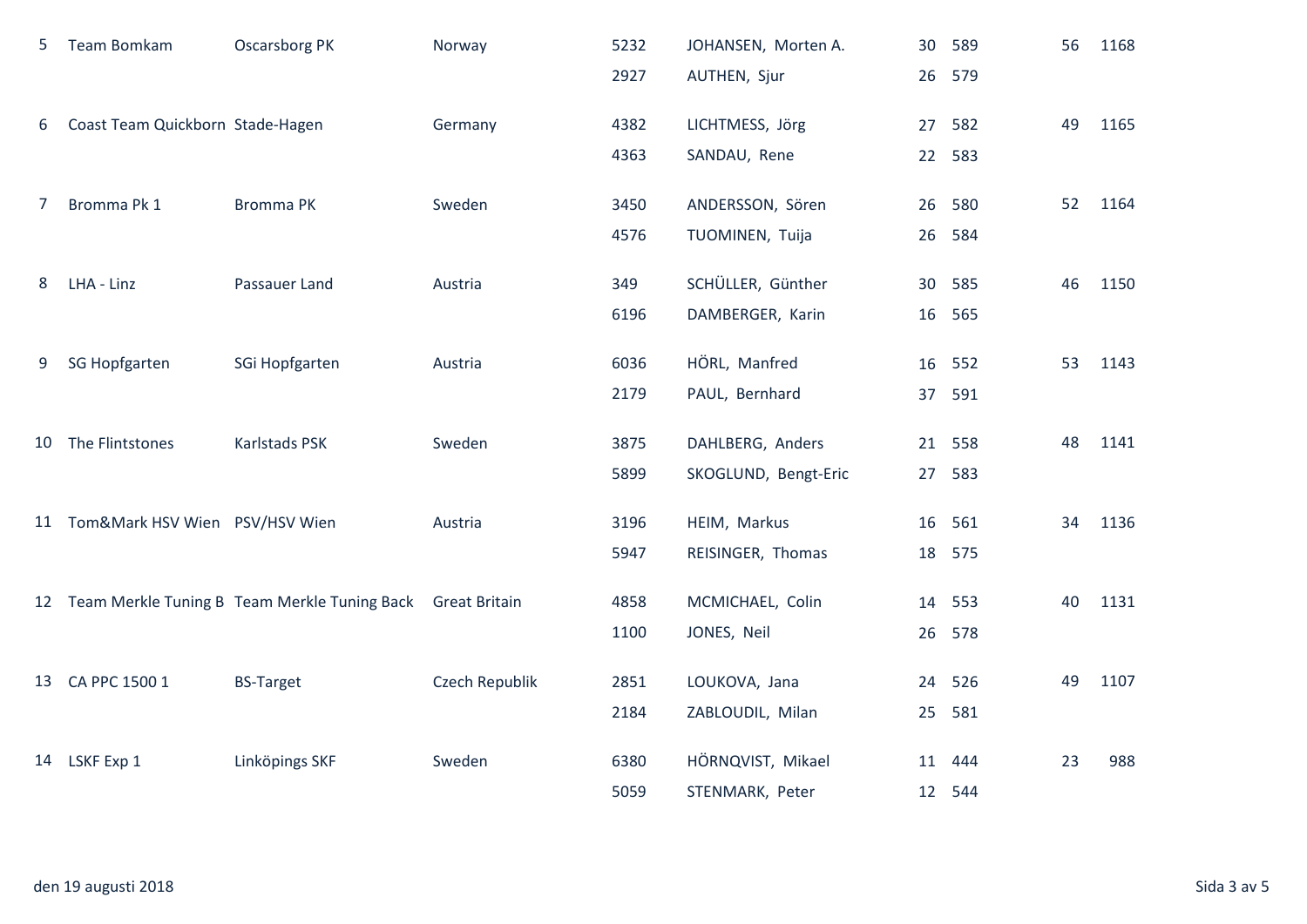| | | | | | | | | | |
|---|---|---|---|---|---|---|---|---|---|
| 5 | Team Bomkam | Oscarsborg PK | Norway | 5232 | JOHANSEN, Morten A. | 30 | 589 | 56 | 1168 |
| | | | | 2927 | AUTHEN, Sjur | 26 | 579 | | |
| 6 | Coast Team Quickborn | Stade-Hagen | Germany | 4382 | LICHTMESS, Jörg | 27 | 582 | 49 | 1165 |
| | | | | 4363 | SANDAU, Rene | 22 | 583 | | |
| 7 | Bromma Pk 1 | Bromma PK | Sweden | 3450 | ANDERSSON, Sören | 26 | 580 | 52 | 1164 |
| | | | | 4576 | TUOMINEN, Tuija | 26 | 584 | | |
| 8 | LHA - Linz | Passauer Land | Austria | 349 | SCHÜLLER, Günther | 30 | 585 | 46 | 1150 |
| | | | | 6196 | DAMBERGER, Karin | 16 | 565 | | |
| 9 | SG Hopfgarten | SGi Hopfgarten | Austria | 6036 | HÖRL, Manfred | 16 | 552 | 53 | 1143 |
| | | | | 2179 | PAUL, Bernhard | 37 | 591 | | |
| 10 | The Flintstones | Karlstads PSK | Sweden | 3875 | DAHLBERG, Anders | 21 | 558 | 48 | 1141 |
| | | | | 5899 | SKOGLUND, Bengt-Eric | 27 | 583 | | |
| 11 | Tom&Mark HSV Wien | PSV/HSV Wien | Austria | 3196 | HEIM, Markus | 16 | 561 | 34 | 1136 |
| | | | | 5947 | REISINGER, Thomas | 18 | 575 | | |
| 12 | Team Merkle Tuning B | Team Merkle Tuning Back | Great Britain | 4858 | MCMICHAEL, Colin | 14 | 553 | 40 | 1131 |
| | | | | 1100 | JONES, Neil | 26 | 578 | | |
| 13 | CA PPC 1500 1 | BS-Target | Czech Republik | 2851 | LOUKOVA, Jana | 24 | 526 | 49 | 1107 |
| | | | | 2184 | ZABLOUDIL, Milan | 25 | 581 | | |
| 14 | LSKF Exp 1 | Linköpings SKF | Sweden | 6380 | HÖRNQVIST, Mikael | 11 | 444 | 23 | 988 |
| | | | | 5059 | STENMARK, Peter | 12 | 544 | | |

den 19 augusti 2018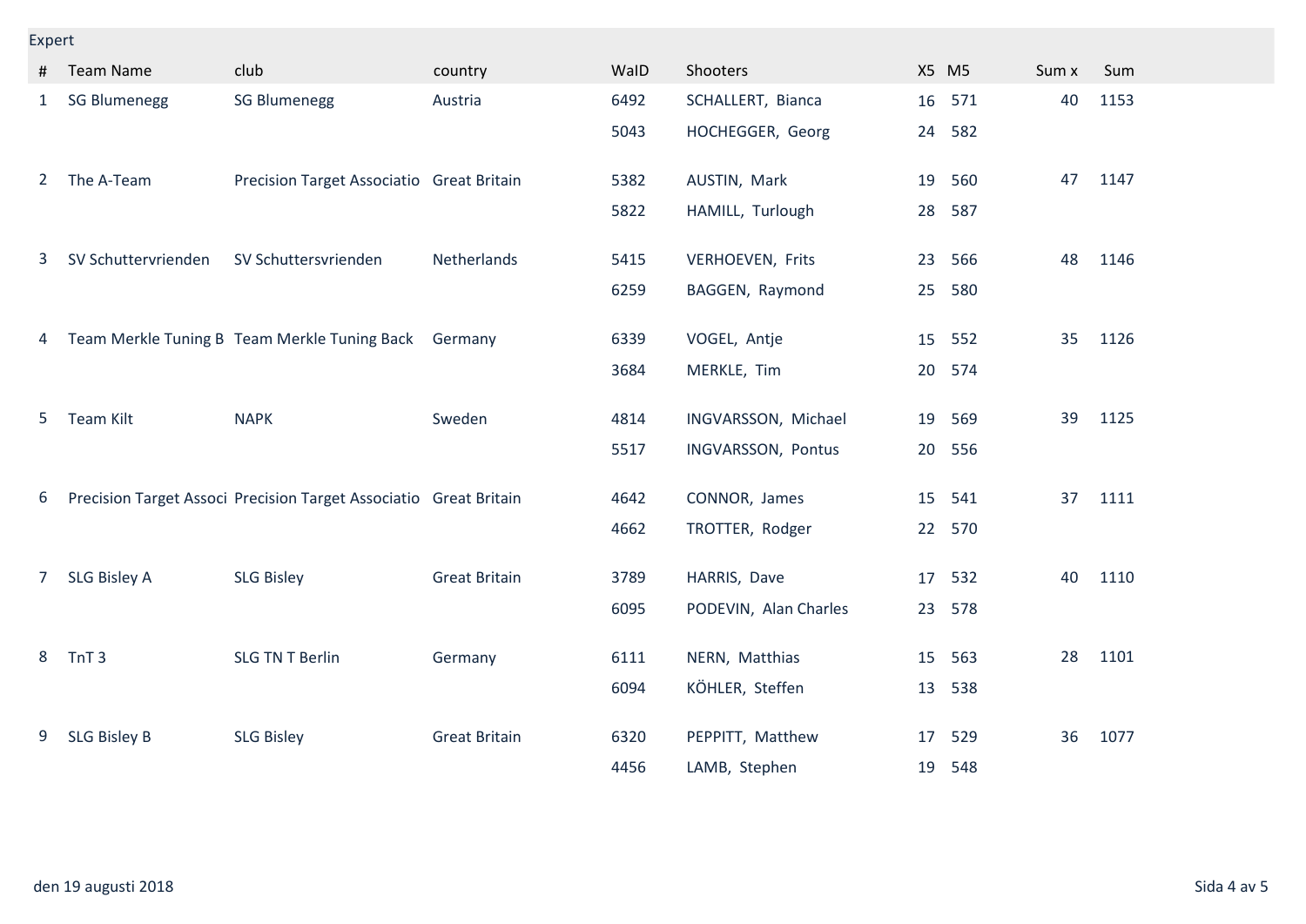## Expert

| # | Team Name | club | country | WaID | Shooters | X5 | M5 | Sum x | Sum |
|---|---|---|---|---|---|---|---|---|---|
| 1 | SG Blumenegg | SG Blumenegg | Austria | 6492 | SCHALLERT, Bianca | 16 | 571 | 40 | 1153 |
| | | | | 5043 | HOCHEGGER, Georg | 24 | 582 | | |
| 2 | The A-Team | Precision Target Associatio | Great Britain | 5382 | AUSTIN, Mark | 19 | 560 | 47 | 1147 |
| | | | | 5822 | HAMILL, Turlough | 28 | 587 | | |
| 3 | SV Schuttervrienden | SV Schuttersvrienden | Netherlands | 5415 | VERHOEVEN, Frits | 23 | 566 | 48 | 1146 |
| | | | | 6259 | BAGGEN, Raymond | 25 | 580 | | |
| 4 | Team Merkle Tuning B | Team Merkle Tuning Back | Germany | 6339 | VOGEL, Antje | 15 | 552 | 35 | 1126 |
| | | | | 3684 | MERKLE, Tim | 20 | 574 | | |
| 5 | Team Kilt | NAPK | Sweden | 4814 | INGVARSSON, Michael | 19 | 569 | 39 | 1125 |
| | | | | 5517 | INGVARSSON, Pontus | 20 | 556 | | |
| 6 | Precision Target Associ | Precision Target Associatio | Great Britain | 4642 | CONNOR, James | 15 | 541 | 37 | 1111 |
| | | | | 4662 | TROTTER, Rodger | 22 | 570 | | |
| 7 | SLG Bisley A | SLG Bisley | Great Britain | 3789 | HARRIS, Dave | 17 | 532 | 40 | 1110 |
| | | | | 6095 | PODEVIN, Alan Charles | 23 | 578 | | |
| 8 | TnT 3 | SLG TN T Berlin | Germany | 6111 | NERN, Matthias | 15 | 563 | 28 | 1101 |
| | | | | 6094 | KÖHLER, Steffen | 13 | 538 | | |
| 9 | SLG Bisley B | SLG Bisley | Great Britain | 6320 | PEPPITT, Matthew | 17 | 529 | 36 | 1077 |
| | | | | 4456 | LAMB, Stephen | 19 | 548 | | |

den 19 augusti 2018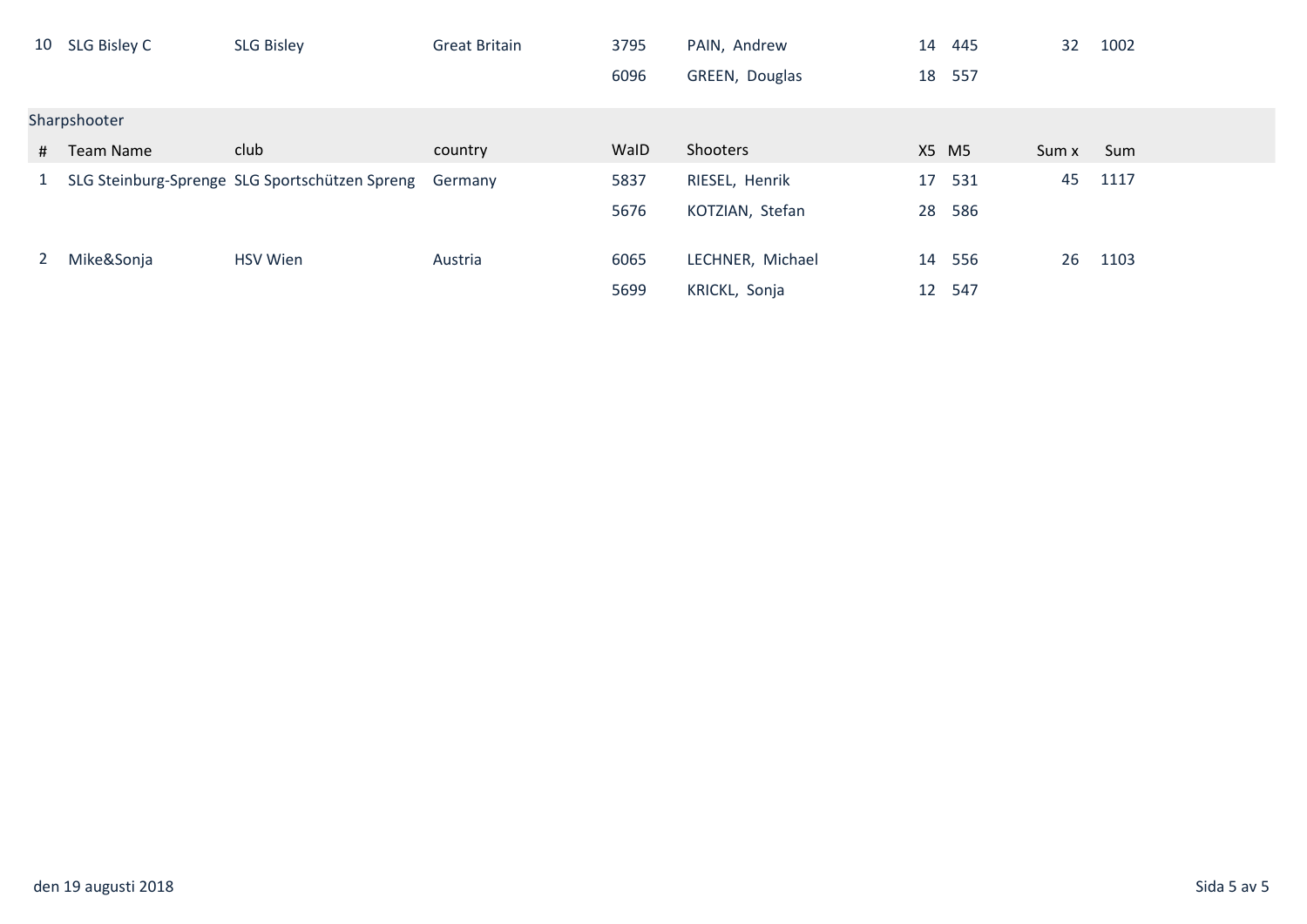| # | Team Name | club | country | WaID | Shooters | X5 | M5 | Sum x | Sum |
|---|---|---|---|---|---|---|---|---|---|
| 10 | SLG Bisley C | SLG Bisley | Great Britain | 3795 | PAIN, Andrew | 14 | 445 | 32 | 1002 |
| | | | | 6096 | GREEN, Douglas | 18 | 557 | | |

## Sharpshooter

| # | Team Name | club | country | WaID | Shooters | X5 | M5 | Sum x | Sum |
|---|---|---|---|---|---|---|---|---|---|
| 1 | SLG Steinburg-Sprenge | SLG Sportschützen Spreng | Germany | 5837 | RIESEL, Henrik | 17 | 531 | 45 | 1117 |
| | | | | 5676 | KOTZIAN, Stefan | 28 | 586 | | |
| 2 | Mike&Sonja | HSV Wien | Austria | 6065 | LECHNER, Michael | 14 | 556 | 26 | 1103 |
| | | | | 5699 | KRICKL, Sonja | 12 | 547 | | |

den 19 augusti 2018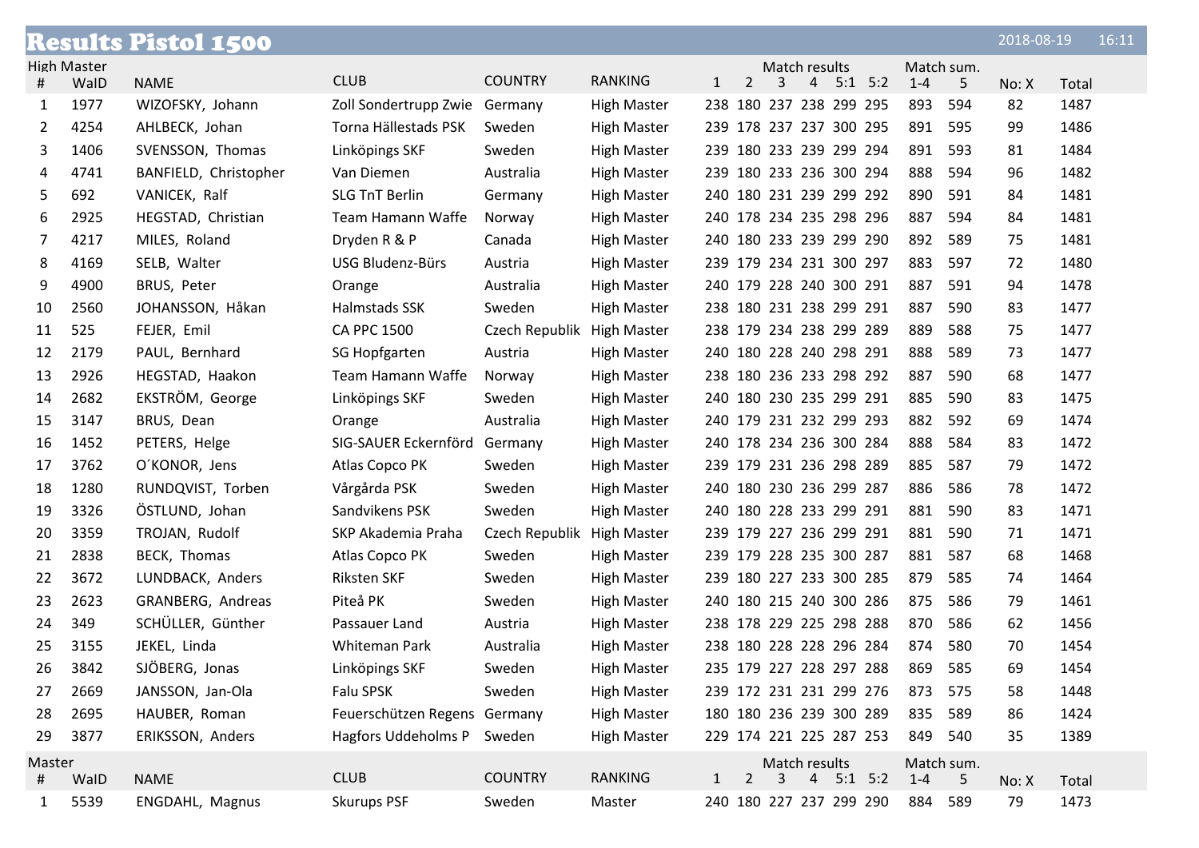# Results Pistol 1500

2018-08-19 16:11

## High Master

| # | WaID | NAME | CLUB | COUNTRY | RANKING | Match results 1 | 2 | 3 | 4 | 5:1 | 5:2 | Match sum. 1-4 | 5 | No: X | Total |
|---|---|---|---|---|---|---|---|---|---|---|---|---|---|---|---|
| 1 | 1977 | WIZOFSKY, Johann | Zoll Sondertrupp Zwie | Germany | High Master | 238 | 180 | 237 | 238 | 299 | 295 | 893 | 594 | 82 | 1487 |
| 2 | 4254 | AHLBECK, Johan | Torna Hällestads PSK | Sweden | High Master | 239 | 178 | 237 | 237 | 300 | 295 | 891 | 595 | 99 | 1486 |
| 3 | 1406 | SVENSSON, Thomas | Linköpings SKF | Sweden | High Master | 239 | 180 | 233 | 239 | 299 | 294 | 891 | 593 | 81 | 1484 |
| 4 | 4741 | BANFIELD, Christopher | Van Diemen | Australia | High Master | 239 | 180 | 233 | 236 | 300 | 294 | 888 | 594 | 96 | 1482 |
| 5 | 692 | VANICEK, Ralf | SLG TnT Berlin | Germany | High Master | 240 | 180 | 231 | 239 | 299 | 292 | 890 | 591 | 84 | 1481 |
| 6 | 2925 | HEGSTAD, Christian | Team Hamann Waffe | Norway | High Master | 240 | 178 | 234 | 235 | 298 | 296 | 887 | 594 | 84 | 1481 |
| 7 | 4217 | MILES, Roland | Dryden R & P | Canada | High Master | 240 | 180 | 233 | 239 | 299 | 290 | 892 | 589 | 75 | 1481 |
| 8 | 4169 | SELB, Walter | USG Bludenz-Bürs | Austria | High Master | 239 | 179 | 234 | 231 | 300 | 297 | 883 | 597 | 72 | 1480 |
| 9 | 4900 | BRUS, Peter | Orange | Australia | High Master | 240 | 179 | 228 | 240 | 300 | 291 | 887 | 591 | 94 | 1478 |
| 10 | 2560 | JOHANSSON, Håkan | Halmstads SSK | Sweden | High Master | 238 | 180 | 231 | 238 | 299 | 291 | 887 | 590 | 83 | 1477 |
| 11 | 525 | FEJER, Emil | CA PPC 1500 | Czech Republik | High Master | 238 | 179 | 234 | 238 | 299 | 289 | 889 | 588 | 75 | 1477 |
| 12 | 2179 | PAUL, Bernhard | SG Hopfgarten | Austria | High Master | 240 | 180 | 228 | 240 | 298 | 291 | 888 | 589 | 73 | 1477 |
| 13 | 2926 | HEGSTAD, Haakon | Team Hamann Waffe | Norway | High Master | 238 | 180 | 236 | 233 | 298 | 292 | 887 | 590 | 68 | 1477 |
| 14 | 2682 | EKSTRÖM, George | Linköpings SKF | Sweden | High Master | 240 | 180 | 230 | 235 | 299 | 291 | 885 | 590 | 83 | 1475 |
| 15 | 3147 | BRUS, Dean | Orange | Australia | High Master | 240 | 179 | 231 | 232 | 299 | 293 | 882 | 592 | 69 | 1474 |
| 16 | 1452 | PETERS, Helge | SIG-SAUER Eckernförd | Germany | High Master | 240 | 178 | 234 | 236 | 300 | 284 | 888 | 584 | 83 | 1472 |
| 17 | 3762 | O´KONOR, Jens | Atlas Copco PK | Sweden | High Master | 239 | 179 | 231 | 236 | 298 | 289 | 885 | 587 | 79 | 1472 |
| 18 | 1280 | RUNDQVIST, Torben | Vårgårda PSK | Sweden | High Master | 240 | 180 | 230 | 236 | 299 | 287 | 886 | 586 | 78 | 1472 |
| 19 | 3326 | ÖSTLUND, Johan | Sandvikens PSK | Sweden | High Master | 240 | 180 | 228 | 233 | 299 | 291 | 881 | 590 | 83 | 1471 |
| 20 | 3359 | TROJAN, Rudolf | SKP Akademia Praha | Czech Republik | High Master | 239 | 179 | 227 | 236 | 299 | 291 | 881 | 590 | 71 | 1471 |
| 21 | 2838 | BECK, Thomas | Atlas Copco PK | Sweden | High Master | 239 | 179 | 228 | 235 | 300 | 287 | 881 | 587 | 68 | 1468 |
| 22 | 3672 | LUNDBACK, Anders | Riksten SKF | Sweden | High Master | 239 | 180 | 227 | 233 | 300 | 285 | 879 | 585 | 74 | 1464 |
| 23 | 2623 | GRANBERG, Andreas | Piteå PK | Sweden | High Master | 240 | 180 | 215 | 240 | 300 | 286 | 875 | 586 | 79 | 1461 |
| 24 | 349 | SCHÜLLER, Günther | Passauer Land | Austria | High Master | 238 | 178 | 229 | 225 | 298 | 288 | 870 | 586 | 62 | 1456 |
| 25 | 3155 | JEKEL, Linda | Whiteman Park | Australia | High Master | 238 | 180 | 228 | 228 | 296 | 284 | 874 | 580 | 70 | 1454 |
| 26 | 3842 | SJÖBERG, Jonas | Linköpings SKF | Sweden | High Master | 235 | 179 | 227 | 228 | 297 | 288 | 869 | 585 | 69 | 1454 |
| 27 | 2669 | JANSSON, Jan-Ola | Falu SPSK | Sweden | High Master | 239 | 172 | 231 | 231 | 299 | 276 | 873 | 575 | 58 | 1448 |
| 28 | 2695 | HAUBER, Roman | Feuerschützen Regens | Germany | High Master | 180 | 180 | 236 | 239 | 300 | 289 | 835 | 589 | 86 | 1424 |
| 29 | 3877 | ERIKSSON, Anders | Hagfors Uddeholms P | Sweden | High Master | 229 | 174 | 221 | 225 | 287 | 253 | 849 | 540 | 35 | 1389 |

## Master

| # | WaID | NAME | CLUB | COUNTRY | RANKING | Match results 1 | 2 | 3 | 4 | 5:1 | 5:2 | Match sum. 1-4 | 5 | No: X | Total |
|---|---|---|---|---|---|---|---|---|---|---|---|---|---|---|---|
| 1 | 5539 | ENGDAHL, Magnus | Skurups PSF | Sweden | Master | 240 | 180 | 227 | 237 | 299 | 290 | 884 | 589 | 79 | 1473 |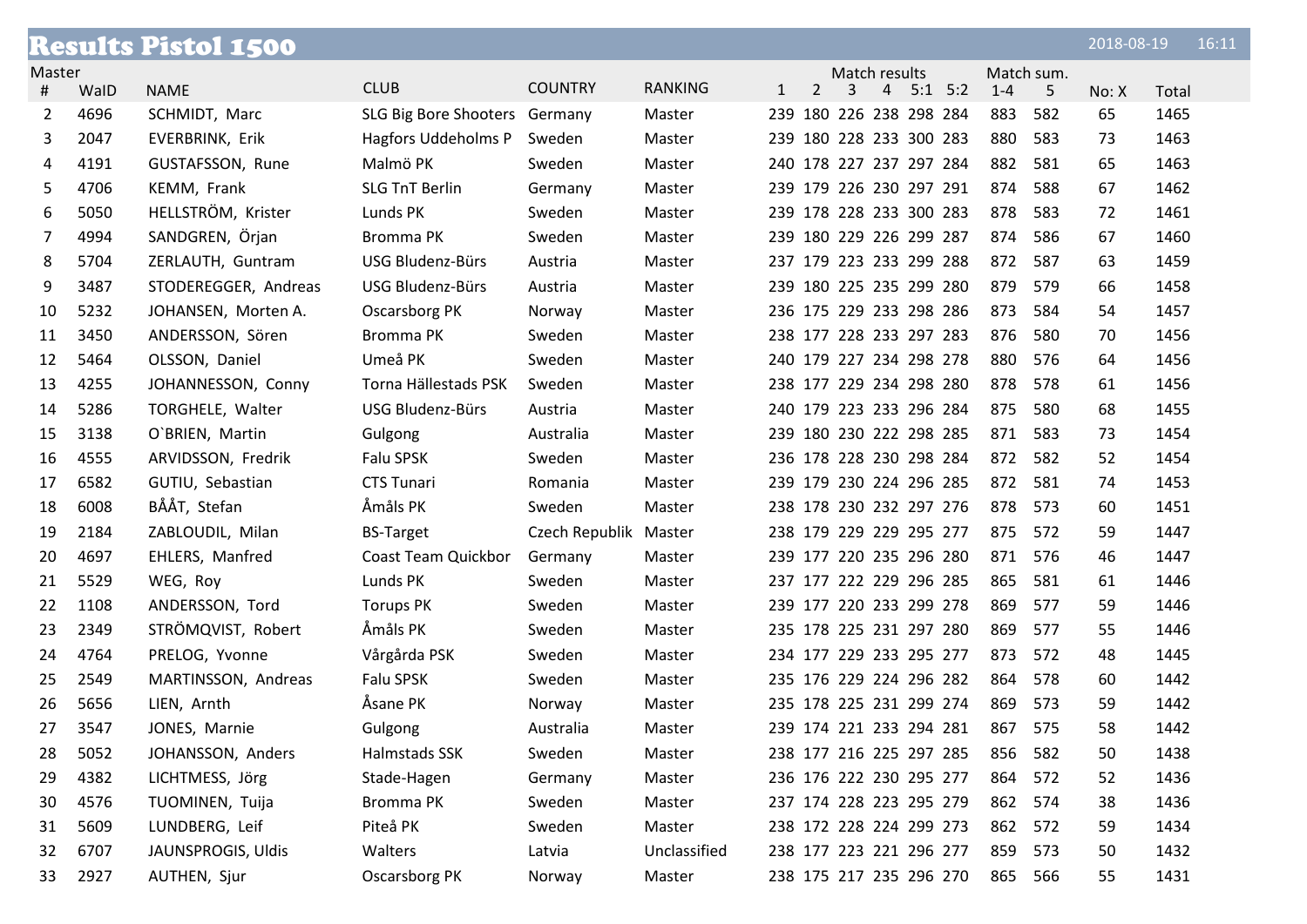# Results Pistol 1500

2018-08-19 16:11

Master

| # | WaID | NAME | CLUB | COUNTRY | RANKING | Match results 1 | 2 | 3 | 4 | 5:1 | 5:2 | Match sum. 1-4 | 5 | No: X | Total |
|---|---|---|---|---|---|---|---|---|---|---|---|---|---|---|---|
| 2 | 4696 | SCHMIDT, Marc | SLG Big Bore Shooters | Germany | Master | 239 | 180 | 226 | 238 | 298 | 284 | 883 | 582 | 65 | 1465 |
| 3 | 2047 | EVERBRINK, Erik | Hagfors Uddeholms P | Sweden | Master | 239 | 180 | 228 | 233 | 300 | 283 | 880 | 583 | 73 | 1463 |
| 4 | 4191 | GUSTAFSSON, Rune | Malmö PK | Sweden | Master | 240 | 178 | 227 | 237 | 297 | 284 | 882 | 581 | 65 | 1463 |
| 5 | 4706 | KEMM, Frank | SLG TnT Berlin | Germany | Master | 239 | 179 | 226 | 230 | 297 | 291 | 874 | 588 | 67 | 1462 |
| 6 | 5050 | HELLSTRÖM, Krister | Lunds PK | Sweden | Master | 239 | 178 | 228 | 233 | 300 | 283 | 878 | 583 | 72 | 1461 |
| 7 | 4994 | SANDGREN, Örjan | Bromma PK | Sweden | Master | 239 | 180 | 229 | 226 | 299 | 287 | 874 | 586 | 67 | 1460 |
| 8 | 5704 | ZERLAUTH, Guntram | USG Bludenz-Bürs | Austria | Master | 237 | 179 | 223 | 233 | 299 | 288 | 872 | 587 | 63 | 1459 |
| 9 | 3487 | STODEREGGER, Andreas | USG Bludenz-Bürs | Austria | Master | 239 | 180 | 225 | 235 | 299 | 280 | 879 | 579 | 66 | 1458 |
| 10 | 5232 | JOHANSEN, Morten A. | Oscarsborg PK | Norway | Master | 236 | 175 | 229 | 233 | 298 | 286 | 873 | 584 | 54 | 1457 |
| 11 | 3450 | ANDERSSON, Sören | Bromma PK | Sweden | Master | 238 | 177 | 228 | 233 | 297 | 283 | 876 | 580 | 70 | 1456 |
| 12 | 5464 | OLSSON, Daniel | Umeå PK | Sweden | Master | 240 | 179 | 227 | 234 | 298 | 278 | 880 | 576 | 64 | 1456 |
| 13 | 4255 | JOHANNESSON, Conny | Torna Hällestads PSK | Sweden | Master | 238 | 177 | 229 | 234 | 298 | 280 | 878 | 578 | 61 | 1456 |
| 14 | 5286 | TORGHELE, Walter | USG Bludenz-Bürs | Austria | Master | 240 | 179 | 223 | 233 | 296 | 284 | 875 | 580 | 68 | 1455 |
| 15 | 3138 | O`BRIEN, Martin | Gulgong | Australia | Master | 239 | 180 | 230 | 222 | 298 | 285 | 871 | 583 | 73 | 1454 |
| 16 | 4555 | ARVIDSSON, Fredrik | Falu SPSK | Sweden | Master | 236 | 178 | 228 | 230 | 298 | 284 | 872 | 582 | 52 | 1454 |
| 17 | 6582 | GUTIU, Sebastian | CTS Tunari | Romania | Master | 239 | 179 | 230 | 224 | 296 | 285 | 872 | 581 | 74 | 1453 |
| 18 | 6008 | BÅÅT, Stefan | Åmåls PK | Sweden | Master | 238 | 178 | 230 | 232 | 297 | 276 | 878 | 573 | 60 | 1451 |
| 19 | 2184 | ZABLOUDIL, Milan | BS-Target | Czech Republik | Master | 238 | 179 | 229 | 229 | 295 | 277 | 875 | 572 | 59 | 1447 |
| 20 | 4697 | EHLERS, Manfred | Coast Team Quickbor | Germany | Master | 239 | 177 | 220 | 235 | 296 | 280 | 871 | 576 | 46 | 1447 |
| 21 | 5529 | WEG, Roy | Lunds PK | Sweden | Master | 237 | 177 | 222 | 229 | 296 | 285 | 865 | 581 | 61 | 1446 |
| 22 | 1108 | ANDERSSON, Tord | Torups PK | Sweden | Master | 239 | 177 | 220 | 233 | 299 | 278 | 869 | 577 | 59 | 1446 |
| 23 | 2349 | STRÖMQVIST, Robert | Åmåls PK | Sweden | Master | 235 | 178 | 225 | 231 | 297 | 280 | 869 | 577 | 55 | 1446 |
| 24 | 4764 | PRELOG, Yvonne | Vårgårda PSK | Sweden | Master | 234 | 177 | 229 | 233 | 295 | 277 | 873 | 572 | 48 | 1445 |
| 25 | 2549 | MARTINSSON, Andreas | Falu SPSK | Sweden | Master | 235 | 176 | 229 | 224 | 296 | 282 | 864 | 578 | 60 | 1442 |
| 26 | 5656 | LIEN, Arnth | Åsane PK | Norway | Master | 235 | 178 | 225 | 231 | 299 | 274 | 869 | 573 | 59 | 1442 |
| 27 | 3547 | JONES, Marnie | Gulgong | Australia | Master | 239 | 174 | 221 | 233 | 294 | 281 | 867 | 575 | 58 | 1442 |
| 28 | 5052 | JOHANSSON, Anders | Halmstads SSK | Sweden | Master | 238 | 177 | 216 | 225 | 297 | 285 | 856 | 582 | 50 | 1438 |
| 29 | 4382 | LICHTMESS, Jörg | Stade-Hagen | Germany | Master | 236 | 176 | 222 | 230 | 295 | 277 | 864 | 572 | 52 | 1436 |
| 30 | 4576 | TUOMINEN, Tuija | Bromma PK | Sweden | Master | 237 | 174 | 228 | 223 | 295 | 279 | 862 | 574 | 38 | 1436 |
| 31 | 5609 | LUNDBERG, Leif | Piteå PK | Sweden | Master | 238 | 172 | 228 | 224 | 299 | 273 | 862 | 572 | 59 | 1434 |
| 32 | 6707 | JAUNSPROGIS, Uldis | Walters | Latvia | Unclassified | 238 | 177 | 223 | 221 | 296 | 277 | 859 | 573 | 50 | 1432 |
| 33 | 2927 | AUTHEN, Sjur | Oscarsborg PK | Norway | Master | 238 | 175 | 217 | 235 | 296 | 270 | 865 | 566 | 55 | 1431 |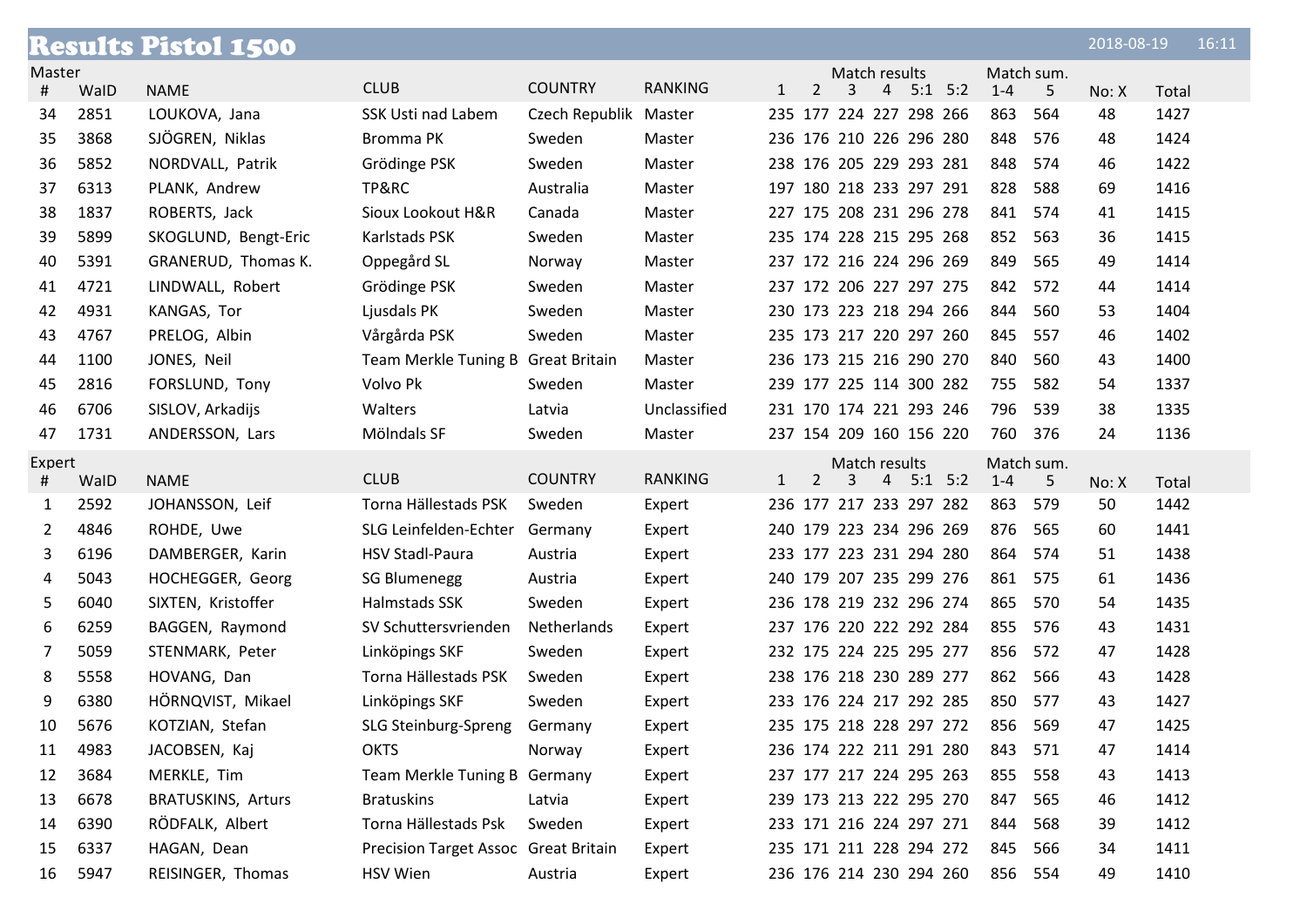# Results Pistol 1500

2018-08-19 16:11

## Master

| # | WaID | NAME | CLUB | COUNTRY | RANKING | 1 | 2 | 3 | 4 | 5:1 | 5:2 | 1-4 | 5 | No: X | Total |
|---|---|---|---|---|---|---|---|---|---|---|---|---|---|---|---|
| | | | | | | Match results | | | | | | Match sum. | | | |
| 34 | 2851 | LOUKOVA, Jana | SSK Usti nad Labem | Czech Republik | Master | 235 | 177 | 224 | 227 | 298 | 266 | 863 | 564 | 48 | 1427 |
| 35 | 3868 | SJÖGREN, Niklas | Bromma PK | Sweden | Master | 236 | 176 | 210 | 226 | 296 | 280 | 848 | 576 | 48 | 1424 |
| 36 | 5852 | NORDVALL, Patrik | Grödinge PSK | Sweden | Master | 238 | 176 | 205 | 229 | 293 | 281 | 848 | 574 | 46 | 1422 |
| 37 | 6313 | PLANK, Andrew | TP&RC | Australia | Master | 197 | 180 | 218 | 233 | 297 | 291 | 828 | 588 | 69 | 1416 |
| 38 | 1837 | ROBERTS, Jack | Sioux Lookout H&R | Canada | Master | 227 | 175 | 208 | 231 | 296 | 278 | 841 | 574 | 41 | 1415 |
| 39 | 5899 | SKOGLUND, Bengt-Eric | Karlstads PSK | Sweden | Master | 235 | 174 | 228 | 215 | 295 | 268 | 852 | 563 | 36 | 1415 |
| 40 | 5391 | GRANERUD, Thomas K. | Oppegård SL | Norway | Master | 237 | 172 | 216 | 224 | 296 | 269 | 849 | 565 | 49 | 1414 |
| 41 | 4721 | LINDWALL, Robert | Grödinge PSK | Sweden | Master | 237 | 172 | 206 | 227 | 297 | 275 | 842 | 572 | 44 | 1414 |
| 42 | 4931 | KANGAS, Tor | Ljusdals PK | Sweden | Master | 230 | 173 | 223 | 218 | 294 | 266 | 844 | 560 | 53 | 1404 |
| 43 | 4767 | PRELOG, Albin | Vårgårda PSK | Sweden | Master | 235 | 173 | 217 | 220 | 297 | 260 | 845 | 557 | 46 | 1402 |
| 44 | 1100 | JONES, Neil | Team Merkle Tuning B | Great Britain | Master | 236 | 173 | 215 | 216 | 290 | 270 | 840 | 560 | 43 | 1400 |
| 45 | 2816 | FORSLUND, Tony | Volvo Pk | Sweden | Master | 239 | 177 | 225 | 114 | 300 | 282 | 755 | 582 | 54 | 1337 |
| 46 | 6706 | SISLOV, Arkadijs | Walters | Latvia | Unclassified | 231 | 170 | 174 | 221 | 293 | 246 | 796 | 539 | 38 | 1335 |
| 47 | 1731 | ANDERSSON, Lars | Mölndals SF | Sweden | Master | 237 | 154 | 209 | 160 | 156 | 220 | 760 | 376 | 24 | 1136 |

## Expert

| # | WaID | NAME | CLUB | COUNTRY | RANKING | 1 | 2 | 3 | 4 | 5:1 | 5:2 | 1-4 | 5 | No: X | Total |
|---|---|---|---|---|---|---|---|---|---|---|---|---|---|---|---|
| | | | | | | Match results | | | | | | Match sum. | | | |
| 1 | 2592 | JOHANSSON, Leif | Torna Hällestads PSK | Sweden | Expert | 236 | 177 | 217 | 233 | 297 | 282 | 863 | 579 | 50 | 1442 |
| 2 | 4846 | ROHDE, Uwe | SLG Leinfelden-Echter | Germany | Expert | 240 | 179 | 223 | 234 | 296 | 269 | 876 | 565 | 60 | 1441 |
| 3 | 6196 | DAMBERGER, Karin | HSV Stadl-Paura | Austria | Expert | 233 | 177 | 223 | 231 | 294 | 280 | 864 | 574 | 51 | 1438 |
| 4 | 5043 | HOCHEGGER, Georg | SG Blumenegg | Austria | Expert | 240 | 179 | 207 | 235 | 299 | 276 | 861 | 575 | 61 | 1436 |
| 5 | 6040 | SIXTEN, Kristoffer | Halmstads SSK | Sweden | Expert | 236 | 178 | 219 | 232 | 296 | 274 | 865 | 570 | 54 | 1435 |
| 6 | 6259 | BAGGEN, Raymond | SV Schuttersvrienden | Netherlands | Expert | 237 | 176 | 220 | 222 | 292 | 284 | 855 | 576 | 43 | 1431 |
| 7 | 5059 | STENMARK, Peter | Linköpings SKF | Sweden | Expert | 232 | 175 | 224 | 225 | 295 | 277 | 856 | 572 | 47 | 1428 |
| 8 | 5558 | HOVANG, Dan | Torna Hällestads PSK | Sweden | Expert | 238 | 176 | 218 | 230 | 289 | 277 | 862 | 566 | 43 | 1428 |
| 9 | 6380 | HÖRNQVIST, Mikael | Linköpings SKF | Sweden | Expert | 233 | 176 | 224 | 217 | 292 | 285 | 850 | 577 | 43 | 1427 |
| 10 | 5676 | KOTZIAN, Stefan | SLG Steinburg-Spreng | Germany | Expert | 235 | 175 | 218 | 228 | 297 | 272 | 856 | 569 | 47 | 1425 |
| 11 | 4983 | JACOBSEN, Kaj | OKTS | Norway | Expert | 236 | 174 | 222 | 211 | 291 | 280 | 843 | 571 | 47 | 1414 |
| 12 | 3684 | MERKLE, Tim | Team Merkle Tuning B | Germany | Expert | 237 | 177 | 217 | 224 | 295 | 263 | 855 | 558 | 43 | 1413 |
| 13 | 6678 | BRATUSKINS, Arturs | Bratuskins | Latvia | Expert | 239 | 173 | 213 | 222 | 295 | 270 | 847 | 565 | 46 | 1412 |
| 14 | 6390 | RÖDFALK, Albert | Torna Hällestads Psk | Sweden | Expert | 233 | 171 | 216 | 224 | 297 | 271 | 844 | 568 | 39 | 1412 |
| 15 | 6337 | HAGAN, Dean | Precision Target Assoc | Great Britain | Expert | 235 | 171 | 211 | 228 | 294 | 272 | 845 | 566 | 34 | 1411 |
| 16 | 5947 | REISINGER, Thomas | HSV Wien | Austria | Expert | 236 | 176 | 214 | 230 | 294 | 260 | 856 | 554 | 49 | 1410 |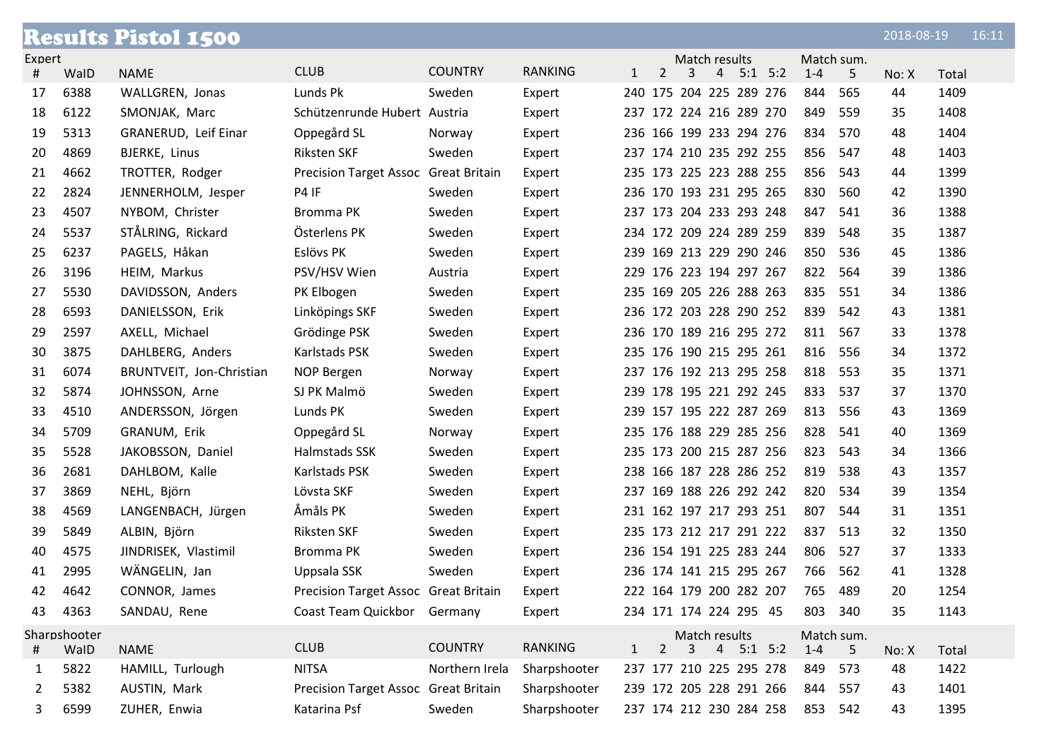# Results Pistol 1500

2018-08-19 16:11

Expert

| # | WaID | NAME | CLUB | COUNTRY | RANKING | Match results 1 | 2 | 3 | 4 | 5:1 | 5:2 | Match sum. 1-4 | 5 | No: X | Total |
|---|---|---|---|---|---|---|---|---|---|---|---|---|---|---|---|
| 17 | 6388 | WALLGREN, Jonas | Lunds Pk | Sweden | Expert | 240 | 175 | 204 | 225 | 289 | 276 | 844 | 565 | 44 | 1409 |
| 18 | 6122 | SMONJAK, Marc | Schützenrunde Hubert | Austria | Expert | 237 | 172 | 224 | 216 | 289 | 270 | 849 | 559 | 35 | 1408 |
| 19 | 5313 | GRANERUD, Leif Einar | Oppegård SL | Norway | Expert | 236 | 166 | 199 | 233 | 294 | 276 | 834 | 570 | 48 | 1404 |
| 20 | 4869 | BJERKE, Linus | Riksten SKF | Sweden | Expert | 237 | 174 | 210 | 235 | 292 | 255 | 856 | 547 | 48 | 1403 |
| 21 | 4662 | TROTTER, Rodger | Precision Target Assoc | Great Britain | Expert | 235 | 173 | 225 | 223 | 288 | 255 | 856 | 543 | 44 | 1399 |
| 22 | 2824 | JENNERHOLM, Jesper | P4 IF | Sweden | Expert | 236 | 170 | 193 | 231 | 295 | 265 | 830 | 560 | 42 | 1390 |
| 23 | 4507 | NYBOM, Christer | Bromma PK | Sweden | Expert | 237 | 173 | 204 | 233 | 293 | 248 | 847 | 541 | 36 | 1388 |
| 24 | 5537 | STÅLRING, Rickard | Österlens PK | Sweden | Expert | 234 | 172 | 209 | 224 | 289 | 259 | 839 | 548 | 35 | 1387 |
| 25 | 6237 | PAGELS, Håkan | Eslövs PK | Sweden | Expert | 239 | 169 | 213 | 229 | 290 | 246 | 850 | 536 | 45 | 1386 |
| 26 | 3196 | HEIM, Markus | PSV/HSV Wien | Austria | Expert | 229 | 176 | 223 | 194 | 297 | 267 | 822 | 564 | 39 | 1386 |
| 27 | 5530 | DAVIDSSON, Anders | PK Elbogen | Sweden | Expert | 235 | 169 | 205 | 226 | 288 | 263 | 835 | 551 | 34 | 1386 |
| 28 | 6593 | DANIELSSON, Erik | Linköpings SKF | Sweden | Expert | 236 | 172 | 203 | 228 | 290 | 252 | 839 | 542 | 43 | 1381 |
| 29 | 2597 | AXELL, Michael | Grödinge PSK | Sweden | Expert | 236 | 170 | 189 | 216 | 295 | 272 | 811 | 567 | 33 | 1378 |
| 30 | 3875 | DAHLBERG, Anders | Karlstads PSK | Sweden | Expert | 235 | 176 | 190 | 215 | 295 | 261 | 816 | 556 | 34 | 1372 |
| 31 | 6074 | BRUNTVEIT, Jon-Christian | NOP Bergen | Norway | Expert | 237 | 176 | 192 | 213 | 295 | 258 | 818 | 553 | 35 | 1371 |
| 32 | 5874 | JOHNSSON, Arne | SJ PK Malmö | Sweden | Expert | 239 | 178 | 195 | 221 | 292 | 245 | 833 | 537 | 37 | 1370 |
| 33 | 4510 | ANDERSSON, Jörgen | Lunds PK | Sweden | Expert | 239 | 157 | 195 | 222 | 287 | 269 | 813 | 556 | 43 | 1369 |
| 34 | 5709 | GRANUM, Erik | Oppegård SL | Norway | Expert | 235 | 176 | 188 | 229 | 285 | 256 | 828 | 541 | 40 | 1369 |
| 35 | 5528 | JAKOBSSON, Daniel | Halmstads SSK | Sweden | Expert | 235 | 173 | 200 | 215 | 287 | 256 | 823 | 543 | 34 | 1366 |
| 36 | 2681 | DAHLBOM, Kalle | Karlstads PSK | Sweden | Expert | 238 | 166 | 187 | 228 | 286 | 252 | 819 | 538 | 43 | 1357 |
| 37 | 3869 | NEHL, Björn | Lövsta SKF | Sweden | Expert | 237 | 169 | 188 | 226 | 292 | 242 | 820 | 534 | 39 | 1354 |
| 38 | 4569 | LANGENBACH, Jürgen | Åmåls PK | Sweden | Expert | 231 | 162 | 197 | 217 | 293 | 251 | 807 | 544 | 31 | 1351 |
| 39 | 5849 | ALBIN, Björn | Riksten SKF | Sweden | Expert | 235 | 173 | 212 | 217 | 291 | 222 | 837 | 513 | 32 | 1350 |
| 40 | 4575 | JINDRISEK, Vlastimil | Bromma PK | Sweden | Expert | 236 | 154 | 191 | 225 | 283 | 244 | 806 | 527 | 37 | 1333 |
| 41 | 2995 | WÄNGELIN, Jan | Uppsala SSK | Sweden | Expert | 236 | 174 | 141 | 215 | 295 | 267 | 766 | 562 | 41 | 1328 |
| 42 | 4642 | CONNOR, James | Precision Target Assoc | Great Britain | Expert | 222 | 164 | 179 | 200 | 282 | 207 | 765 | 489 | 20 | 1254 |
| 43 | 4363 | SANDAU, Rene | Coast Team Quickbor | Germany | Expert | 234 | 171 | 174 | 224 | 295 | 45 | 803 | 340 | 35 | 1143 |

Sharpshooter

| # | WaID | NAME | CLUB | COUNTRY | RANKING | Match results 1 | 2 | 3 | 4 | 5:1 | 5:2 | Match sum. 1-4 | 5 | No: X | Total |
|---|---|---|---|---|---|---|---|---|---|---|---|---|---|---|---|
| 1 | 5822 | HAMILL, Turlough | NITSA | Northern Irela | Sharpshooter | 237 | 177 | 210 | 225 | 295 | 278 | 849 | 573 | 48 | 1422 |
| 2 | 5382 | AUSTIN, Mark | Precision Target Assoc | Great Britain | Sharpshooter | 239 | 172 | 205 | 228 | 291 | 266 | 844 | 557 | 43 | 1401 |
| 3 | 6599 | ZUHER, Enwia | Katarina Psf | Sweden | Sharpshooter | 237 | 174 | 212 | 230 | 284 | 258 | 853 | 542 | 43 | 1395 |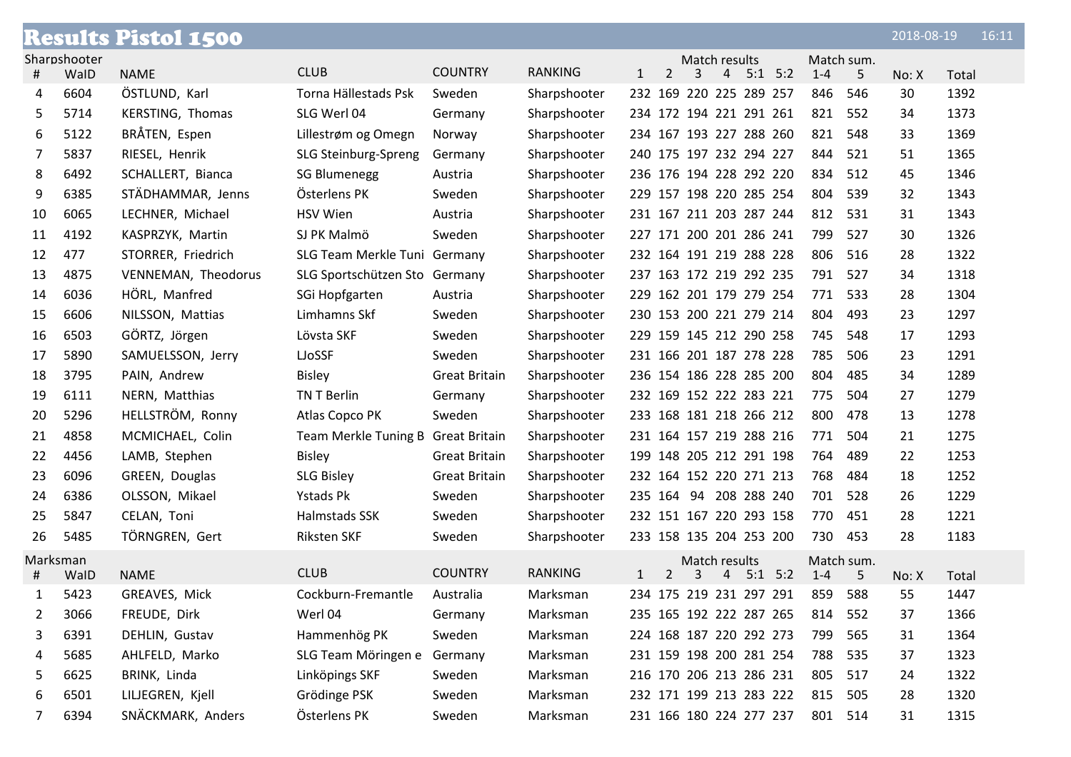# Results Pistol 1500

2018-08-19 16:11

## Sharpshooter

| # | WaID | NAME | CLUB | COUNTRY | RANKING | Match results 1 | 2 | 3 | 4 | 5:1 | 5:2 | Match sum. 1-4 | 5 | No: X | Total |
|---|---|---|---|---|---|---|---|---|---|---|---|---|---|---|---|
| 4 | 6604 | ÖSTLUND, Karl | Torna Hällestads Psk | Sweden | Sharpshooter | 232 | 169 | 220 | 225 | 289 | 257 | 846 | 546 | 30 | 1392 |
| 5 | 5714 | KERSTING, Thomas | SLG Werl 04 | Germany | Sharpshooter | 234 | 172 | 194 | 221 | 291 | 261 | 821 | 552 | 34 | 1373 |
| 6 | 5122 | BRÅTEN, Espen | Lillestrøm og Omegn | Norway | Sharpshooter | 234 | 167 | 193 | 227 | 288 | 260 | 821 | 548 | 33 | 1369 |
| 7 | 5837 | RIESEL, Henrik | SLG Steinburg-Spreng | Germany | Sharpshooter | 240 | 175 | 197 | 232 | 294 | 227 | 844 | 521 | 51 | 1365 |
| 8 | 6492 | SCHALLERT, Bianca | SG Blumenegg | Austria | Sharpshooter | 236 | 176 | 194 | 228 | 292 | 220 | 834 | 512 | 45 | 1346 |
| 9 | 6385 | STÄDHAMMAR, Jenns | Österlens PK | Sweden | Sharpshooter | 229 | 157 | 198 | 220 | 285 | 254 | 804 | 539 | 32 | 1343 |
| 10 | 6065 | LECHNER, Michael | HSV Wien | Austria | Sharpshooter | 231 | 167 | 211 | 203 | 287 | 244 | 812 | 531 | 31 | 1343 |
| 11 | 4192 | KASPRZYK, Martin | SJ PK Malmö | Sweden | Sharpshooter | 227 | 171 | 200 | 201 | 286 | 241 | 799 | 527 | 30 | 1326 |
| 12 | 477 | STORRER, Friedrich | SLG Team Merkle Tuni | Germany | Sharpshooter | 232 | 164 | 191 | 219 | 288 | 228 | 806 | 516 | 28 | 1322 |
| 13 | 4875 | VENNEMAN, Theodorus | SLG Sportschützen Sto | Germany | Sharpshooter | 237 | 163 | 172 | 219 | 292 | 235 | 791 | 527 | 34 | 1318 |
| 14 | 6036 | HÖRL, Manfred | SGi Hopfgarten | Austria | Sharpshooter | 229 | 162 | 201 | 179 | 279 | 254 | 771 | 533 | 28 | 1304 |
| 15 | 6606 | NILSSON, Mattias | Limhamns Skf | Sweden | Sharpshooter | 230 | 153 | 200 | 221 | 279 | 214 | 804 | 493 | 23 | 1297 |
| 16 | 6503 | GÖRTZ, Jörgen | Lövsta SKF | Sweden | Sharpshooter | 229 | 159 | 145 | 212 | 290 | 258 | 745 | 548 | 17 | 1293 |
| 17 | 5890 | SAMUELSSON, Jerry | LJoSSF | Sweden | Sharpshooter | 231 | 166 | 201 | 187 | 278 | 228 | 785 | 506 | 23 | 1291 |
| 18 | 3795 | PAIN, Andrew | Bisley | Great Britain | Sharpshooter | 236 | 154 | 186 | 228 | 285 | 200 | 804 | 485 | 34 | 1289 |
| 19 | 6111 | NERN, Matthias | TN T Berlin | Germany | Sharpshooter | 232 | 169 | 152 | 222 | 283 | 221 | 775 | 504 | 27 | 1279 |
| 20 | 5296 | HELLSTRÖM, Ronny | Atlas Copco PK | Sweden | Sharpshooter | 233 | 168 | 181 | 218 | 266 | 212 | 800 | 478 | 13 | 1278 |
| 21 | 4858 | MCMICHAEL, Colin | Team Merkle Tuning B | Great Britain | Sharpshooter | 231 | 164 | 157 | 219 | 288 | 216 | 771 | 504 | 21 | 1275 |
| 22 | 4456 | LAMB, Stephen | Bisley | Great Britain | Sharpshooter | 199 | 148 | 205 | 212 | 291 | 198 | 764 | 489 | 22 | 1253 |
| 23 | 6096 | GREEN, Douglas | SLG Bisley | Great Britain | Sharpshooter | 232 | 164 | 152 | 220 | 271 | 213 | 768 | 484 | 18 | 1252 |
| 24 | 6386 | OLSSON, Mikael | Ystads Pk | Sweden | Sharpshooter | 235 | 164 | 94 | 208 | 288 | 240 | 701 | 528 | 26 | 1229 |
| 25 | 5847 | CELAN, Toni | Halmstads SSK | Sweden | Sharpshooter | 232 | 151 | 167 | 220 | 293 | 158 | 770 | 451 | 28 | 1221 |
| 26 | 5485 | TÖRNGREN, Gert | Riksten SKF | Sweden | Sharpshooter | 233 | 158 | 135 | 204 | 253 | 200 | 730 | 453 | 28 | 1183 |

## Marksman

| # | WaID | NAME | CLUB | COUNTRY | RANKING | Match results 1 | 2 | 3 | 4 | 5:1 | 5:2 | Match sum. 1-4 | 5 | No: X | Total |
|---|---|---|---|---|---|---|---|---|---|---|---|---|---|---|---|
| 1 | 5423 | GREAVES, Mick | Cockburn-Fremantle | Australia | Marksman | 234 | 175 | 219 | 231 | 297 | 291 | 859 | 588 | 55 | 1447 |
| 2 | 3066 | FREUDE, Dirk | Werl 04 | Germany | Marksman | 235 | 165 | 192 | 222 | 287 | 265 | 814 | 552 | 37 | 1366 |
| 3 | 6391 | DEHLIN, Gustav | Hammenhög PK | Sweden | Marksman | 224 | 168 | 187 | 220 | 292 | 273 | 799 | 565 | 31 | 1364 |
| 4 | 5685 | AHLFELD, Marko | SLG Team Möringen e | Germany | Marksman | 231 | 159 | 198 | 200 | 281 | 254 | 788 | 535 | 37 | 1323 |
| 5 | 6625 | BRINK, Linda | Linköpings SKF | Sweden | Marksman | 216 | 170 | 206 | 213 | 286 | 231 | 805 | 517 | 24 | 1322 |
| 6 | 6501 | LILJEGREN, Kjell | Grödinge PSK | Sweden | Marksman | 232 | 171 | 199 | 213 | 283 | 222 | 815 | 505 | 28 | 1320 |
| 7 | 6394 | SNÄCKMARK, Anders | Österlens PK | Sweden | Marksman | 231 | 166 | 180 | 224 | 277 | 237 | 801 | 514 | 31 | 1315 |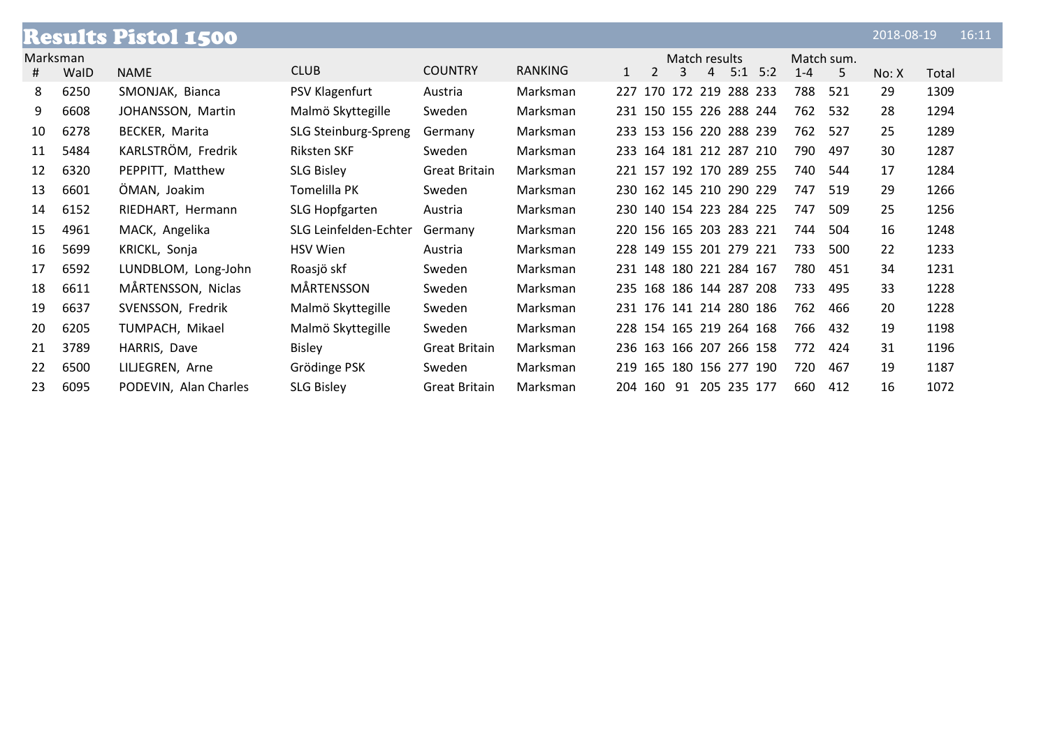# Results Pistol 1500

2018-08-19 16:11

Marksman

| # | WaID | NAME | CLUB | COUNTRY | RANKING | Match results 1 | 2 | 3 | 4 | 5:1 | 5:2 | Match sum. 1-4 | 5 | No: X | Total |
|---|---|---|---|---|---|---|---|---|---|---|---|---|---|---|---|
| 8 | 6250 | SMONJAK, Bianca | PSV Klagenfurt | Austria | Marksman | 227 | 170 | 172 | 219 | 288 | 233 | 788 | 521 | 29 | 1309 |
| 9 | 6608 | JOHANSSON, Martin | Malmö Skyttegille | Sweden | Marksman | 231 | 150 | 155 | 226 | 288 | 244 | 762 | 532 | 28 | 1294 |
| 10 | 6278 | BECKER, Marita | SLG Steinburg-Spreng | Germany | Marksman | 233 | 153 | 156 | 220 | 288 | 239 | 762 | 527 | 25 | 1289 |
| 11 | 5484 | KARLSTRÖM, Fredrik | Riksten SKF | Sweden | Marksman | 233 | 164 | 181 | 212 | 287 | 210 | 790 | 497 | 30 | 1287 |
| 12 | 6320 | PEPPITT, Matthew | SLG Bisley | Great Britain | Marksman | 221 | 157 | 192 | 170 | 289 | 255 | 740 | 544 | 17 | 1284 |
| 13 | 6601 | ÖMAN, Joakim | Tomelilla PK | Sweden | Marksman | 230 | 162 | 145 | 210 | 290 | 229 | 747 | 519 | 29 | 1266 |
| 14 | 6152 | RIEDHART, Hermann | SLG Hopfgarten | Austria | Marksman | 230 | 140 | 154 | 223 | 284 | 225 | 747 | 509 | 25 | 1256 |
| 15 | 4961 | MACK, Angelika | SLG Leinfelden-Echter | Germany | Marksman | 220 | 156 | 165 | 203 | 283 | 221 | 744 | 504 | 16 | 1248 |
| 16 | 5699 | KRICKL, Sonja | HSV Wien | Austria | Marksman | 228 | 149 | 155 | 201 | 279 | 221 | 733 | 500 | 22 | 1233 |
| 17 | 6592 | LUNDBLOM, Long-John | Roasjö skf | Sweden | Marksman | 231 | 148 | 180 | 221 | 284 | 167 | 780 | 451 | 34 | 1231 |
| 18 | 6611 | MÅRTENSSON, Niclas | MÅRTENSSON | Sweden | Marksman | 235 | 168 | 186 | 144 | 287 | 208 | 733 | 495 | 33 | 1228 |
| 19 | 6637 | SVENSSON, Fredrik | Malmö Skyttegille | Sweden | Marksman | 231 | 176 | 141 | 214 | 280 | 186 | 762 | 466 | 20 | 1228 |
| 20 | 6205 | TUMPACH, Mikael | Malmö Skyttegille | Sweden | Marksman | 228 | 154 | 165 | 219 | 264 | 168 | 766 | 432 | 19 | 1198 |
| 21 | 3789 | HARRIS, Dave | Bisley | Great Britain | Marksman | 236 | 163 | 166 | 207 | 266 | 158 | 772 | 424 | 31 | 1196 |
| 22 | 6500 | LILJEGREN, Arne | Grödinge PSK | Sweden | Marksman | 219 | 165 | 180 | 156 | 277 | 190 | 720 | 467 | 19 | 1187 |
| 23 | 6095 | PODEVIN, Alan Charles | SLG Bisley | Great Britain | Marksman | 204 | 160 | 91 | 205 | 235 | 177 | 660 | 412 | 16 | 1072 |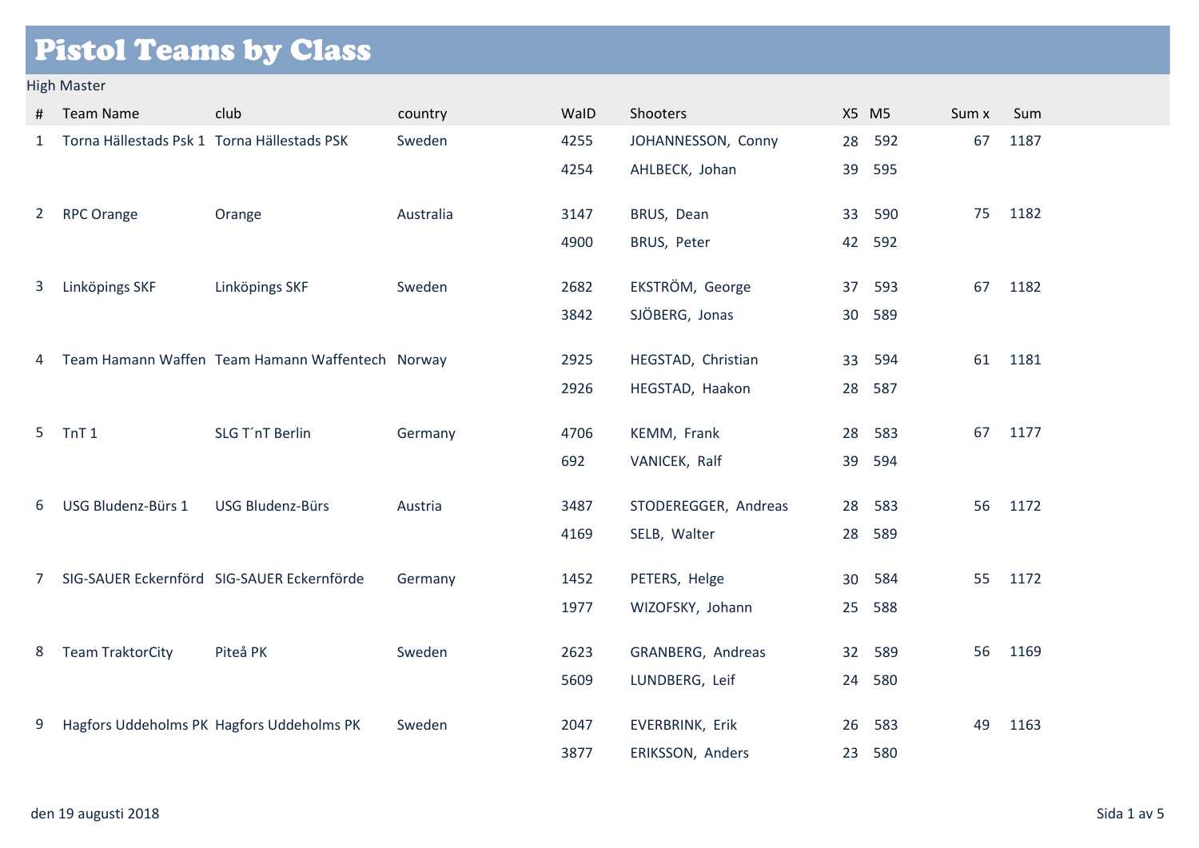# Pistol Teams by Class

High Master

| # | Team Name | club | country | WaID | Shooters | X5 | M5 | Sum x | Sum |
|---|---|---|---|---|---|---|---|---|---|
| 1 | Torna Hällestads Psk 1 | Torna Hällestads PSK | Sweden | 4255 | JOHANNESSON, Conny | 28 | 592 | 67 | 1187 |
| | | | | 4254 | AHLBECK, Johan | 39 | 595 | | |
| 2 | RPC Orange | Orange | Australia | 3147 | BRUS, Dean | 33 | 590 | 75 | 1182 |
| | | | | 4900 | BRUS, Peter | 42 | 592 | | |
| 3 | Linköpings SKF | Linköpings SKF | Sweden | 2682 | EKSTRÖM, George | 37 | 593 | 67 | 1182 |
| | | | | 3842 | SJÖBERG, Jonas | 30 | 589 | | |
| 4 | Team Hamann Waffen | Team Hamann Waffentech | Norway | 2925 | HEGSTAD, Christian | 33 | 594 | 61 | 1181 |
| | | | | 2926 | HEGSTAD, Haakon | 28 | 587 | | |
| 5 | TnT 1 | SLG T´nT Berlin | Germany | 4706 | KEMM, Frank | 28 | 583 | 67 | 1177 |
| | | | | 692 | VANICEK, Ralf | 39 | 594 | | |
| 6 | USG Bludenz-Bürs 1 | USG Bludenz-Bürs | Austria | 3487 | STODEREGGER, Andreas | 28 | 583 | 56 | 1172 |
| | | | | 4169 | SELB, Walter | 28 | 589 | | |
| 7 | SIG-SAUER Eckernförd | SIG-SAUER Eckernförde | Germany | 1452 | PETERS, Helge | 30 | 584 | 55 | 1172 |
| | | | | 1977 | WIZOFSKY, Johann | 25 | 588 | | |
| 8 | Team TraktorCity | Piteå PK | Sweden | 2623 | GRANBERG, Andreas | 32 | 589 | 56 | 1169 |
| | | | | 5609 | LUNDBERG, Leif | 24 | 580 | | |
| 9 | Hagfors Uddeholms PK | Hagfors Uddeholms PK | Sweden | 2047 | EVERBRINK, Erik | 26 | 583 | 49 | 1163 |
| | | | | 3877 | ERIKSSON, Anders | 23 | 580 | | |

den 19 augusti 2018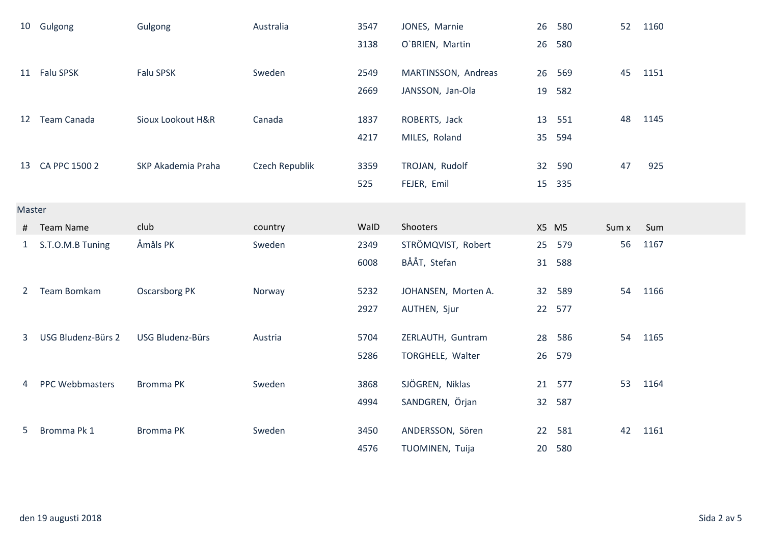| # | Team Name | club | country | WaID | Shooters | X5 | M5 | Sum x | Sum |
|---|---|---|---|---|---|---|---|---|---|
| 10 | Gulgong | Gulgong | Australia | 3547 | JONES, Marnie | 26 | 580 | 52 | 1160 |
| | | | | 3138 | O`BRIEN, Martin | 26 | 580 | | |
| 11 | Falu SPSK | Falu SPSK | Sweden | 2549 | MARTINSSON, Andreas | 26 | 569 | 45 | 1151 |
| | | | | 2669 | JANSSON, Jan-Ola | 19 | 582 | | |
| 12 | Team Canada | Sioux Lookout H&R | Canada | 1837 | ROBERTS, Jack | 13 | 551 | 48 | 1145 |
| | | | | 4217 | MILES, Roland | 35 | 594 | | |
| 13 | CA PPC 1500 2 | SKP Akademia Praha | Czech Republik | 3359 | TROJAN, Rudolf | 32 | 590 | 47 | 925 |
| | | | | 525 | FEJER, Emil | 15 | 335 | | |

Master

| # | Team Name | club | country | WaID | Shooters | X5 | M5 | Sum x | Sum |
|---|---|---|---|---|---|---|---|---|---|
| 1 | S.T.O.M.B Tuning | Åmåls PK | Sweden | 2349 | STRÖMQVIST, Robert | 25 | 579 | 56 | 1167 |
| | | | | 6008 | BÅÅT, Stefan | 31 | 588 | | |
| 2 | Team Bomkam | Oscarsborg PK | Norway | 5232 | JOHANSEN, Morten A. | 32 | 589 | 54 | 1166 |
| | | | | 2927 | AUTHEN, Sjur | 22 | 577 | | |
| 3 | USG Bludenz-Bürs 2 | USG Bludenz-Bürs | Austria | 5704 | ZERLAUTH, Guntram | 28 | 586 | 54 | 1165 |
| | | | | 5286 | TORGHELE, Walter | 26 | 579 | | |
| 4 | PPC Webbmasters | Bromma PK | Sweden | 3868 | SJÖGREN, Niklas | 21 | 577 | 53 | 1164 |
| | | | | 4994 | SANDGREN, Örjan | 32 | 587 | | |
| 5 | Bromma Pk 1 | Bromma PK | Sweden | 3450 | ANDERSSON, Sören | 22 | 581 | 42 | 1161 |
| | | | | 4576 | TUOMINEN, Tuija | 20 | 580 | | |

den 19 augusti 2018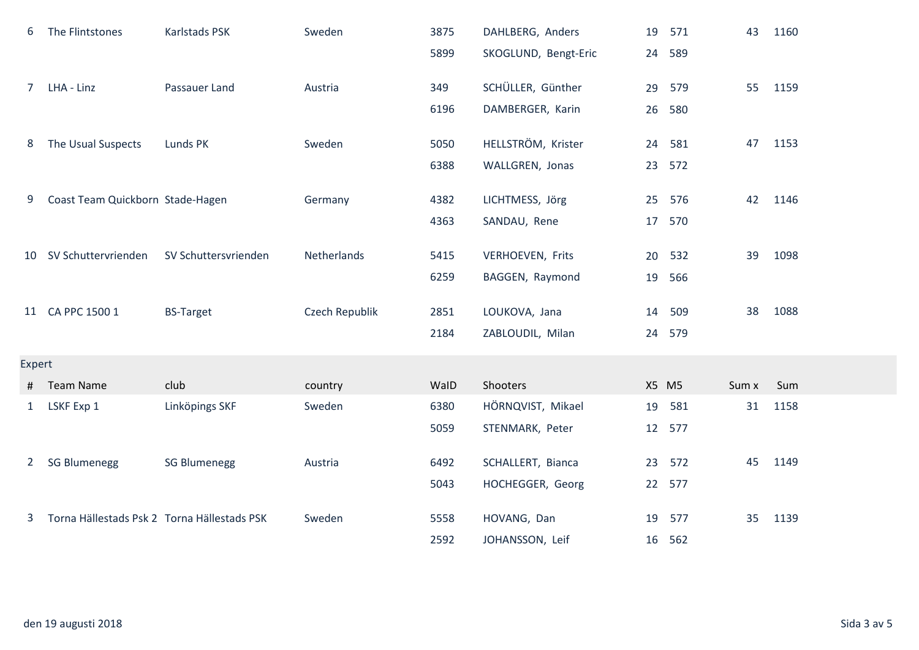| # | Team Name | club | country | WaID | Shooters | X5 | M5 | Sum x | Sum |
|---|---|---|---|---|---|---|---|---|---|
| 6 | The Flintstones | Karlstads PSK | Sweden | 3875 | DAHLBERG, Anders | 19 | 571 | 43 | 1160 |
| | | | | 5899 | SKOGLUND, Bengt-Eric | 24 | 589 | | |
| 7 | LHA - Linz | Passauer Land | Austria | 349 | SCHÜLLER, Günther | 29 | 579 | 55 | 1159 |
| | | | | 6196 | DAMBERGER, Karin | 26 | 580 | | |
| 8 | The Usual Suspects | Lunds PK | Sweden | 5050 | HELLSTRÖM, Krister | 24 | 581 | 47 | 1153 |
| | | | | 6388 | WALLGREN, Jonas | 23 | 572 | | |
| 9 | Coast Team Quickborn | Stade-Hagen | Germany | 4382 | LICHTMESS, Jörg | 25 | 576 | 42 | 1146 |
| | | | | 4363 | SANDAU, Rene | 17 | 570 | | |
| 10 | SV Schuttervrienden | SV Schuttersvrienden | Netherlands | 5415 | VERHOEVEN, Frits | 20 | 532 | 39 | 1098 |
| | | | | 6259 | BAGGEN, Raymond | 19 | 566 | | |
| 11 | CA PPC 1500 1 | BS-Target | Czech Republik | 2851 | LOUKOVA, Jana | 14 | 509 | 38 | 1088 |
| | | | | 2184 | ZABLOUDIL, Milan | 24 | 579 | | |

Expert

| # | Team Name | club | country | WaID | Shooters | X5 | M5 | Sum x | Sum |
|---|---|---|---|---|---|---|---|---|---|
| 1 | LSKF Exp 1 | Linköpings SKF | Sweden | 6380 | HÖRNQVIST, Mikael | 19 | 581 | 31 | 1158 |
| | | | | 5059 | STENMARK, Peter | 12 | 577 | | |
| 2 | SG Blumenegg | SG Blumenegg | Austria | 6492 | SCHALLERT, Bianca | 23 | 572 | 45 | 1149 |
| | | | | 5043 | HOCHEGGER, Georg | 22 | 577 | | |
| 3 | Torna Hällestads Psk 2 | Torna Hällestads PSK | Sweden | 5558 | HOVANG, Dan | 19 | 577 | 35 | 1139 |
| | | | | 2592 | JOHANSSON, Leif | 16 | 562 | | |

den 19 augusti 2018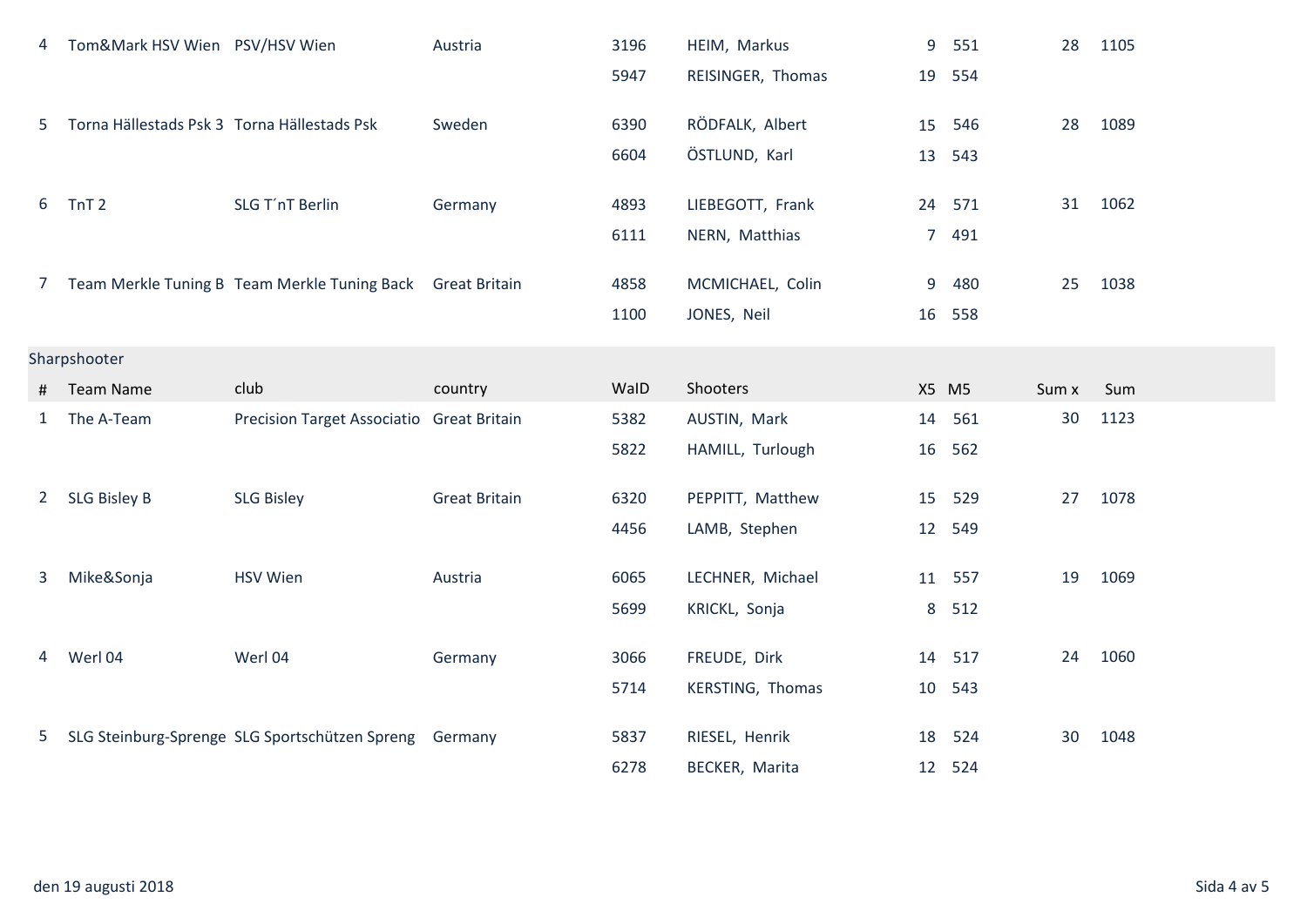| # | Team Name | club | country | WaID | Shooters | X5 | M5 | Sum x | Sum |
|---|---|---|---|---|---|---|---|---|---|
| 4 | Tom&Mark HSV Wien | PSV/HSV Wien | Austria | 3196 | HEIM, Markus | 9 | 551 | 28 | 1105 |
| | | | | 5947 | REISINGER, Thomas | 19 | 554 | | |
| 5 | Torna Hällestads Psk 3 | Torna Hällestads Psk | Sweden | 6390 | RÖDFALK, Albert | 15 | 546 | 28 | 1089 |
| | | | | 6604 | ÖSTLUND, Karl | 13 | 543 | | |
| 6 | TnT 2 | SLG T´nT Berlin | Germany | 4893 | LIEBEGOTT, Frank | 24 | 571 | 31 | 1062 |
| | | | | 6111 | NERN, Matthias | 7 | 491 | | |
| 7 | Team Merkle Tuning B | Team Merkle Tuning Back | Great Britain | 4858 | MCMICHAEL, Colin | 9 | 480 | 25 | 1038 |
| | | | | 1100 | JONES, Neil | 16 | 558 | | |

Sharpshooter

| # | Team Name | club | country | WaID | Shooters | X5 | M5 | Sum x | Sum |
|---|---|---|---|---|---|---|---|---|---|
| 1 | The A-Team | Precision Target Associatio | Great Britain | 5382 | AUSTIN, Mark | 14 | 561 | 30 | 1123 |
| | | | | 5822 | HAMILL, Turlough | 16 | 562 | | |
| 2 | SLG Bisley B | SLG Bisley | Great Britain | 6320 | PEPPITT, Matthew | 15 | 529 | 27 | 1078 |
| | | | | 4456 | LAMB, Stephen | 12 | 549 | | |
| 3 | Mike&Sonja | HSV Wien | Austria | 6065 | LECHNER, Michael | 11 | 557 | 19 | 1069 |
| | | | | 5699 | KRICKL, Sonja | 8 | 512 | | |
| 4 | Werl 04 | Werl 04 | Germany | 3066 | FREUDE, Dirk | 14 | 517 | 24 | 1060 |
| | | | | 5714 | KERSTING, Thomas | 10 | 543 | | |
| 5 | SLG Steinburg-Sprenge | SLG Sportschützen Spreng | Germany | 5837 | RIESEL, Henrik | 18 | 524 | 30 | 1048 |
| | | | | 6278 | BECKER, Marita | 12 | 524 | | |

den 19 augusti 2018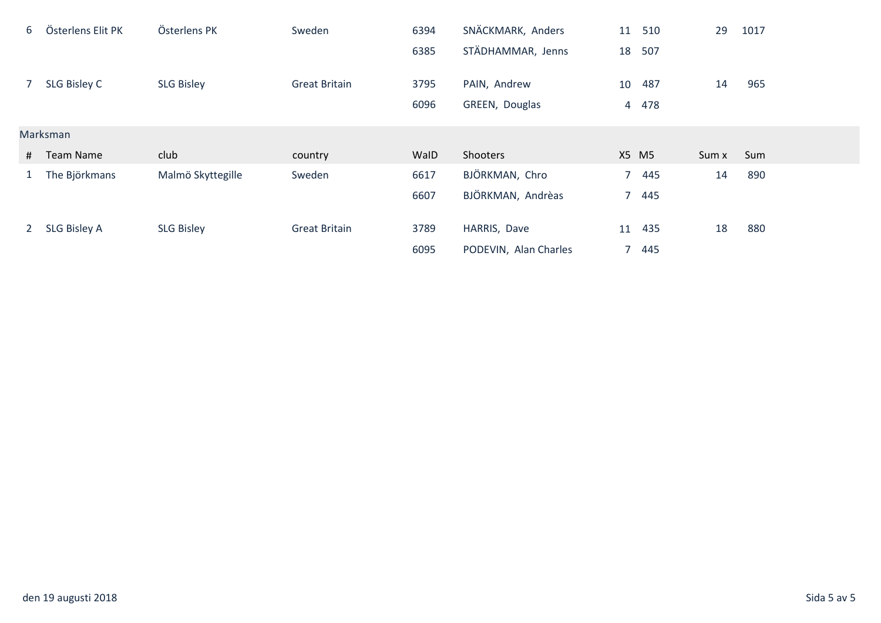| # | Team Name | club | country | WaID | Shooters | X5 | M5 | Sum x | Sum |
|---|---|---|---|---|---|---|---|---|---|
| 6 | Österlens Elit PK | Österlens PK | Sweden | 6394 | SNÄCKMARK, Anders | 11 | 510 | 29 | 1017 |
| | | | | 6385 | STÄDHAMMAR, Jenns | 18 | 507 | | |
| 7 | SLG Bisley C | SLG Bisley | Great Britain | 3795 | PAIN, Andrew | 10 | 487 | 14 | 965 |
| | | | | 6096 | GREEN, Douglas | 4 | 478 | | |

Marksman

| # | Team Name | club | country | WaID | Shooters | X5 | M5 | Sum x | Sum |
|---|---|---|---|---|---|---|---|---|---|
| 1 | The Björkmans | Malmö Skyttegille | Sweden | 6617 | BJÖRKMAN, Chro | 7 | 445 | 14 | 890 |
| | | | | 6607 | BJÖRKMAN, Andrèas | 7 | 445 | | |
| 2 | SLG Bisley A | SLG Bisley | Great Britain | 3789 | HARRIS, Dave | 11 | 435 | 18 | 880 |
| | | | | 6095 | PODEVIN, Alan Charles | 7 | 445 | | |

den 19 augusti 2018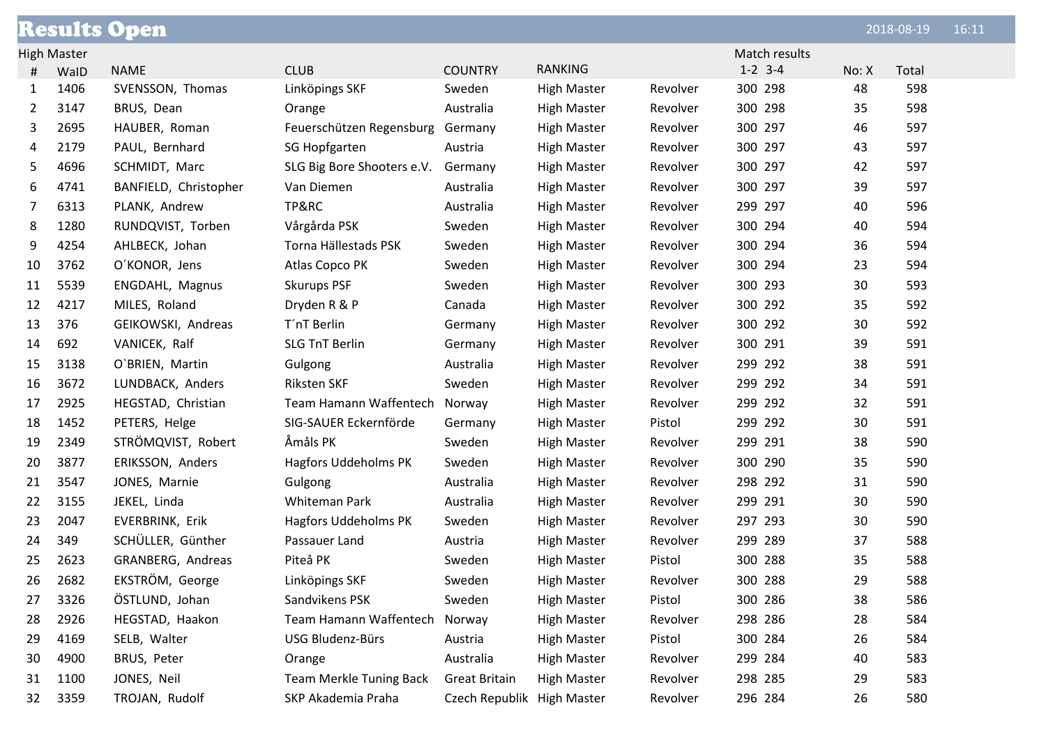# Results Open

2018-08-19 16:11

High Master

| # | WaID | NAME | CLUB | COUNTRY | RANKING | | Match results 1-2 | 3-4 | No: X | Total |
|---|---|---|---|---|---|---|---|---|---|---|
| 1 | 1406 | SVENSSON, Thomas | Linköpings SKF | Sweden | High Master | Revolver | 300 | 298 | 48 | 598 |
| 2 | 3147 | BRUS, Dean | Orange | Australia | High Master | Revolver | 300 | 298 | 35 | 598 |
| 3 | 2695 | HAUBER, Roman | Feuerschützen Regensburg | Germany | High Master | Revolver | 300 | 297 | 46 | 597 |
| 4 | 2179 | PAUL, Bernhard | SG Hopfgarten | Austria | High Master | Revolver | 300 | 297 | 43 | 597 |
| 5 | 4696 | SCHMIDT, Marc | SLG Big Bore Shooters e.V. | Germany | High Master | Revolver | 300 | 297 | 42 | 597 |
| 6 | 4741 | BANFIELD, Christopher | Van Diemen | Australia | High Master | Revolver | 300 | 297 | 39 | 597 |
| 7 | 6313 | PLANK, Andrew | TP&RC | Australia | High Master | Revolver | 299 | 297 | 40 | 596 |
| 8 | 1280 | RUNDQVIST, Torben | Vårgårda PSK | Sweden | High Master | Revolver | 300 | 294 | 40 | 594 |
| 9 | 4254 | AHLBECK, Johan | Torna Hällestads PSK | Sweden | High Master | Revolver | 300 | 294 | 36 | 594 |
| 10 | 3762 | O´KONOR, Jens | Atlas Copco PK | Sweden | High Master | Revolver | 300 | 294 | 23 | 594 |
| 11 | 5539 | ENGDAHL, Magnus | Skurups PSF | Sweden | High Master | Revolver | 300 | 293 | 30 | 593 |
| 12 | 4217 | MILES, Roland | Dryden R & P | Canada | High Master | Revolver | 300 | 292 | 35 | 592 |
| 13 | 376 | GEIKOWSKI, Andreas | T´nT Berlin | Germany | High Master | Revolver | 300 | 292 | 30 | 592 |
| 14 | 692 | VANICEK, Ralf | SLG TnT Berlin | Germany | High Master | Revolver | 300 | 291 | 39 | 591 |
| 15 | 3138 | O`BRIEN, Martin | Gulgong | Australia | High Master | Revolver | 299 | 292 | 38 | 591 |
| 16 | 3672 | LUNDBACK, Anders | Riksten SKF | Sweden | High Master | Revolver | 299 | 292 | 34 | 591 |
| 17 | 2925 | HEGSTAD, Christian | Team Hamann Waffentech | Norway | High Master | Revolver | 299 | 292 | 32 | 591 |
| 18 | 1452 | PETERS, Helge | SIG-SAUER Eckernförde | Germany | High Master | Pistol | 299 | 292 | 30 | 591 |
| 19 | 2349 | STRÖMQVIST, Robert | Åmåls PK | Sweden | High Master | Revolver | 299 | 291 | 38 | 590 |
| 20 | 3877 | ERIKSSON, Anders | Hagfors Uddeholms PK | Sweden | High Master | Revolver | 300 | 290 | 35 | 590 |
| 21 | 3547 | JONES, Marnie | Gulgong | Australia | High Master | Revolver | 298 | 292 | 31 | 590 |
| 22 | 3155 | JEKEL, Linda | Whiteman Park | Australia | High Master | Revolver | 299 | 291 | 30 | 590 |
| 23 | 2047 | EVERBRINK, Erik | Hagfors Uddeholms PK | Sweden | High Master | Revolver | 297 | 293 | 30 | 590 |
| 24 | 349 | SCHÜLLER, Günther | Passauer Land | Austria | High Master | Revolver | 299 | 289 | 37 | 588 |
| 25 | 2623 | GRANBERG, Andreas | Piteå PK | Sweden | High Master | Pistol | 300 | 288 | 35 | 588 |
| 26 | 2682 | EKSTRÖM, George | Linköpings SKF | Sweden | High Master | Revolver | 300 | 288 | 29 | 588 |
| 27 | 3326 | ÖSTLUND, Johan | Sandvikens PSK | Sweden | High Master | Pistol | 300 | 286 | 38 | 586 |
| 28 | 2926 | HEGSTAD, Haakon | Team Hamann Waffentech | Norway | High Master | Revolver | 298 | 286 | 28 | 584 |
| 29 | 4169 | SELB, Walter | USG Bludenz-Bürs | Austria | High Master | Pistol | 300 | 284 | 26 | 584 |
| 30 | 4900 | BRUS, Peter | Orange | Australia | High Master | Revolver | 299 | 284 | 40 | 583 |
| 31 | 1100 | JONES, Neil | Team Merkle Tuning Back | Great Britain | High Master | Revolver | 298 | 285 | 29 | 583 |
| 32 | 3359 | TROJAN, Rudolf | SKP Akademia Praha | Czech Republik | High Master | Revolver | 296 | 284 | 26 | 580 |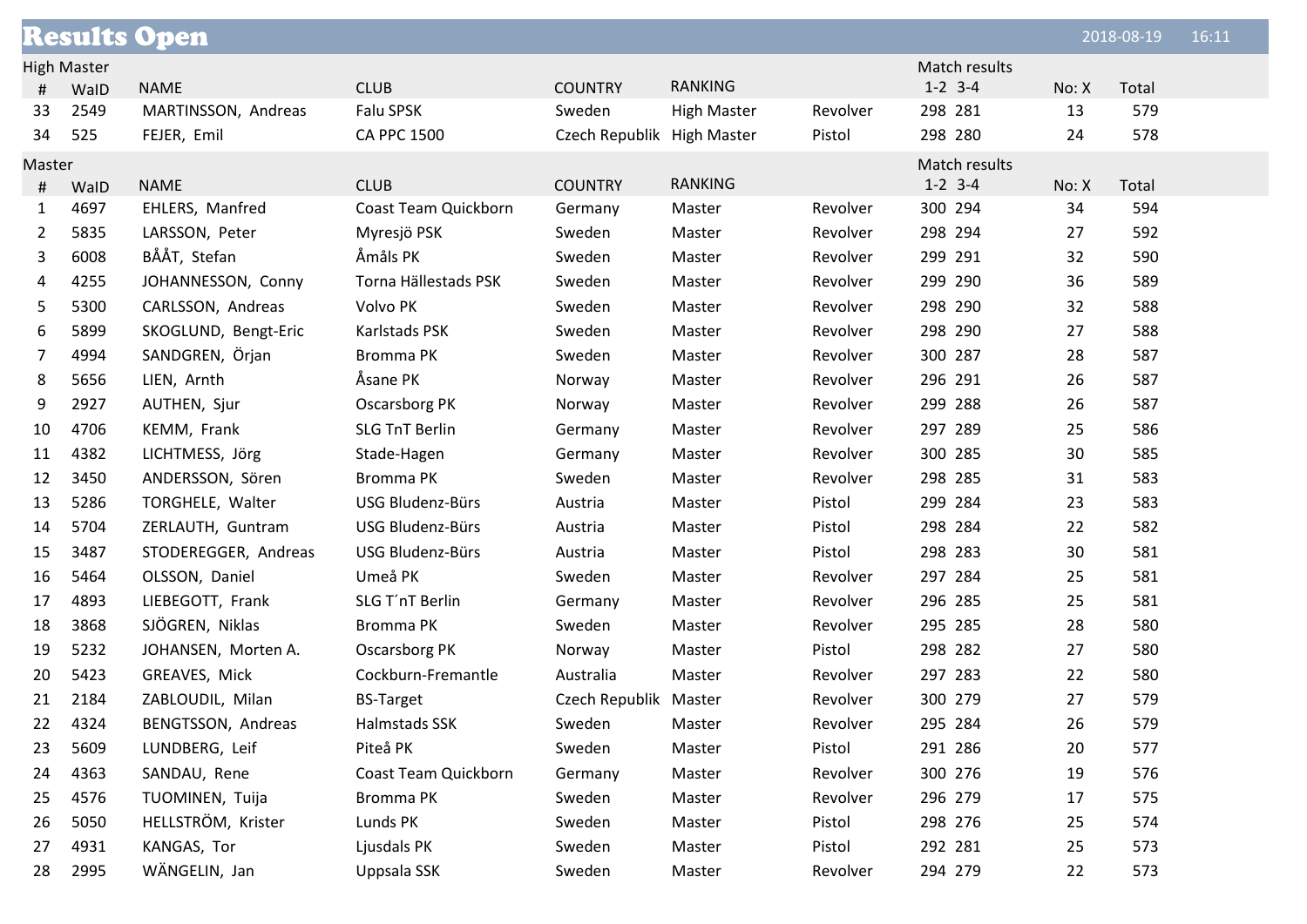# Results Open

2018-08-19 16:11

## High Master

| # | WaID | NAME | CLUB | COUNTRY | RANKING | | Match results 1-2 | 3-4 | No: X | Total |
|---|---|---|---|---|---|---|---|---|---|---|
| 33 | 2549 | MARTINSSON, Andreas | Falu SPSK | Sweden | High Master | Revolver | 298 | 281 | 13 | 579 |
| 34 | 525 | FEJER, Emil | CA PPC 1500 | Czech Republik | High Master | Pistol | 298 | 280 | 24 | 578 |

## Master

| # | WaID | NAME | CLUB | COUNTRY | RANKING | | Match results 1-2 | 3-4 | No: X | Total |
|---|---|---|---|---|---|---|---|---|---|---|
| 1 | 4697 | EHLERS, Manfred | Coast Team Quickborn | Germany | Master | Revolver | 300 | 294 | 34 | 594 |
| 2 | 5835 | LARSSON, Peter | Myresjö PSK | Sweden | Master | Revolver | 298 | 294 | 27 | 592 |
| 3 | 6008 | BÅÅT, Stefan | Åmåls PK | Sweden | Master | Revolver | 299 | 291 | 32 | 590 |
| 4 | 4255 | JOHANNESSON, Conny | Torna Hällestads PSK | Sweden | Master | Revolver | 299 | 290 | 36 | 589 |
| 5 | 5300 | CARLSSON, Andreas | Volvo PK | Sweden | Master | Revolver | 298 | 290 | 32 | 588 |
| 6 | 5899 | SKOGLUND, Bengt-Eric | Karlstads PSK | Sweden | Master | Revolver | 298 | 290 | 27 | 588 |
| 7 | 4994 | SANDGREN, Örjan | Bromma PK | Sweden | Master | Revolver | 300 | 287 | 28 | 587 |
| 8 | 5656 | LIEN, Arnth | Åsane PK | Norway | Master | Revolver | 296 | 291 | 26 | 587 |
| 9 | 2927 | AUTHEN, Sjur | Oscarsborg PK | Norway | Master | Revolver | 299 | 288 | 26 | 587 |
| 10 | 4706 | KEMM, Frank | SLG TnT Berlin | Germany | Master | Revolver | 297 | 289 | 25 | 586 |
| 11 | 4382 | LICHTMESS, Jörg | Stade-Hagen | Germany | Master | Revolver | 300 | 285 | 30 | 585 |
| 12 | 3450 | ANDERSSON, Sören | Bromma PK | Sweden | Master | Revolver | 298 | 285 | 31 | 583 |
| 13 | 5286 | TORGHELE, Walter | USG Bludenz-Bürs | Austria | Master | Pistol | 299 | 284 | 23 | 583 |
| 14 | 5704 | ZERLAUTH, Guntram | USG Bludenz-Bürs | Austria | Master | Pistol | 298 | 284 | 22 | 582 |
| 15 | 3487 | STODEREGGER, Andreas | USG Bludenz-Bürs | Austria | Master | Pistol | 298 | 283 | 30 | 581 |
| 16 | 5464 | OLSSON, Daniel | Umeå PK | Sweden | Master | Revolver | 297 | 284 | 25 | 581 |
| 17 | 4893 | LIEBEGOTT, Frank | SLG T´nT Berlin | Germany | Master | Revolver | 296 | 285 | 25 | 581 |
| 18 | 3868 | SJÖGREN, Niklas | Bromma PK | Sweden | Master | Revolver | 295 | 285 | 28 | 580 |
| 19 | 5232 | JOHANSEN, Morten A. | Oscarsborg PK | Norway | Master | Pistol | 298 | 282 | 27 | 580 |
| 20 | 5423 | GREAVES, Mick | Cockburn-Fremantle | Australia | Master | Revolver | 297 | 283 | 22 | 580 |
| 21 | 2184 | ZABLOUDIL, Milan | BS-Target | Czech Republik | Master | Revolver | 300 | 279 | 27 | 579 |
| 22 | 4324 | BENGTSSON, Andreas | Halmstads SSK | Sweden | Master | Revolver | 295 | 284 | 26 | 579 |
| 23 | 5609 | LUNDBERG, Leif | Piteå PK | Sweden | Master | Pistol | 291 | 286 | 20 | 577 |
| 24 | 4363 | SANDAU, Rene | Coast Team Quickborn | Germany | Master | Revolver | 300 | 276 | 19 | 576 |
| 25 | 4576 | TUOMINEN, Tuija | Bromma PK | Sweden | Master | Revolver | 296 | 279 | 17 | 575 |
| 26 | 5050 | HELLSTRÖM, Krister | Lunds PK | Sweden | Master | Pistol | 298 | 276 | 25 | 574 |
| 27 | 4931 | KANGAS, Tor | Ljusdals PK | Sweden | Master | Pistol | 292 | 281 | 25 | 573 |
| 28 | 2995 | WÄNGELIN, Jan | Uppsala SSK | Sweden | Master | Revolver | 294 | 279 | 22 | 573 |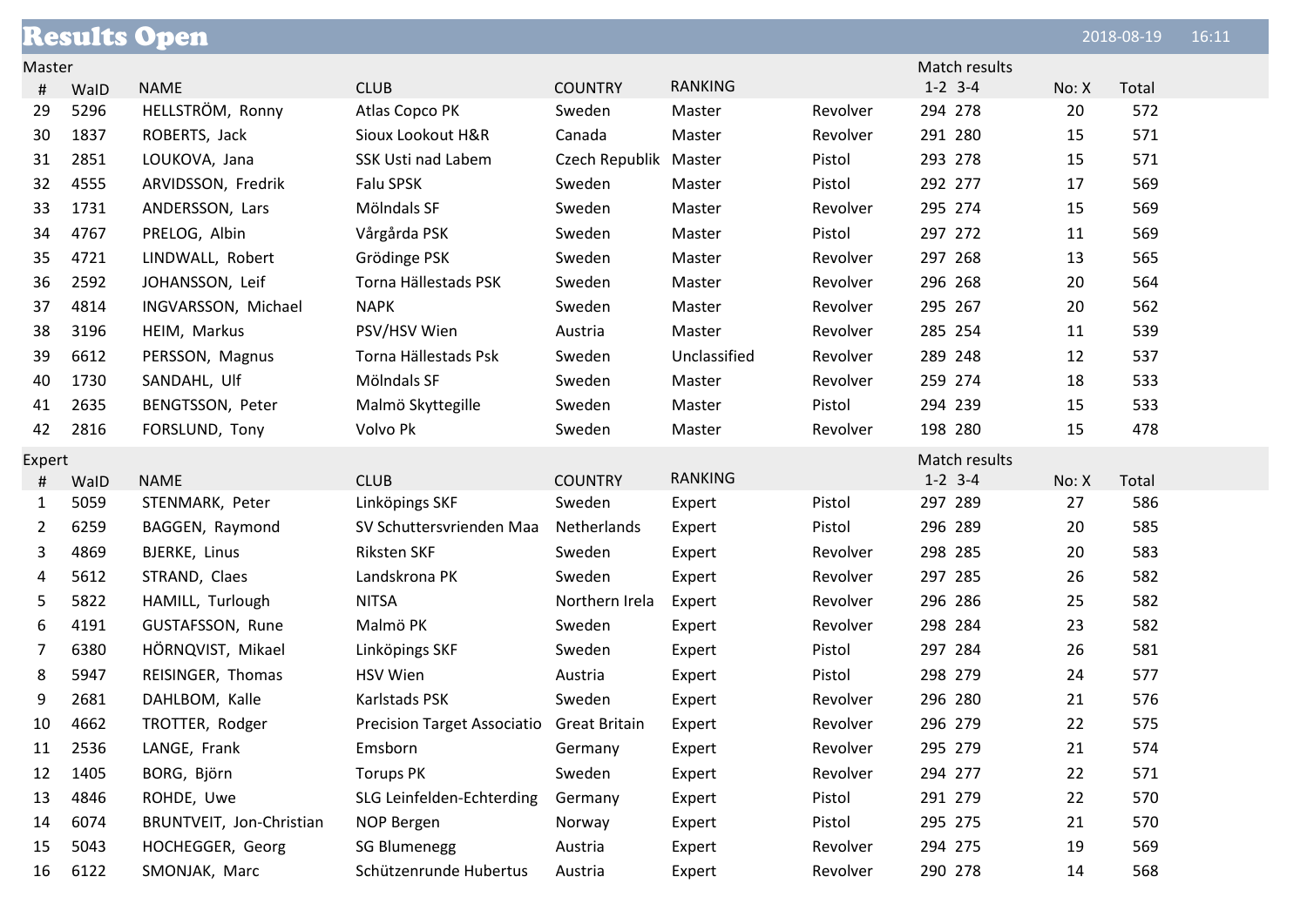# Results Open

2018-08-19 16:11

## Master

| # | WaID | NAME | CLUB | COUNTRY | RANKING | | Match results 1-2 | 3-4 | No: X | Total |
|---|---|---|---|---|---|---|---|---|---|---|
| 29 | 5296 | HELLSTRÖM, Ronny | Atlas Copco PK | Sweden | Master | Revolver | 294 | 278 | 20 | 572 |
| 30 | 1837 | ROBERTS, Jack | Sioux Lookout H&R | Canada | Master | Revolver | 291 | 280 | 15 | 571 |
| 31 | 2851 | LOUKOVA, Jana | SSK Usti nad Labem | Czech Republik | Master | Pistol | 293 | 278 | 15 | 571 |
| 32 | 4555 | ARVIDSSON, Fredrik | Falu SPSK | Sweden | Master | Pistol | 292 | 277 | 17 | 569 |
| 33 | 1731 | ANDERSSON, Lars | Mölndals SF | Sweden | Master | Revolver | 295 | 274 | 15 | 569 |
| 34 | 4767 | PRELOG, Albin | Vårgårda PSK | Sweden | Master | Pistol | 297 | 272 | 11 | 569 |
| 35 | 4721 | LINDWALL, Robert | Grödinge PSK | Sweden | Master | Revolver | 297 | 268 | 13 | 565 |
| 36 | 2592 | JOHANSSON, Leif | Torna Hällestads PSK | Sweden | Master | Revolver | 296 | 268 | 20 | 564 |
| 37 | 4814 | INGVARSSON, Michael | NAPK | Sweden | Master | Revolver | 295 | 267 | 20 | 562 |
| 38 | 3196 | HEIM, Markus | PSV/HSV Wien | Austria | Master | Revolver | 285 | 254 | 11 | 539 |
| 39 | 6612 | PERSSON, Magnus | Torna Hällestads Psk | Sweden | Unclassified | Revolver | 289 | 248 | 12 | 537 |
| 40 | 1730 | SANDAHL, Ulf | Mölndals SF | Sweden | Master | Revolver | 259 | 274 | 18 | 533 |
| 41 | 2635 | BENGTSSON, Peter | Malmö Skyttegille | Sweden | Master | Pistol | 294 | 239 | 15 | 533 |
| 42 | 2816 | FORSLUND, Tony | Volvo Pk | Sweden | Master | Revolver | 198 | 280 | 15 | 478 |

## Expert

| # | WaID | NAME | CLUB | COUNTRY | RANKING | | Match results 1-2 | 3-4 | No: X | Total |
|---|---|---|---|---|---|---|---|---|---|---|
| 1 | 5059 | STENMARK, Peter | Linköpings SKF | Sweden | Expert | Pistol | 297 | 289 | 27 | 586 |
| 2 | 6259 | BAGGEN, Raymond | SV Schuttersvrienden Maa | Netherlands | Expert | Pistol | 296 | 289 | 20 | 585 |
| 3 | 4869 | BJERKE, Linus | Riksten SKF | Sweden | Expert | Revolver | 298 | 285 | 20 | 583 |
| 4 | 5612 | STRAND, Claes | Landskrona PK | Sweden | Expert | Revolver | 297 | 285 | 26 | 582 |
| 5 | 5822 | HAMILL, Turlough | NITSA | Northern Irela | Expert | Revolver | 296 | 286 | 25 | 582 |
| 6 | 4191 | GUSTAFSSON, Rune | Malmö PK | Sweden | Expert | Revolver | 298 | 284 | 23 | 582 |
| 7 | 6380 | HÖRNQVIST, Mikael | Linköpings SKF | Sweden | Expert | Pistol | 297 | 284 | 26 | 581 |
| 8 | 5947 | REISINGER, Thomas | HSV Wien | Austria | Expert | Pistol | 298 | 279 | 24 | 577 |
| 9 | 2681 | DAHLBOM, Kalle | Karlstads PSK | Sweden | Expert | Revolver | 296 | 280 | 21 | 576 |
| 10 | 4662 | TROTTER, Rodger | Precision Target Associatio | Great Britain | Expert | Revolver | 296 | 279 | 22 | 575 |
| 11 | 2536 | LANGE, Frank | Emsborn | Germany | Expert | Revolver | 295 | 279 | 21 | 574 |
| 12 | 1405 | BORG, Björn | Torups PK | Sweden | Expert | Revolver | 294 | 277 | 22 | 571 |
| 13 | 4846 | ROHDE, Uwe | SLG Leinfelden-Echterding | Germany | Expert | Pistol | 291 | 279 | 22 | 570 |
| 14 | 6074 | BRUNTVEIT, Jon-Christian | NOP Bergen | Norway | Expert | Pistol | 295 | 275 | 21 | 570 |
| 15 | 5043 | HOCHEGGER, Georg | SG Blumenegg | Austria | Expert | Revolver | 294 | 275 | 19 | 569 |
| 16 | 6122 | SMONJAK, Marc | Schützenrunde Hubertus | Austria | Expert | Revolver | 290 | 278 | 14 | 568 |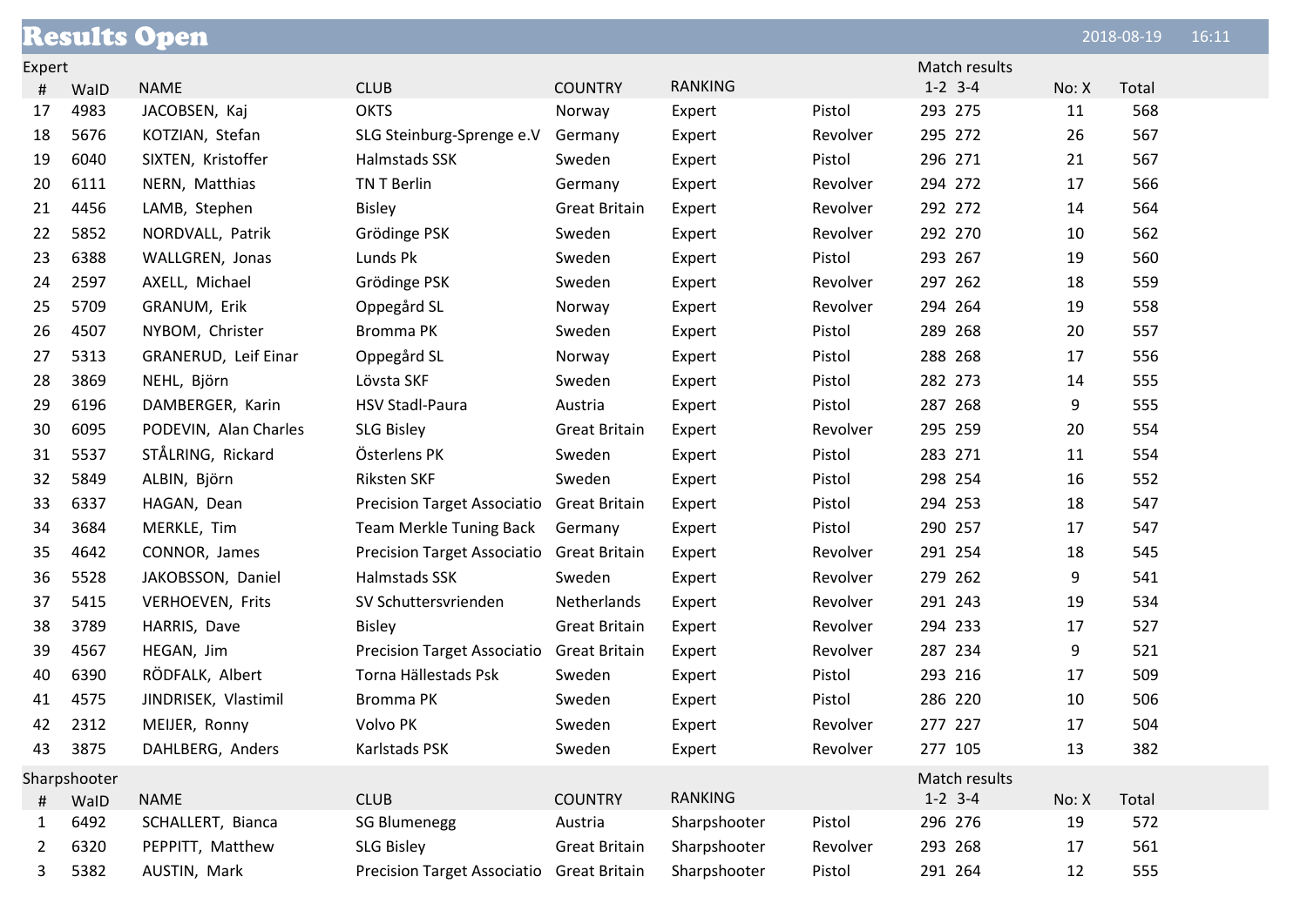# Results Open

2018-08-19 16:11

## Expert

| # | WaID | NAME | CLUB | COUNTRY | RANKING | | Match results 1-2 | 3-4 | No: X | Total |
|---|---|---|---|---|---|---|---|---|---|---|
| 17 | 4983 | JACOBSEN, Kaj | OKTS | Norway | Expert | Pistol | 293 | 275 | 11 | 568 |
| 18 | 5676 | KOTZIAN, Stefan | SLG Steinburg-Sprenge e.V | Germany | Expert | Revolver | 295 | 272 | 26 | 567 |
| 19 | 6040 | SIXTEN, Kristoffer | Halmstads SSK | Sweden | Expert | Pistol | 296 | 271 | 21 | 567 |
| 20 | 6111 | NERN, Matthias | TN T Berlin | Germany | Expert | Revolver | 294 | 272 | 17 | 566 |
| 21 | 4456 | LAMB, Stephen | Bisley | Great Britain | Expert | Revolver | 292 | 272 | 14 | 564 |
| 22 | 5852 | NORDVALL, Patrik | Grödinge PSK | Sweden | Expert | Revolver | 292 | 270 | 10 | 562 |
| 23 | 6388 | WALLGREN, Jonas | Lunds Pk | Sweden | Expert | Pistol | 293 | 267 | 19 | 560 |
| 24 | 2597 | AXELL, Michael | Grödinge PSK | Sweden | Expert | Revolver | 297 | 262 | 18 | 559 |
| 25 | 5709 | GRANUM, Erik | Oppegård SL | Norway | Expert | Revolver | 294 | 264 | 19 | 558 |
| 26 | 4507 | NYBOM, Christer | Bromma PK | Sweden | Expert | Pistol | 289 | 268 | 20 | 557 |
| 27 | 5313 | GRANERUD, Leif Einar | Oppegård SL | Norway | Expert | Pistol | 288 | 268 | 17 | 556 |
| 28 | 3869 | NEHL, Björn | Lövsta SKF | Sweden | Expert | Pistol | 282 | 273 | 14 | 555 |
| 29 | 6196 | DAMBERGER, Karin | HSV Stadl-Paura | Austria | Expert | Pistol | 287 | 268 | 9 | 555 |
| 30 | 6095 | PODEVIN, Alan Charles | SLG Bisley | Great Britain | Expert | Revolver | 295 | 259 | 20 | 554 |
| 31 | 5537 | STÅLRING, Rickard | Österlens PK | Sweden | Expert | Pistol | 283 | 271 | 11 | 554 |
| 32 | 5849 | ALBIN, Björn | Riksten SKF | Sweden | Expert | Pistol | 298 | 254 | 16 | 552 |
| 33 | 6337 | HAGAN, Dean | Precision Target Associatio | Great Britain | Expert | Pistol | 294 | 253 | 18 | 547 |
| 34 | 3684 | MERKLE, Tim | Team Merkle Tuning Back | Germany | Expert | Pistol | 290 | 257 | 17 | 547 |
| 35 | 4642 | CONNOR, James | Precision Target Associatio | Great Britain | Expert | Revolver | 291 | 254 | 18 | 545 |
| 36 | 5528 | JAKOBSSON, Daniel | Halmstads SSK | Sweden | Expert | Revolver | 279 | 262 | 9 | 541 |
| 37 | 5415 | VERHOEVEN, Frits | SV Schuttersvrienden | Netherlands | Expert | Revolver | 291 | 243 | 19 | 534 |
| 38 | 3789 | HARRIS, Dave | Bisley | Great Britain | Expert | Revolver | 294 | 233 | 17 | 527 |
| 39 | 4567 | HEGAN, Jim | Precision Target Associatio | Great Britain | Expert | Revolver | 287 | 234 | 9 | 521 |
| 40 | 6390 | RÖDFALK, Albert | Torna Hällestads Psk | Sweden | Expert | Pistol | 293 | 216 | 17 | 509 |
| 41 | 4575 | JINDRISEK, Vlastimil | Bromma PK | Sweden | Expert | Pistol | 286 | 220 | 10 | 506 |
| 42 | 2312 | MEIJER, Ronny | Volvo PK | Sweden | Expert | Revolver | 277 | 227 | 17 | 504 |
| 43 | 3875 | DAHLBERG, Anders | Karlstads PSK | Sweden | Expert | Revolver | 277 | 105 | 13 | 382 |

## Sharpshooter

| # | WaID | NAME | CLUB | COUNTRY | RANKING | | Match results 1-2 | 3-4 | No: X | Total |
|---|---|---|---|---|---|---|---|---|---|---|
| 1 | 6492 | SCHALLERT, Bianca | SG Blumenegg | Austria | Sharpshooter | Pistol | 296 | 276 | 19 | 572 |
| 2 | 6320 | PEPPITT, Matthew | SLG Bisley | Great Britain | Sharpshooter | Revolver | 293 | 268 | 17 | 561 |
| 3 | 5382 | AUSTIN, Mark | Precision Target Associatio | Great Britain | Sharpshooter | Pistol | 291 | 264 | 12 | 555 |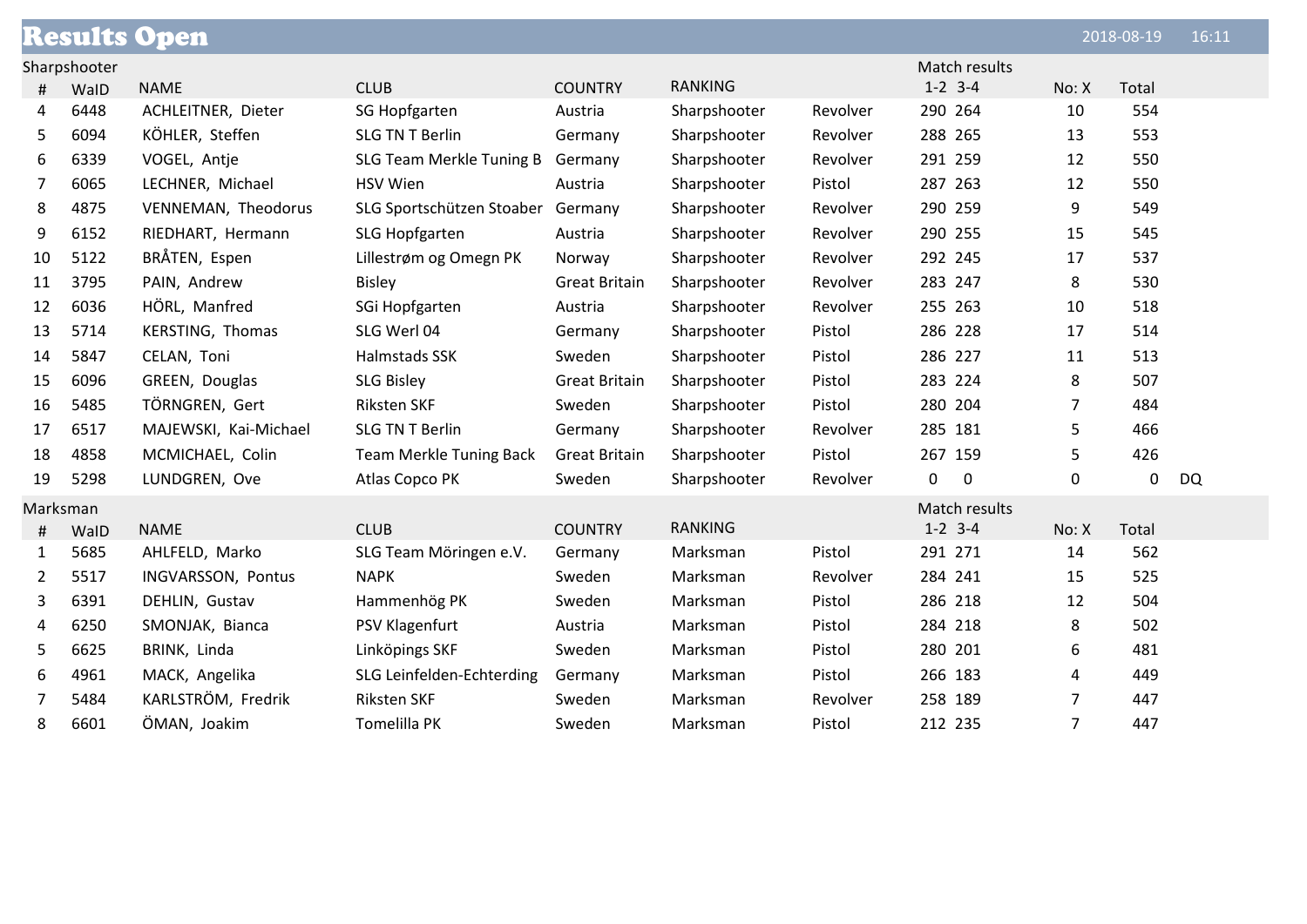# Results Open

2018-08-19 16:11

**Sharpshooter**

| # | WaID | NAME | CLUB | COUNTRY | RANKING | | Match results 1-2 | 3-4 | No: X | Total | |
|---|---|---|---|---|---|---|---|---|---|---|---|
| 4 | 6448 | ACHLEITNER, Dieter | SG Hopfgarten | Austria | Sharpshooter | Revolver | 290 | 264 | 10 | 554 | |
| 5 | 6094 | KÖHLER, Steffen | SLG TN T Berlin | Germany | Sharpshooter | Revolver | 288 | 265 | 13 | 553 | |
| 6 | 6339 | VOGEL, Antje | SLG Team Merkle Tuning B | Germany | Sharpshooter | Revolver | 291 | 259 | 12 | 550 | |
| 7 | 6065 | LECHNER, Michael | HSV Wien | Austria | Sharpshooter | Pistol | 287 | 263 | 12 | 550 | |
| 8 | 4875 | VENNEMAN, Theodorus | SLG Sportschützen Stoaber | Germany | Sharpshooter | Revolver | 290 | 259 | 9 | 549 | |
| 9 | 6152 | RIEDHART, Hermann | SLG Hopfgarten | Austria | Sharpshooter | Revolver | 290 | 255 | 15 | 545 | |
| 10 | 5122 | BRÅTEN, Espen | Lillestrøm og Omegn PK | Norway | Sharpshooter | Revolver | 292 | 245 | 17 | 537 | |
| 11 | 3795 | PAIN, Andrew | Bisley | Great Britain | Sharpshooter | Revolver | 283 | 247 | 8 | 530 | |
| 12 | 6036 | HÖRL, Manfred | SGi Hopfgarten | Austria | Sharpshooter | Revolver | 255 | 263 | 10 | 518 | |
| 13 | 5714 | KERSTING, Thomas | SLG Werl 04 | Germany | Sharpshooter | Pistol | 286 | 228 | 17 | 514 | |
| 14 | 5847 | CELAN, Toni | Halmstads SSK | Sweden | Sharpshooter | Pistol | 286 | 227 | 11 | 513 | |
| 15 | 6096 | GREEN, Douglas | SLG Bisley | Great Britain | Sharpshooter | Pistol | 283 | 224 | 8 | 507 | |
| 16 | 5485 | TÖRNGREN, Gert | Riksten SKF | Sweden | Sharpshooter | Pistol | 280 | 204 | 7 | 484 | |
| 17 | 6517 | MAJEWSKI, Kai-Michael | SLG TN T Berlin | Germany | Sharpshooter | Revolver | 285 | 181 | 5 | 466 | |
| 18 | 4858 | MCMICHAEL, Colin | Team Merkle Tuning Back | Great Britain | Sharpshooter | Pistol | 267 | 159 | 5 | 426 | |
| 19 | 5298 | LUNDGREN, Ove | Atlas Copco PK | Sweden | Sharpshooter | Revolver | 0 | 0 | 0 | 0 | DQ |

**Marksman**

| # | WaID | NAME | CLUB | COUNTRY | RANKING | | Match results 1-2 | 3-4 | No: X | Total |
|---|---|---|---|---|---|---|---|---|---|---|
| 1 | 5685 | AHLFELD, Marko | SLG Team Möringen e.V. | Germany | Marksman | Pistol | 291 | 271 | 14 | 562 |
| 2 | 5517 | INGVARSSON, Pontus | NAPK | Sweden | Marksman | Revolver | 284 | 241 | 15 | 525 |
| 3 | 6391 | DEHLIN, Gustav | Hammenhög PK | Sweden | Marksman | Pistol | 286 | 218 | 12 | 504 |
| 4 | 6250 | SMONJAK, Bianca | PSV Klagenfurt | Austria | Marksman | Pistol | 284 | 218 | 8 | 502 |
| 5 | 6625 | BRINK, Linda | Linköpings SKF | Sweden | Marksman | Pistol | 280 | 201 | 6 | 481 |
| 6 | 4961 | MACK, Angelika | SLG Leinfelden-Echterding | Germany | Marksman | Pistol | 266 | 183 | 4 | 449 |
| 7 | 5484 | KARLSTRÖM, Fredrik | Riksten SKF | Sweden | Marksman | Revolver | 258 | 189 | 7 | 447 |
| 8 | 6601 | ÖMAN, Joakim | Tomelilla PK | Sweden | Marksman | Pistol | 212 | 235 | 7 | 447 |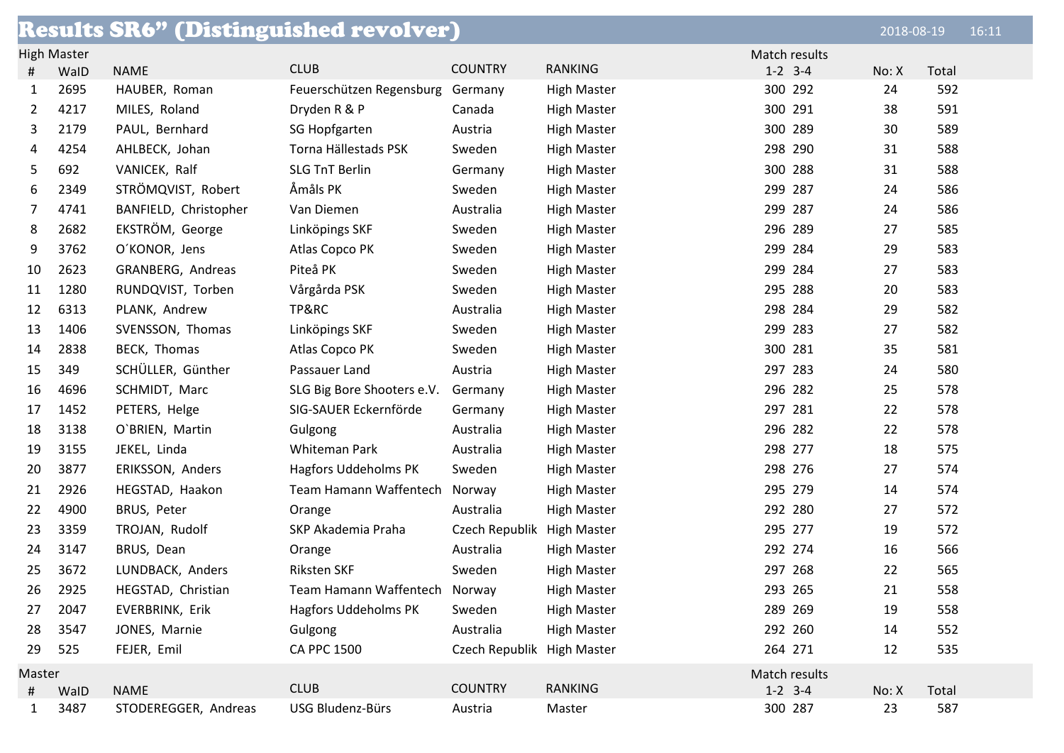# Results SR6" (Distinguished revolver)

2018-08-19 16:11

## High Master

| # | WaID | NAME | CLUB | COUNTRY | RANKING | Match results 1-2 | 3-4 | No: X | Total |
|---|---|---|---|---|---|---|---|---|---|
| 1 | 2695 | HAUBER, Roman | Feuerschützen Regensburg | Germany | High Master | 300 | 292 | 24 | 592 |
| 2 | 4217 | MILES, Roland | Dryden R & P | Canada | High Master | 300 | 291 | 38 | 591 |
| 3 | 2179 | PAUL, Bernhard | SG Hopfgarten | Austria | High Master | 300 | 289 | 30 | 589 |
| 4 | 4254 | AHLBECK, Johan | Torna Hällestads PSK | Sweden | High Master | 298 | 290 | 31 | 588 |
| 5 | 692 | VANICEK, Ralf | SLG TnT Berlin | Germany | High Master | 300 | 288 | 31 | 588 |
| 6 | 2349 | STRÖMQVIST, Robert | Åmåls PK | Sweden | High Master | 299 | 287 | 24 | 586 |
| 7 | 4741 | BANFIELD, Christopher | Van Diemen | Australia | High Master | 299 | 287 | 24 | 586 |
| 8 | 2682 | EKSTRÖM, George | Linköpings SKF | Sweden | High Master | 296 | 289 | 27 | 585 |
| 9 | 3762 | O´KONOR, Jens | Atlas Copco PK | Sweden | High Master | 299 | 284 | 29 | 583 |
| 10 | 2623 | GRANBERG, Andreas | Piteå PK | Sweden | High Master | 299 | 284 | 27 | 583 |
| 11 | 1280 | RUNDQVIST, Torben | Vårgårda PSK | Sweden | High Master | 295 | 288 | 20 | 583 |
| 12 | 6313 | PLANK, Andrew | TP&RC | Australia | High Master | 298 | 284 | 29 | 582 |
| 13 | 1406 | SVENSSON, Thomas | Linköpings SKF | Sweden | High Master | 299 | 283 | 27 | 582 |
| 14 | 2838 | BECK, Thomas | Atlas Copco PK | Sweden | High Master | 300 | 281 | 35 | 581 |
| 15 | 349 | SCHÜLLER, Günther | Passauer Land | Austria | High Master | 297 | 283 | 24 | 580 |
| 16 | 4696 | SCHMIDT, Marc | SLG Big Bore Shooters e.V. | Germany | High Master | 296 | 282 | 25 | 578 |
| 17 | 1452 | PETERS, Helge | SIG-SAUER Eckernförde | Germany | High Master | 297 | 281 | 22 | 578 |
| 18 | 3138 | O`BRIEN, Martin | Gulgong | Australia | High Master | 296 | 282 | 22 | 578 |
| 19 | 3155 | JEKEL, Linda | Whiteman Park | Australia | High Master | 298 | 277 | 18 | 575 |
| 20 | 3877 | ERIKSSON, Anders | Hagfors Uddeholms PK | Sweden | High Master | 298 | 276 | 27 | 574 |
| 21 | 2926 | HEGSTAD, Haakon | Team Hamann Waffentech | Norway | High Master | 295 | 279 | 14 | 574 |
| 22 | 4900 | BRUS, Peter | Orange | Australia | High Master | 292 | 280 | 27 | 572 |
| 23 | 3359 | TROJAN, Rudolf | SKP Akademia Praha | Czech Republik | High Master | 295 | 277 | 19 | 572 |
| 24 | 3147 | BRUS, Dean | Orange | Australia | High Master | 292 | 274 | 16 | 566 |
| 25 | 3672 | LUNDBACK, Anders | Riksten SKF | Sweden | High Master | 297 | 268 | 22 | 565 |
| 26 | 2925 | HEGSTAD, Christian | Team Hamann Waffentech | Norway | High Master | 293 | 265 | 21 | 558 |
| 27 | 2047 | EVERBRINK, Erik | Hagfors Uddeholms PK | Sweden | High Master | 289 | 269 | 19 | 558 |
| 28 | 3547 | JONES, Marnie | Gulgong | Australia | High Master | 292 | 260 | 14 | 552 |
| 29 | 525 | FEJER, Emil | CA PPC 1500 | Czech Republik | High Master | 264 | 271 | 12 | 535 |

## Master

| # | WaID | NAME | CLUB | COUNTRY | RANKING | Match results 1-2 | 3-4 | No: X | Total |
|---|---|---|---|---|---|---|---|---|---|
| 1 | 3487 | STODEREGGER, Andreas | USG Bludenz-Bürs | Austria | Master | 300 | 287 | 23 | 587 |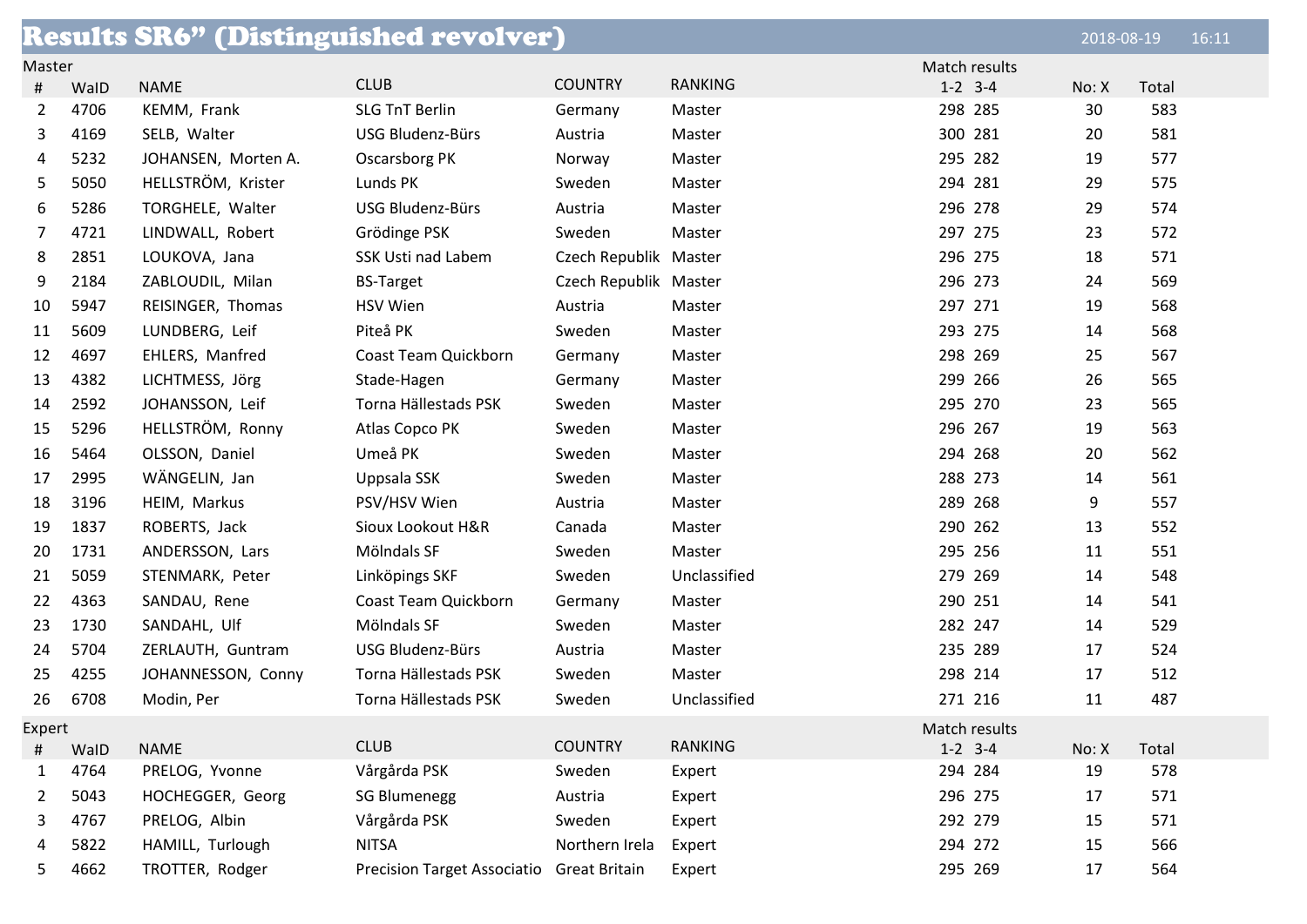# Results SR6" (Distinguished revolver)

2018-08-19 16:11

Master

| # | WaID | NAME | CLUB | COUNTRY | RANKING | Match results 1-2 | 3-4 | No: X | Total |
|---|---|---|---|---|---|---|---|---|---|
| 2 | 4706 | KEMM, Frank | SLG TnT Berlin | Germany | Master | 298 | 285 | 30 | 583 |
| 3 | 4169 | SELB, Walter | USG Bludenz-Bürs | Austria | Master | 300 | 281 | 20 | 581 |
| 4 | 5232 | JOHANSEN, Morten A. | Oscarsborg PK | Norway | Master | 295 | 282 | 19 | 577 |
| 5 | 5050 | HELLSTRÖM, Krister | Lunds PK | Sweden | Master | 294 | 281 | 29 | 575 |
| 6 | 5286 | TORGHELE, Walter | USG Bludenz-Bürs | Austria | Master | 296 | 278 | 29 | 574 |
| 7 | 4721 | LINDWALL, Robert | Grödinge PSK | Sweden | Master | 297 | 275 | 23 | 572 |
| 8 | 2851 | LOUKOVA, Jana | SSK Usti nad Labem | Czech Republik | Master | 296 | 275 | 18 | 571 |
| 9 | 2184 | ZABLOUDIL, Milan | BS-Target | Czech Republik | Master | 296 | 273 | 24 | 569 |
| 10 | 5947 | REISINGER, Thomas | HSV Wien | Austria | Master | 297 | 271 | 19 | 568 |
| 11 | 5609 | LUNDBERG, Leif | Piteå PK | Sweden | Master | 293 | 275 | 14 | 568 |
| 12 | 4697 | EHLERS, Manfred | Coast Team Quickborn | Germany | Master | 298 | 269 | 25 | 567 |
| 13 | 4382 | LICHTMESS, Jörg | Stade-Hagen | Germany | Master | 299 | 266 | 26 | 565 |
| 14 | 2592 | JOHANSSON, Leif | Torna Hällestads PSK | Sweden | Master | 295 | 270 | 23 | 565 |
| 15 | 5296 | HELLSTRÖM, Ronny | Atlas Copco PK | Sweden | Master | 296 | 267 | 19 | 563 |
| 16 | 5464 | OLSSON, Daniel | Umeå PK | Sweden | Master | 294 | 268 | 20 | 562 |
| 17 | 2995 | WÄNGELIN, Jan | Uppsala SSK | Sweden | Master | 288 | 273 | 14 | 561 |
| 18 | 3196 | HEIM, Markus | PSV/HSV Wien | Austria | Master | 289 | 268 | 9 | 557 |
| 19 | 1837 | ROBERTS, Jack | Sioux Lookout H&R | Canada | Master | 290 | 262 | 13 | 552 |
| 20 | 1731 | ANDERSSON, Lars | Mölndals SF | Sweden | Master | 295 | 256 | 11 | 551 |
| 21 | 5059 | STENMARK, Peter | Linköpings SKF | Sweden | Unclassified | 279 | 269 | 14 | 548 |
| 22 | 4363 | SANDAU, Rene | Coast Team Quickborn | Germany | Master | 290 | 251 | 14 | 541 |
| 23 | 1730 | SANDAHL, Ulf | Mölndals SF | Sweden | Master | 282 | 247 | 14 | 529 |
| 24 | 5704 | ZERLAUTH, Guntram | USG Bludenz-Bürs | Austria | Master | 235 | 289 | 17 | 524 |
| 25 | 4255 | JOHANNESSON, Conny | Torna Hällestads PSK | Sweden | Master | 298 | 214 | 17 | 512 |
| 26 | 6708 | Modin, Per | Torna Hällestads PSK | Sweden | Unclassified | 271 | 216 | 11 | 487 |

Expert

| # | WaID | NAME | CLUB | COUNTRY | RANKING | Match results 1-2 | 3-4 | No: X | Total |
|---|---|---|---|---|---|---|---|---|---|
| 1 | 4764 | PRELOG, Yvonne | Vårgårda PSK | Sweden | Expert | 294 | 284 | 19 | 578 |
| 2 | 5043 | HOCHEGGER, Georg | SG Blumenegg | Austria | Expert | 296 | 275 | 17 | 571 |
| 3 | 4767 | PRELOG, Albin | Vårgårda PSK | Sweden | Expert | 292 | 279 | 15 | 571 |
| 4 | 5822 | HAMILL, Turlough | NITSA | Northern Irela | Expert | 294 | 272 | 15 | 566 |
| 5 | 4662 | TROTTER, Rodger | Precision Target Associatio | Great Britain | Expert | 295 | 269 | 17 | 564 |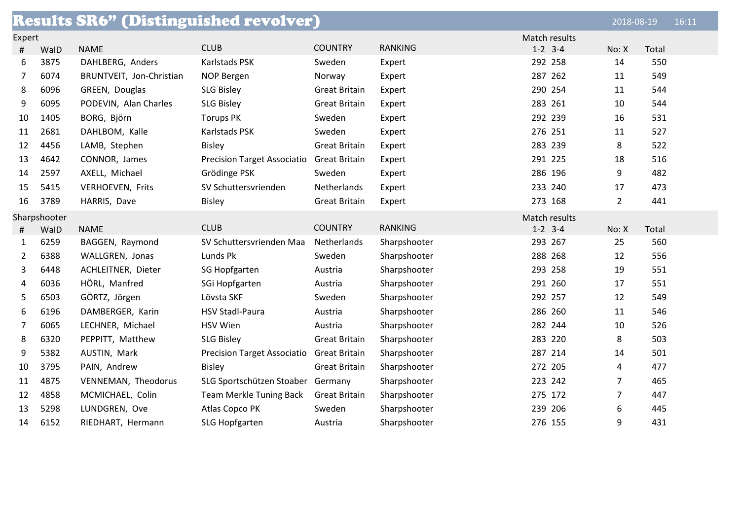# Results SR6” (Distinguished revolver)

2018-08-19 16:11

## Expert

| # | WaID | NAME | CLUB | COUNTRY | RANKING | Match results 1-2 | 3-4 | No: X | Total |
|---|---|---|---|---|---|---|---|---|---|
| 6 | 3875 | DAHLBERG, Anders | Karlstads PSK | Sweden | Expert | 292 | 258 | 14 | 550 |
| 7 | 6074 | BRUNTVEIT, Jon-Christian | NOP Bergen | Norway | Expert | 287 | 262 | 11 | 549 |
| 8 | 6096 | GREEN, Douglas | SLG Bisley | Great Britain | Expert | 290 | 254 | 11 | 544 |
| 9 | 6095 | PODEVIN, Alan Charles | SLG Bisley | Great Britain | Expert | 283 | 261 | 10 | 544 |
| 10 | 1405 | BORG, Björn | Torups PK | Sweden | Expert | 292 | 239 | 16 | 531 |
| 11 | 2681 | DAHLBOM, Kalle | Karlstads PSK | Sweden | Expert | 276 | 251 | 11 | 527 |
| 12 | 4456 | LAMB, Stephen | Bisley | Great Britain | Expert | 283 | 239 | 8 | 522 |
| 13 | 4642 | CONNOR, James | Precision Target Associatio | Great Britain | Expert | 291 | 225 | 18 | 516 |
| 14 | 2597 | AXELL, Michael | Grödinge PSK | Sweden | Expert | 286 | 196 | 9 | 482 |
| 15 | 5415 | VERHOEVEN, Frits | SV Schuttersvrienden | Netherlands | Expert | 233 | 240 | 17 | 473 |
| 16 | 3789 | HARRIS, Dave | Bisley | Great Britain | Expert | 273 | 168 | 2 | 441 |

## Sharpshooter

| # | WaID | NAME | CLUB | COUNTRY | RANKING | Match results 1-2 | 3-4 | No: X | Total |
|---|---|---|---|---|---|---|---|---|---|
| 1 | 6259 | BAGGEN, Raymond | SV Schuttersvrienden Maa | Netherlands | Sharpshooter | 293 | 267 | 25 | 560 |
| 2 | 6388 | WALLGREN, Jonas | Lunds Pk | Sweden | Sharpshooter | 288 | 268 | 12 | 556 |
| 3 | 6448 | ACHLEITNER, Dieter | SG Hopfgarten | Austria | Sharpshooter | 293 | 258 | 19 | 551 |
| 4 | 6036 | HÖRL, Manfred | SGi Hopfgarten | Austria | Sharpshooter | 291 | 260 | 17 | 551 |
| 5 | 6503 | GÖRTZ, Jörgen | Lövsta SKF | Sweden | Sharpshooter | 292 | 257 | 12 | 549 |
| 6 | 6196 | DAMBERGER, Karin | HSV Stadl-Paura | Austria | Sharpshooter | 286 | 260 | 11 | 546 |
| 7 | 6065 | LECHNER, Michael | HSV Wien | Austria | Sharpshooter | 282 | 244 | 10 | 526 |
| 8 | 6320 | PEPPITT, Matthew | SLG Bisley | Great Britain | Sharpshooter | 283 | 220 | 8 | 503 |
| 9 | 5382 | AUSTIN, Mark | Precision Target Associatio | Great Britain | Sharpshooter | 287 | 214 | 14 | 501 |
| 10 | 3795 | PAIN, Andrew | Bisley | Great Britain | Sharpshooter | 272 | 205 | 4 | 477 |
| 11 | 4875 | VENNEMAN, Theodorus | SLG Sportschützen Stoaber | Germany | Sharpshooter | 223 | 242 | 7 | 465 |
| 12 | 4858 | MCMICHAEL, Colin | Team Merkle Tuning Back | Great Britain | Sharpshooter | 275 | 172 | 7 | 447 |
| 13 | 5298 | LUNDGREN, Ove | Atlas Copco PK | Sweden | Sharpshooter | 239 | 206 | 6 | 445 |
| 14 | 6152 | RIEDHART, Hermann | SLG Hopfgarten | Austria | Sharpshooter | 276 | 155 | 9 | 431 |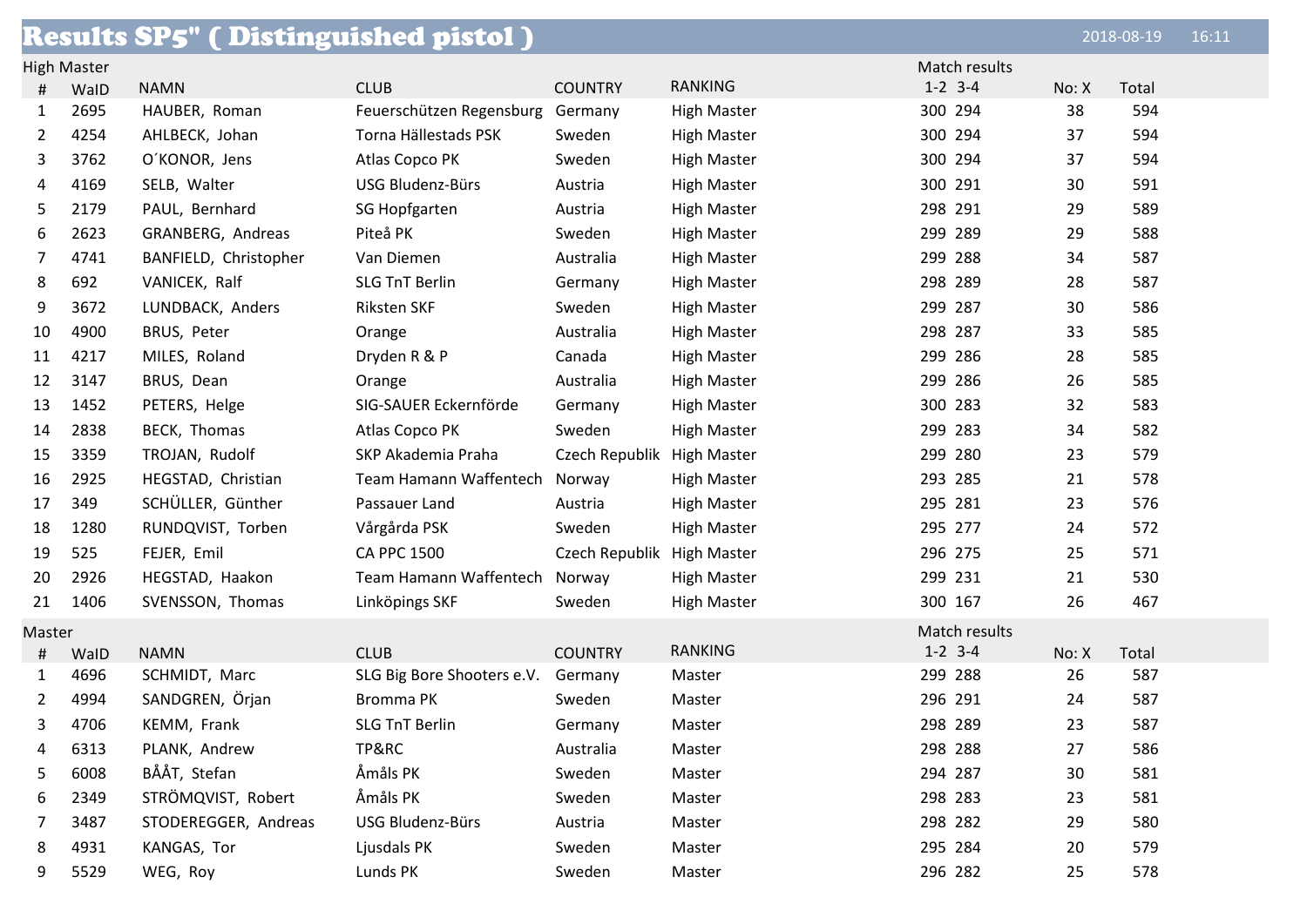# Results SP5" ( Distinguished pistol )

2018-08-19 16:11

## High Master

| # | WaID | NAMN | CLUB | COUNTRY | RANKING | Match results 1-2 | 3-4 | No: X | Total |
|---|---|---|---|---|---|---|---|---|---|
| 1 | 2695 | HAUBER, Roman | Feuerschützen Regensburg | Germany | High Master | 300 | 294 | 38 | 594 |
| 2 | 4254 | AHLBECK, Johan | Torna Hällestads PSK | Sweden | High Master | 300 | 294 | 37 | 594 |
| 3 | 3762 | O´KONOR, Jens | Atlas Copco PK | Sweden | High Master | 300 | 294 | 37 | 594 |
| 4 | 4169 | SELB, Walter | USG Bludenz-Bürs | Austria | High Master | 300 | 291 | 30 | 591 |
| 5 | 2179 | PAUL, Bernhard | SG Hopfgarten | Austria | High Master | 298 | 291 | 29 | 589 |
| 6 | 2623 | GRANBERG, Andreas | Piteå PK | Sweden | High Master | 299 | 289 | 29 | 588 |
| 7 | 4741 | BANFIELD, Christopher | Van Diemen | Australia | High Master | 299 | 288 | 34 | 587 |
| 8 | 692 | VANICEK, Ralf | SLG TnT Berlin | Germany | High Master | 298 | 289 | 28 | 587 |
| 9 | 3672 | LUNDBACK, Anders | Riksten SKF | Sweden | High Master | 299 | 287 | 30 | 586 |
| 10 | 4900 | BRUS, Peter | Orange | Australia | High Master | 298 | 287 | 33 | 585 |
| 11 | 4217 | MILES, Roland | Dryden R & P | Canada | High Master | 299 | 286 | 28 | 585 |
| 12 | 3147 | BRUS, Dean | Orange | Australia | High Master | 299 | 286 | 26 | 585 |
| 13 | 1452 | PETERS, Helge | SIG-SAUER Eckernförde | Germany | High Master | 300 | 283 | 32 | 583 |
| 14 | 2838 | BECK, Thomas | Atlas Copco PK | Sweden | High Master | 299 | 283 | 34 | 582 |
| 15 | 3359 | TROJAN, Rudolf | SKP Akademia Praha | Czech Republik | High Master | 299 | 280 | 23 | 579 |
| 16 | 2925 | HEGSTAD, Christian | Team Hamann Waffentech | Norway | High Master | 293 | 285 | 21 | 578 |
| 17 | 349 | SCHÜLLER, Günther | Passauer Land | Austria | High Master | 295 | 281 | 23 | 576 |
| 18 | 1280 | RUNDQVIST, Torben | Vårgårda PSK | Sweden | High Master | 295 | 277 | 24 | 572 |
| 19 | 525 | FEJER, Emil | CA PPC 1500 | Czech Republik | High Master | 296 | 275 | 25 | 571 |
| 20 | 2926 | HEGSTAD, Haakon | Team Hamann Waffentech | Norway | High Master | 299 | 231 | 21 | 530 |
| 21 | 1406 | SVENSSON, Thomas | Linköpings SKF | Sweden | High Master | 300 | 167 | 26 | 467 |

## Master

| # | WaID | NAMN | CLUB | COUNTRY | RANKING | Match results 1-2 | 3-4 | No: X | Total |
|---|---|---|---|---|---|---|---|---|---|
| 1 | 4696 | SCHMIDT, Marc | SLG Big Bore Shooters e.V. | Germany | Master | 299 | 288 | 26 | 587 |
| 2 | 4994 | SANDGREN, Örjan | Bromma PK | Sweden | Master | 296 | 291 | 24 | 587 |
| 3 | 4706 | KEMM, Frank | SLG TnT Berlin | Germany | Master | 298 | 289 | 23 | 587 |
| 4 | 6313 | PLANK, Andrew | TP&RC | Australia | Master | 298 | 288 | 27 | 586 |
| 5 | 6008 | BÅÅT, Stefan | Åmåls PK | Sweden | Master | 294 | 287 | 30 | 581 |
| 6 | 2349 | STRÖMQVIST, Robert | Åmåls PK | Sweden | Master | 298 | 283 | 23 | 581 |
| 7 | 3487 | STODEREGGER, Andreas | USG Bludenz-Bürs | Austria | Master | 298 | 282 | 29 | 580 |
| 8 | 4931 | KANGAS, Tor | Ljusdals PK | Sweden | Master | 295 | 284 | 20 | 579 |
| 9 | 5529 | WEG, Roy | Lunds PK | Sweden | Master | 296 | 282 | 25 | 578 |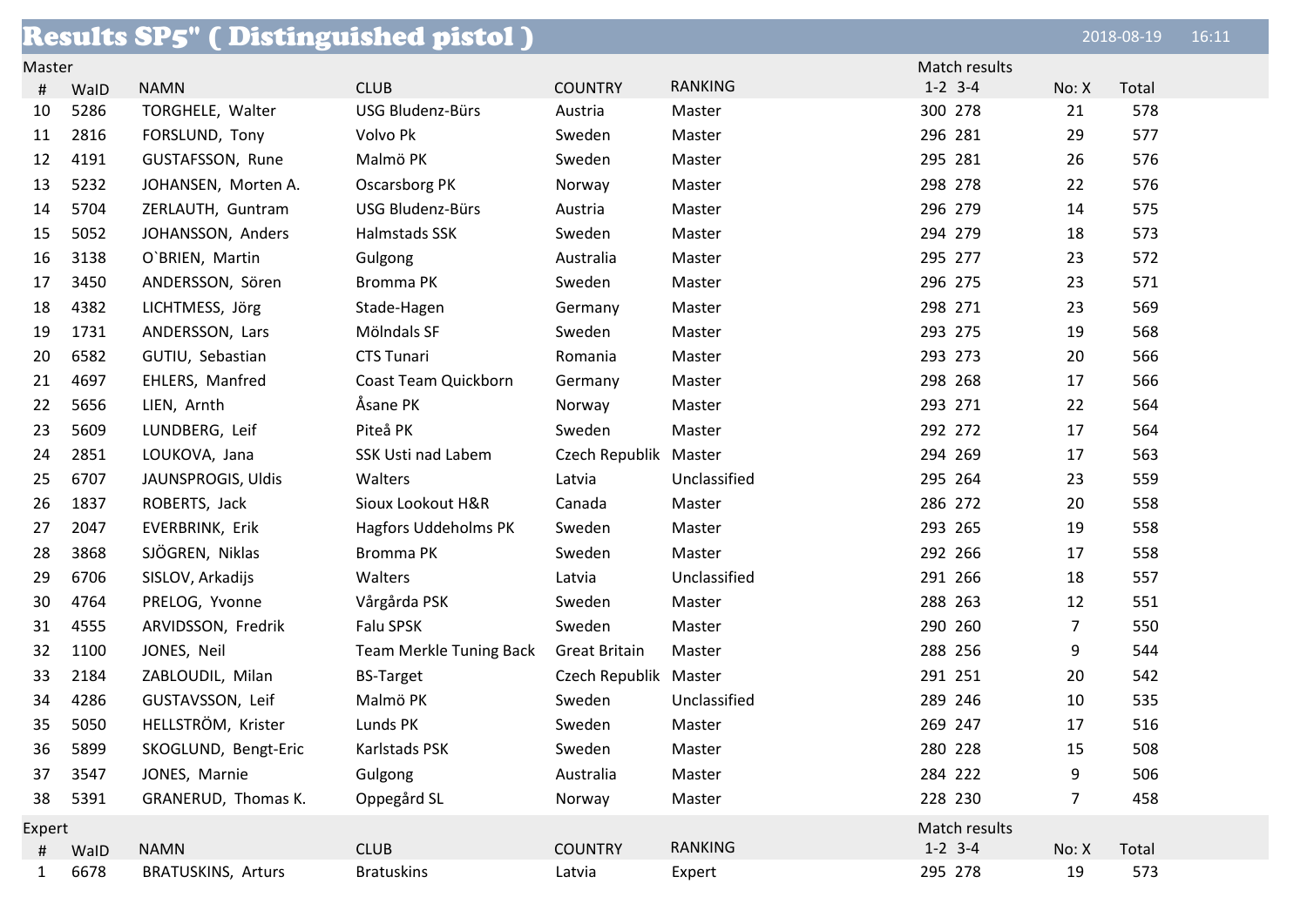# Results SP5" ( Distinguished pistol )

2018-08-19 16:11

## Master

| # | WaID | NAMN | CLUB | COUNTRY | RANKING | Match results 1-2 | 3-4 | No: X | Total |
|---|---|---|---|---|---|---|---|---|---|
| 10 | 5286 | TORGHELE, Walter | USG Bludenz-Bürs | Austria | Master | 300 | 278 | 21 | 578 |
| 11 | 2816 | FORSLUND, Tony | Volvo Pk | Sweden | Master | 296 | 281 | 29 | 577 |
| 12 | 4191 | GUSTAFSSON, Rune | Malmö PK | Sweden | Master | 295 | 281 | 26 | 576 |
| 13 | 5232 | JOHANSEN, Morten A. | Oscarsborg PK | Norway | Master | 298 | 278 | 22 | 576 |
| 14 | 5704 | ZERLAUTH, Guntram | USG Bludenz-Bürs | Austria | Master | 296 | 279 | 14 | 575 |
| 15 | 5052 | JOHANSSON, Anders | Halmstads SSK | Sweden | Master | 294 | 279 | 18 | 573 |
| 16 | 3138 | O`BRIEN, Martin | Gulgong | Australia | Master | 295 | 277 | 23 | 572 |
| 17 | 3450 | ANDERSSON, Sören | Bromma PK | Sweden | Master | 296 | 275 | 23 | 571 |
| 18 | 4382 | LICHTMESS, Jörg | Stade-Hagen | Germany | Master | 298 | 271 | 23 | 569 |
| 19 | 1731 | ANDERSSON, Lars | Mölndals SF | Sweden | Master | 293 | 275 | 19 | 568 |
| 20 | 6582 | GUTIU, Sebastian | CTS Tunari | Romania | Master | 293 | 273 | 20 | 566 |
| 21 | 4697 | EHLERS, Manfred | Coast Team Quickborn | Germany | Master | 298 | 268 | 17 | 566 |
| 22 | 5656 | LIEN, Arnth | Åsane PK | Norway | Master | 293 | 271 | 22 | 564 |
| 23 | 5609 | LUNDBERG, Leif | Piteå PK | Sweden | Master | 292 | 272 | 17 | 564 |
| 24 | 2851 | LOUKOVA, Jana | SSK Usti nad Labem | Czech Republik | Master | 294 | 269 | 17 | 563 |
| 25 | 6707 | JAUNSPROGIS, Uldis | Walters | Latvia | Unclassified | 295 | 264 | 23 | 559 |
| 26 | 1837 | ROBERTS, Jack | Sioux Lookout H&R | Canada | Master | 286 | 272 | 20 | 558 |
| 27 | 2047 | EVERBRINK, Erik | Hagfors Uddeholms PK | Sweden | Master | 293 | 265 | 19 | 558 |
| 28 | 3868 | SJÖGREN, Niklas | Bromma PK | Sweden | Master | 292 | 266 | 17 | 558 |
| 29 | 6706 | SISLOV, Arkadijs | Walters | Latvia | Unclassified | 291 | 266 | 18 | 557 |
| 30 | 4764 | PRELOG, Yvonne | Vårgårda PSK | Sweden | Master | 288 | 263 | 12 | 551 |
| 31 | 4555 | ARVIDSSON, Fredrik | Falu SPSK | Sweden | Master | 290 | 260 | 7 | 550 |
| 32 | 1100 | JONES, Neil | Team Merkle Tuning Back | Great Britain | Master | 288 | 256 | 9 | 544 |
| 33 | 2184 | ZABLOUDIL, Milan | BS-Target | Czech Republik | Master | 291 | 251 | 20 | 542 |
| 34 | 4286 | GUSTAVSSON, Leif | Malmö PK | Sweden | Unclassified | 289 | 246 | 10 | 535 |
| 35 | 5050 | HELLSTRÖM, Krister | Lunds PK | Sweden | Master | 269 | 247 | 17 | 516 |
| 36 | 5899 | SKOGLUND, Bengt-Eric | Karlstads PSK | Sweden | Master | 280 | 228 | 15 | 508 |
| 37 | 3547 | JONES, Marnie | Gulgong | Australia | Master | 284 | 222 | 9 | 506 |
| 38 | 5391 | GRANERUD, Thomas K. | Oppegård SL | Norway | Master | 228 | 230 | 7 | 458 |

## Expert

| # | WaID | NAMN | CLUB | COUNTRY | RANKING | Match results 1-2 | 3-4 | No: X | Total |
|---|---|---|---|---|---|---|---|---|---|
| 1 | 6678 | BRATUSKINS, Arturs | Bratuskins | Latvia | Expert | 295 | 278 | 19 | 573 |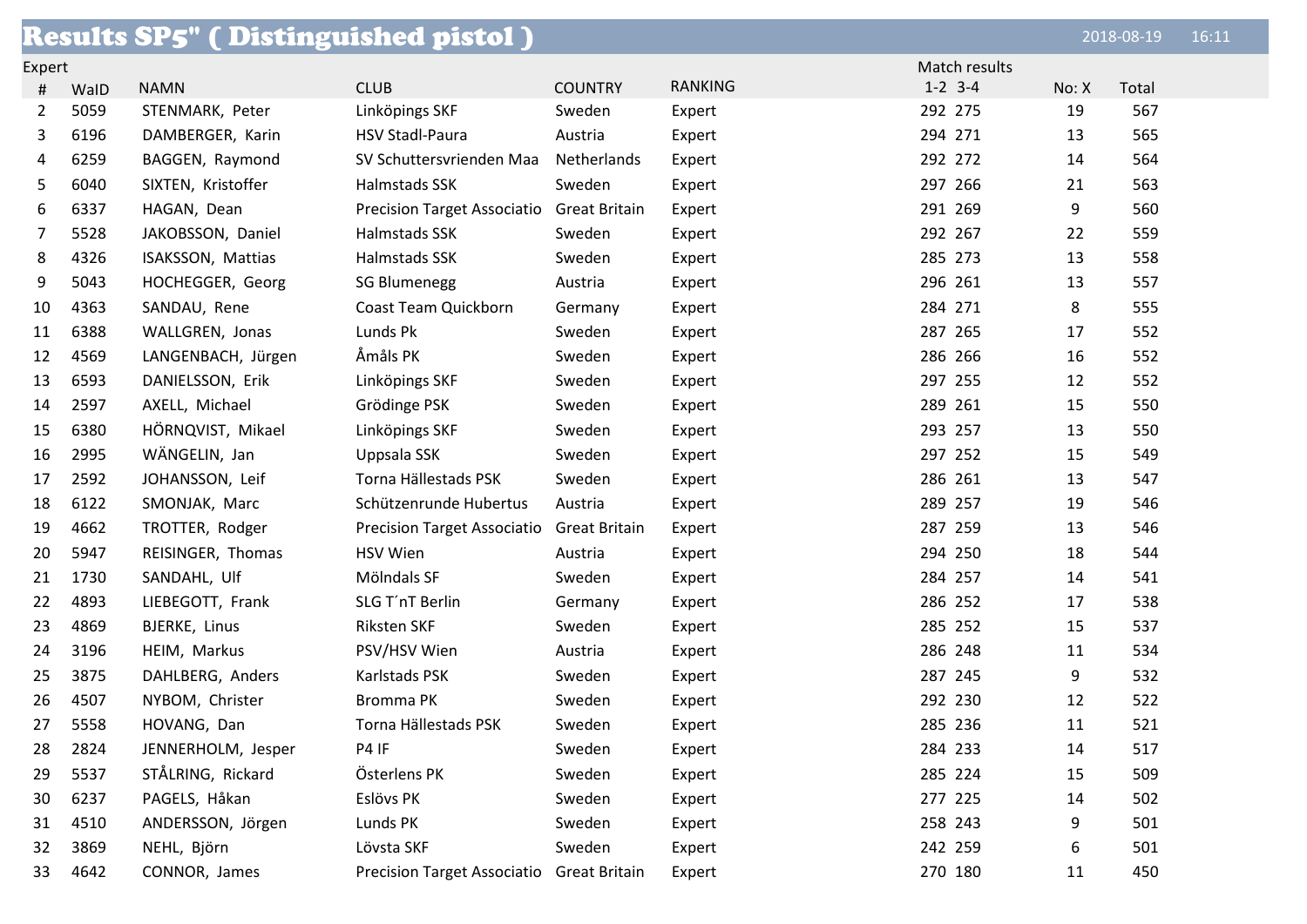# Results SP5" ( Distinguished pistol )

2018-08-19 16:11

Expert

| # | WaID | NAMN | CLUB | COUNTRY | RANKING | Match results 1-2 | 3-4 | No: X | Total |
|---|---|---|---|---|---|---|---|---|---|
| 2 | 5059 | STENMARK, Peter | Linköpings SKF | Sweden | Expert | 292 | 275 | 19 | 567 |
| 3 | 6196 | DAMBERGER, Karin | HSV Stadl-Paura | Austria | Expert | 294 | 271 | 13 | 565 |
| 4 | 6259 | BAGGEN, Raymond | SV Schuttersvrienden Maa | Netherlands | Expert | 292 | 272 | 14 | 564 |
| 5 | 6040 | SIXTEN, Kristoffer | Halmstads SSK | Sweden | Expert | 297 | 266 | 21 | 563 |
| 6 | 6337 | HAGAN, Dean | Precision Target Associatio | Great Britain | Expert | 291 | 269 | 9 | 560 |
| 7 | 5528 | JAKOBSSON, Daniel | Halmstads SSK | Sweden | Expert | 292 | 267 | 22 | 559 |
| 8 | 4326 | ISAKSSON, Mattias | Halmstads SSK | Sweden | Expert | 285 | 273 | 13 | 558 |
| 9 | 5043 | HOCHEGGER, Georg | SG Blumenegg | Austria | Expert | 296 | 261 | 13 | 557 |
| 10 | 4363 | SANDAU, Rene | Coast Team Quickborn | Germany | Expert | 284 | 271 | 8 | 555 |
| 11 | 6388 | WALLGREN, Jonas | Lunds Pk | Sweden | Expert | 287 | 265 | 17 | 552 |
| 12 | 4569 | LANGENBACH, Jürgen | Åmåls PK | Sweden | Expert | 286 | 266 | 16 | 552 |
| 13 | 6593 | DANIELSSON, Erik | Linköpings SKF | Sweden | Expert | 297 | 255 | 12 | 552 |
| 14 | 2597 | AXELL, Michael | Grödinge PSK | Sweden | Expert | 289 | 261 | 15 | 550 |
| 15 | 6380 | HÖRNQVIST, Mikael | Linköpings SKF | Sweden | Expert | 293 | 257 | 13 | 550 |
| 16 | 2995 | WÄNGELIN, Jan | Uppsala SSK | Sweden | Expert | 297 | 252 | 15 | 549 |
| 17 | 2592 | JOHANSSON, Leif | Torna Hällestads PSK | Sweden | Expert | 286 | 261 | 13 | 547 |
| 18 | 6122 | SMONJAK, Marc | Schützenrunde Hubertus | Austria | Expert | 289 | 257 | 19 | 546 |
| 19 | 4662 | TROTTER, Rodger | Precision Target Associatio | Great Britain | Expert | 287 | 259 | 13 | 546 |
| 20 | 5947 | REISINGER, Thomas | HSV Wien | Austria | Expert | 294 | 250 | 18 | 544 |
| 21 | 1730 | SANDAHL, Ulf | Mölndals SF | Sweden | Expert | 284 | 257 | 14 | 541 |
| 22 | 4893 | LIEBEGOTT, Frank | SLG T´nT Berlin | Germany | Expert | 286 | 252 | 17 | 538 |
| 23 | 4869 | BJERKE, Linus | Riksten SKF | Sweden | Expert | 285 | 252 | 15 | 537 |
| 24 | 3196 | HEIM, Markus | PSV/HSV Wien | Austria | Expert | 286 | 248 | 11 | 534 |
| 25 | 3875 | DAHLBERG, Anders | Karlstads PSK | Sweden | Expert | 287 | 245 | 9 | 532 |
| 26 | 4507 | NYBOM, Christer | Bromma PK | Sweden | Expert | 292 | 230 | 12 | 522 |
| 27 | 5558 | HOVANG, Dan | Torna Hällestads PSK | Sweden | Expert | 285 | 236 | 11 | 521 |
| 28 | 2824 | JENNERHOLM, Jesper | P4 IF | Sweden | Expert | 284 | 233 | 14 | 517 |
| 29 | 5537 | STÅLRING, Rickard | Österlens PK | Sweden | Expert | 285 | 224 | 15 | 509 |
| 30 | 6237 | PAGELS, Håkan | Eslövs PK | Sweden | Expert | 277 | 225 | 14 | 502 |
| 31 | 4510 | ANDERSSON, Jörgen | Lunds PK | Sweden | Expert | 258 | 243 | 9 | 501 |
| 32 | 3869 | NEHL, Björn | Lövsta SKF | Sweden | Expert | 242 | 259 | 6 | 501 |
| 33 | 4642 | CONNOR, James | Precision Target Associatio | Great Britain | Expert | 270 | 180 | 11 | 450 |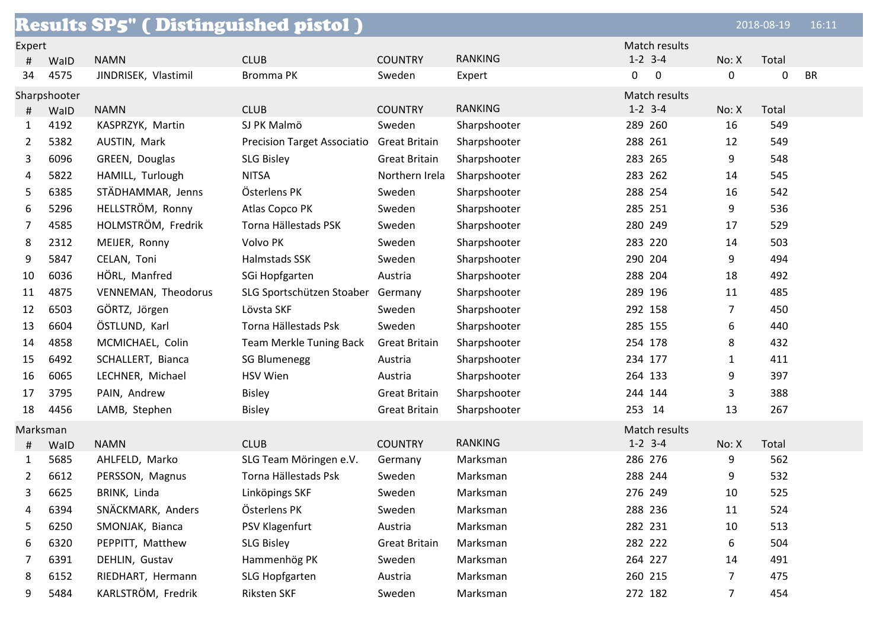# Results SP5" ( Distinguished pistol )

2018-08-19 16:11

## Expert

| # | WaID | NAMN | CLUB | COUNTRY | RANKING | Match results 1-2 | 3-4 | No: X | Total | |
|---|---|---|---|---|---|---|---|---|---|---|
| 34 | 4575 | JINDRISEK, Vlastimil | Bromma PK | Sweden | Expert | 0 | 0 | 0 | 0 | BR |

## Sharpshooter

| # | WaID | NAMN | CLUB | COUNTRY | RANKING | Match results 1-2 | 3-4 | No: X | Total |
|---|---|---|---|---|---|---|---|---|---|
| 1 | 4192 | KASPRZYK, Martin | SJ PK Malmö | Sweden | Sharpshooter | 289 | 260 | 16 | 549 |
| 2 | 5382 | AUSTIN, Mark | Precision Target Associatio | Great Britain | Sharpshooter | 288 | 261 | 12 | 549 |
| 3 | 6096 | GREEN, Douglas | SLG Bisley | Great Britain | Sharpshooter | 283 | 265 | 9 | 548 |
| 4 | 5822 | HAMILL, Turlough | NITSA | Northern Irela | Sharpshooter | 283 | 262 | 14 | 545 |
| 5 | 6385 | STÄDHAMMAR, Jenns | Österlens PK | Sweden | Sharpshooter | 288 | 254 | 16 | 542 |
| 6 | 5296 | HELLSTRÖM, Ronny | Atlas Copco PK | Sweden | Sharpshooter | 285 | 251 | 9 | 536 |
| 7 | 4585 | HOLMSTRÖM, Fredrik | Torna Hällestads PSK | Sweden | Sharpshooter | 280 | 249 | 17 | 529 |
| 8 | 2312 | MEIJER, Ronny | Volvo PK | Sweden | Sharpshooter | 283 | 220 | 14 | 503 |
| 9 | 5847 | CELAN, Toni | Halmstads SSK | Sweden | Sharpshooter | 290 | 204 | 9 | 494 |
| 10 | 6036 | HÖRL, Manfred | SGi Hopfgarten | Austria | Sharpshooter | 288 | 204 | 18 | 492 |
| 11 | 4875 | VENNEMAN, Theodorus | SLG Sportschützen Stoaber | Germany | Sharpshooter | 289 | 196 | 11 | 485 |
| 12 | 6503 | GÖRTZ, Jörgen | Lövsta SKF | Sweden | Sharpshooter | 292 | 158 | 7 | 450 |
| 13 | 6604 | ÖSTLUND, Karl | Torna Hällestads Psk | Sweden | Sharpshooter | 285 | 155 | 6 | 440 |
| 14 | 4858 | MCMICHAEL, Colin | Team Merkle Tuning Back | Great Britain | Sharpshooter | 254 | 178 | 8 | 432 |
| 15 | 6492 | SCHALLERT, Bianca | SG Blumenegg | Austria | Sharpshooter | 234 | 177 | 1 | 411 |
| 16 | 6065 | LECHNER, Michael | HSV Wien | Austria | Sharpshooter | 264 | 133 | 9 | 397 |
| 17 | 3795 | PAIN, Andrew | Bisley | Great Britain | Sharpshooter | 244 | 144 | 3 | 388 |
| 18 | 4456 | LAMB, Stephen | Bisley | Great Britain | Sharpshooter | 253 | 14 | 13 | 267 |

## Marksman

| # | WaID | NAMN | CLUB | COUNTRY | RANKING | Match results 1-2 | 3-4 | No: X | Total |
|---|---|---|---|---|---|---|---|---|---|
| 1 | 5685 | AHLFELD, Marko | SLG Team Möringen e.V. | Germany | Marksman | 286 | 276 | 9 | 562 |
| 2 | 6612 | PERSSON, Magnus | Torna Hällestads Psk | Sweden | Marksman | 288 | 244 | 9 | 532 |
| 3 | 6625 | BRINK, Linda | Linköpings SKF | Sweden | Marksman | 276 | 249 | 10 | 525 |
| 4 | 6394 | SNÄCKMARK, Anders | Österlens PK | Sweden | Marksman | 288 | 236 | 11 | 524 |
| 5 | 6250 | SMONJAK, Bianca | PSV Klagenfurt | Austria | Marksman | 282 | 231 | 10 | 513 |
| 6 | 6320 | PEPPITT, Matthew | SLG Bisley | Great Britain | Marksman | 282 | 222 | 6 | 504 |
| 7 | 6391 | DEHLIN, Gustav | Hammenhög PK | Sweden | Marksman | 264 | 227 | 14 | 491 |
| 8 | 6152 | RIEDHART, Hermann | SLG Hopfgarten | Austria | Marksman | 260 | 215 | 7 | 475 |
| 9 | 5484 | KARLSTRÖM, Fredrik | Riksten SKF | Sweden | Marksman | 272 | 182 | 7 | 454 |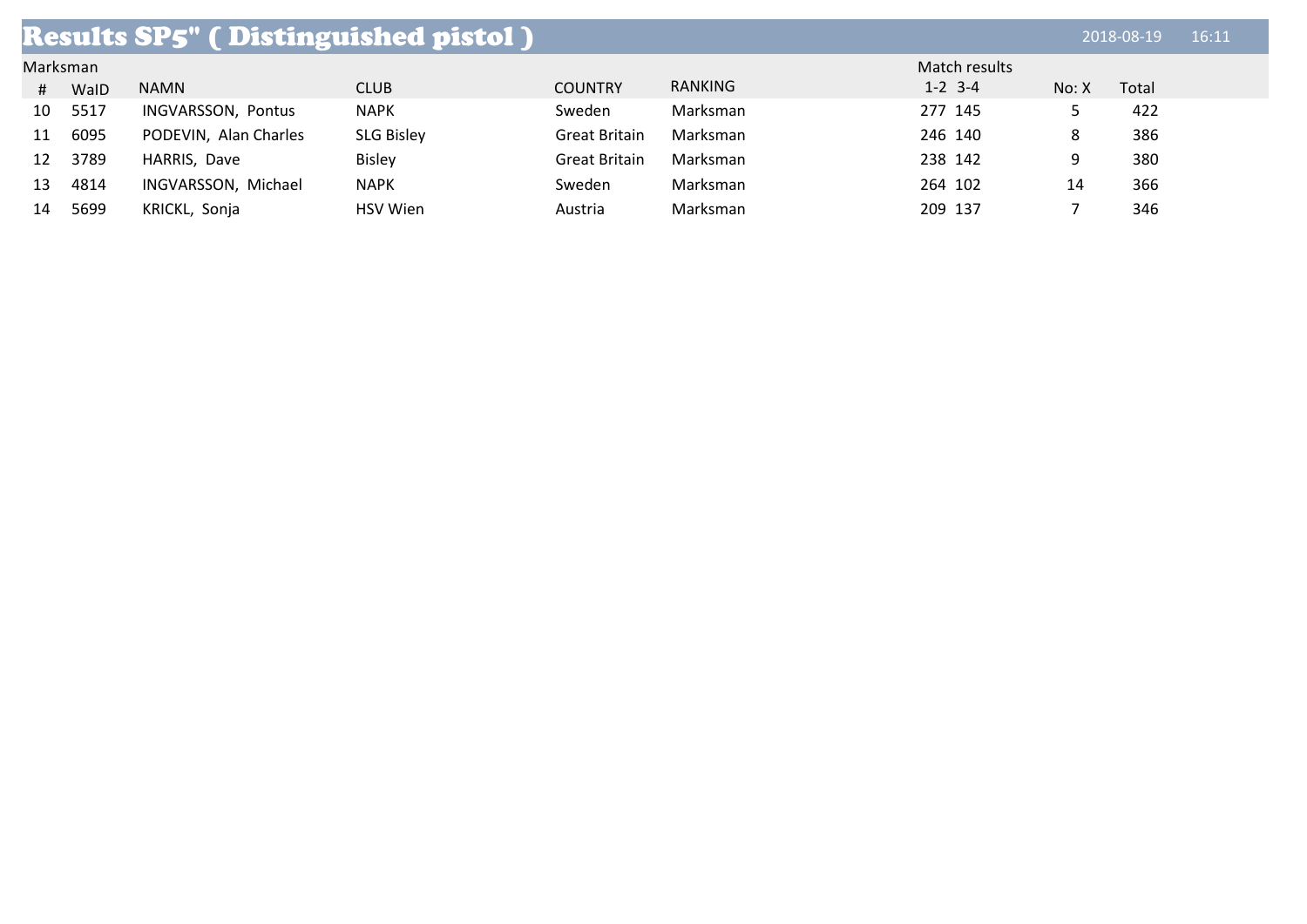# Results SP5" ( Distinguished pistol )

2018-08-19 16:11

Marksman

| # | WaID | NAMN | CLUB | COUNTRY | RANKING | Match results 1-2 | 3-4 | No: X | Total |
|---|---|---|---|---|---|---|---|---|---|
| 10 | 5517 | INGVARSSON, Pontus | NAPK | Sweden | Marksman | 277 | 145 | 5 | 422 |
| 11 | 6095 | PODEVIN, Alan Charles | SLG Bisley | Great Britain | Marksman | 246 | 140 | 8 | 386 |
| 12 | 3789 | HARRIS, Dave | Bisley | Great Britain | Marksman | 238 | 142 | 9 | 380 |
| 13 | 4814 | INGVARSSON, Michael | NAPK | Sweden | Marksman | 264 | 102 | 14 | 366 |
| 14 | 5699 | KRICKL, Sonja | HSV Wien | Austria | Marksman | 209 | 137 | 7 | 346 |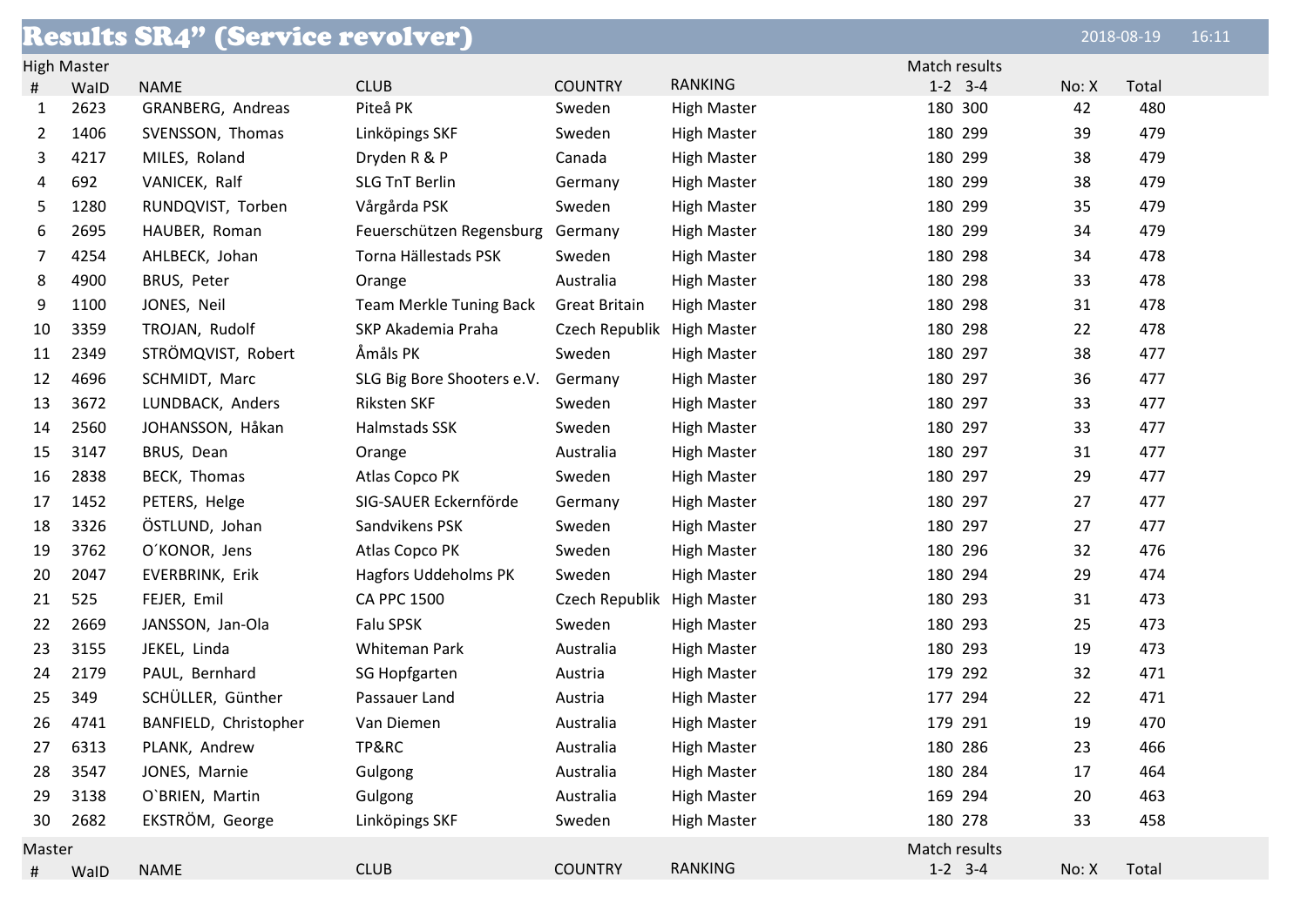# Results SR4" (Service revolver)

2018-08-19 16:11

## High Master

| # | WaID | NAME | CLUB | COUNTRY | RANKING | Match results 1-2 | 3-4 | No: X | Total |
|---|---|---|---|---|---|---|---|---|---|
| 1 | 2623 | GRANBERG, Andreas | Piteå PK | Sweden | High Master | 180 | 300 | 42 | 480 |
| 2 | 1406 | SVENSSON, Thomas | Linköpings SKF | Sweden | High Master | 180 | 299 | 39 | 479 |
| 3 | 4217 | MILES, Roland | Dryden R & P | Canada | High Master | 180 | 299 | 38 | 479 |
| 4 | 692 | VANICEK, Ralf | SLG TnT Berlin | Germany | High Master | 180 | 299 | 38 | 479 |
| 5 | 1280 | RUNDQVIST, Torben | Vårgårda PSK | Sweden | High Master | 180 | 299 | 35 | 479 |
| 6 | 2695 | HAUBER, Roman | Feuerschützen Regensburg | Germany | High Master | 180 | 299 | 34 | 479 |
| 7 | 4254 | AHLBECK, Johan | Torna Hällestads PSK | Sweden | High Master | 180 | 298 | 34 | 478 |
| 8 | 4900 | BRUS, Peter | Orange | Australia | High Master | 180 | 298 | 33 | 478 |
| 9 | 1100 | JONES, Neil | Team Merkle Tuning Back | Great Britain | High Master | 180 | 298 | 31 | 478 |
| 10 | 3359 | TROJAN, Rudolf | SKP Akademia Praha | Czech Republik | High Master | 180 | 298 | 22 | 478 |
| 11 | 2349 | STRÖMQVIST, Robert | Åmåls PK | Sweden | High Master | 180 | 297 | 38 | 477 |
| 12 | 4696 | SCHMIDT, Marc | SLG Big Bore Shooters e.V. | Germany | High Master | 180 | 297 | 36 | 477 |
| 13 | 3672 | LUNDBACK, Anders | Riksten SKF | Sweden | High Master | 180 | 297 | 33 | 477 |
| 14 | 2560 | JOHANSSON, Håkan | Halmstads SSK | Sweden | High Master | 180 | 297 | 33 | 477 |
| 15 | 3147 | BRUS, Dean | Orange | Australia | High Master | 180 | 297 | 31 | 477 |
| 16 | 2838 | BECK, Thomas | Atlas Copco PK | Sweden | High Master | 180 | 297 | 29 | 477 |
| 17 | 1452 | PETERS, Helge | SIG-SAUER Eckernförde | Germany | High Master | 180 | 297 | 27 | 477 |
| 18 | 3326 | ÖSTLUND, Johan | Sandvikens PSK | Sweden | High Master | 180 | 297 | 27 | 477 |
| 19 | 3762 | O´KONOR, Jens | Atlas Copco PK | Sweden | High Master | 180 | 296 | 32 | 476 |
| 20 | 2047 | EVERBRINK, Erik | Hagfors Uddeholms PK | Sweden | High Master | 180 | 294 | 29 | 474 |
| 21 | 525 | FEJER, Emil | CA PPC 1500 | Czech Republik | High Master | 180 | 293 | 31 | 473 |
| 22 | 2669 | JANSSON, Jan-Ola | Falu SPSK | Sweden | High Master | 180 | 293 | 25 | 473 |
| 23 | 3155 | JEKEL, Linda | Whiteman Park | Australia | High Master | 180 | 293 | 19 | 473 |
| 24 | 2179 | PAUL, Bernhard | SG Hopfgarten | Austria | High Master | 179 | 292 | 32 | 471 |
| 25 | 349 | SCHÜLLER, Günther | Passauer Land | Austria | High Master | 177 | 294 | 22 | 471 |
| 26 | 4741 | BANFIELD, Christopher | Van Diemen | Australia | High Master | 179 | 291 | 19 | 470 |
| 27 | 6313 | PLANK, Andrew | TP&RC | Australia | High Master | 180 | 286 | 23 | 466 |
| 28 | 3547 | JONES, Marnie | Gulgong | Australia | High Master | 180 | 284 | 17 | 464 |
| 29 | 3138 | O`BRIEN, Martin | Gulgong | Australia | High Master | 169 | 294 | 20 | 463 |
| 30 | 2682 | EKSTRÖM, George | Linköpings SKF | Sweden | High Master | 180 | 278 | 33 | 458 |

## Master

| # | WaID | NAME | CLUB | COUNTRY | RANKING | Match results 1-2 | 3-4 | No: X | Total |
|---|---|---|---|---|---|---|---|---|---|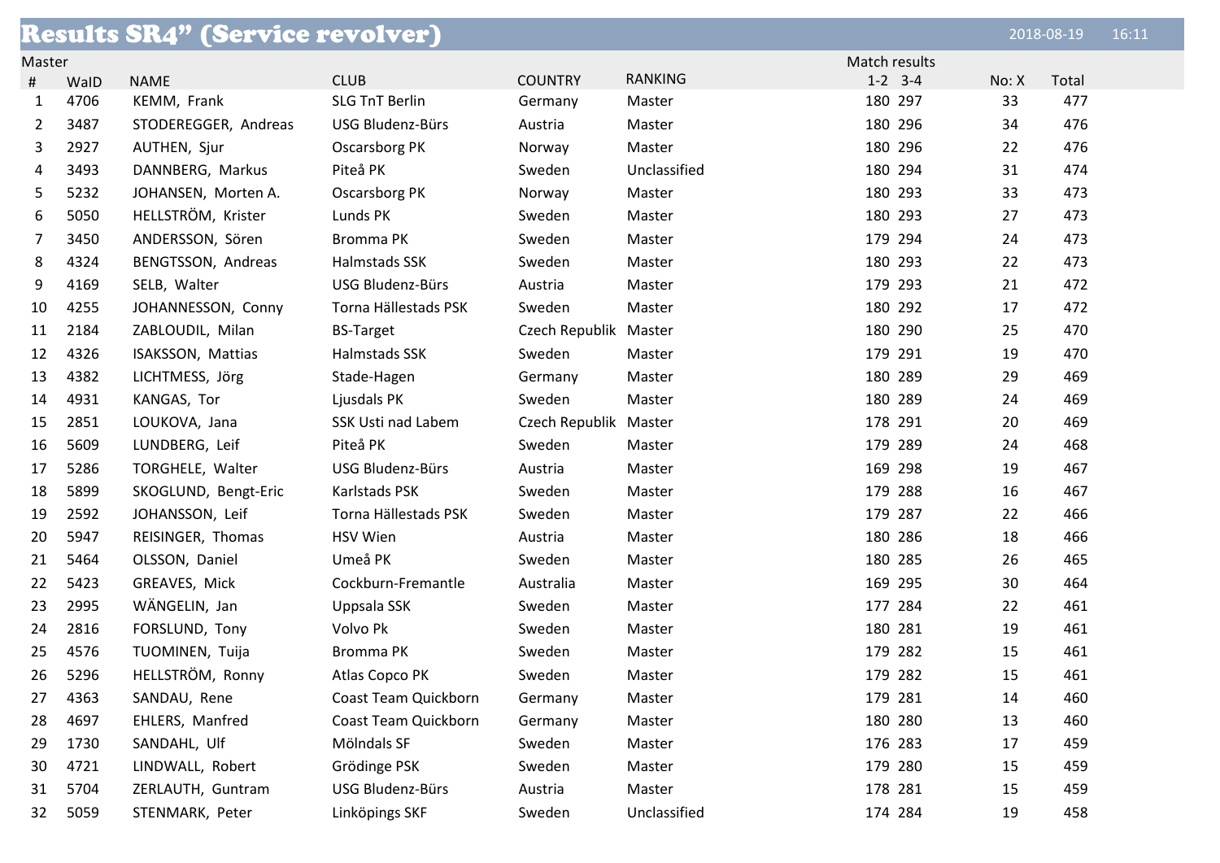# Results SR4” (Service revolver)

2018-08-19 16:11

Master

| # | WaID | NAME | CLUB | COUNTRY | RANKING | Match results 1-2 | 3-4 | No: X | Total |
|---|---|---|---|---|---|---|---|---|---|
| 1 | 4706 | KEMM, Frank | SLG TnT Berlin | Germany | Master | 180 | 297 | 33 | 477 |
| 2 | 3487 | STODEREGGER, Andreas | USG Bludenz-Bürs | Austria | Master | 180 | 296 | 34 | 476 |
| 3 | 2927 | AUTHEN, Sjur | Oscarsborg PK | Norway | Master | 180 | 296 | 22 | 476 |
| 4 | 3493 | DANNBERG, Markus | Piteå PK | Sweden | Unclassified | 180 | 294 | 31 | 474 |
| 5 | 5232 | JOHANSEN, Morten A. | Oscarsborg PK | Norway | Master | 180 | 293 | 33 | 473 |
| 6 | 5050 | HELLSTRÖM, Krister | Lunds PK | Sweden | Master | 180 | 293 | 27 | 473 |
| 7 | 3450 | ANDERSSON, Sören | Bromma PK | Sweden | Master | 179 | 294 | 24 | 473 |
| 8 | 4324 | BENGTSSON, Andreas | Halmstads SSK | Sweden | Master | 180 | 293 | 22 | 473 |
| 9 | 4169 | SELB, Walter | USG Bludenz-Bürs | Austria | Master | 179 | 293 | 21 | 472 |
| 10 | 4255 | JOHANNESSON, Conny | Torna Hällestads PSK | Sweden | Master | 180 | 292 | 17 | 472 |
| 11 | 2184 | ZABLOUDIL, Milan | BS-Target | Czech Republik | Master | 180 | 290 | 25 | 470 |
| 12 | 4326 | ISAKSSON, Mattias | Halmstads SSK | Sweden | Master | 179 | 291 | 19 | 470 |
| 13 | 4382 | LICHTMESS, Jörg | Stade-Hagen | Germany | Master | 180 | 289 | 29 | 469 |
| 14 | 4931 | KANGAS, Tor | Ljusdals PK | Sweden | Master | 180 | 289 | 24 | 469 |
| 15 | 2851 | LOUKOVA, Jana | SSK Usti nad Labem | Czech Republik | Master | 178 | 291 | 20 | 469 |
| 16 | 5609 | LUNDBERG, Leif | Piteå PK | Sweden | Master | 179 | 289 | 24 | 468 |
| 17 | 5286 | TORGHELE, Walter | USG Bludenz-Bürs | Austria | Master | 169 | 298 | 19 | 467 |
| 18 | 5899 | SKOGLUND, Bengt-Eric | Karlstads PSK | Sweden | Master | 179 | 288 | 16 | 467 |
| 19 | 2592 | JOHANSSON, Leif | Torna Hällestads PSK | Sweden | Master | 179 | 287 | 22 | 466 |
| 20 | 5947 | REISINGER, Thomas | HSV Wien | Austria | Master | 180 | 286 | 18 | 466 |
| 21 | 5464 | OLSSON, Daniel | Umeå PK | Sweden | Master | 180 | 285 | 26 | 465 |
| 22 | 5423 | GREAVES, Mick | Cockburn-Fremantle | Australia | Master | 169 | 295 | 30 | 464 |
| 23 | 2995 | WÄNGELIN, Jan | Uppsala SSK | Sweden | Master | 177 | 284 | 22 | 461 |
| 24 | 2816 | FORSLUND, Tony | Volvo Pk | Sweden | Master | 180 | 281 | 19 | 461 |
| 25 | 4576 | TUOMINEN, Tuija | Bromma PK | Sweden | Master | 179 | 282 | 15 | 461 |
| 26 | 5296 | HELLSTRÖM, Ronny | Atlas Copco PK | Sweden | Master | 179 | 282 | 15 | 461 |
| 27 | 4363 | SANDAU, Rene | Coast Team Quickborn | Germany | Master | 179 | 281 | 14 | 460 |
| 28 | 4697 | EHLERS, Manfred | Coast Team Quickborn | Germany | Master | 180 | 280 | 13 | 460 |
| 29 | 1730 | SANDAHL, Ulf | Mölndals SF | Sweden | Master | 176 | 283 | 17 | 459 |
| 30 | 4721 | LINDWALL, Robert | Grödinge PSK | Sweden | Master | 179 | 280 | 15 | 459 |
| 31 | 5704 | ZERLAUTH, Guntram | USG Bludenz-Bürs | Austria | Master | 178 | 281 | 15 | 459 |
| 32 | 5059 | STENMARK, Peter | Linköpings SKF | Sweden | Unclassified | 174 | 284 | 19 | 458 |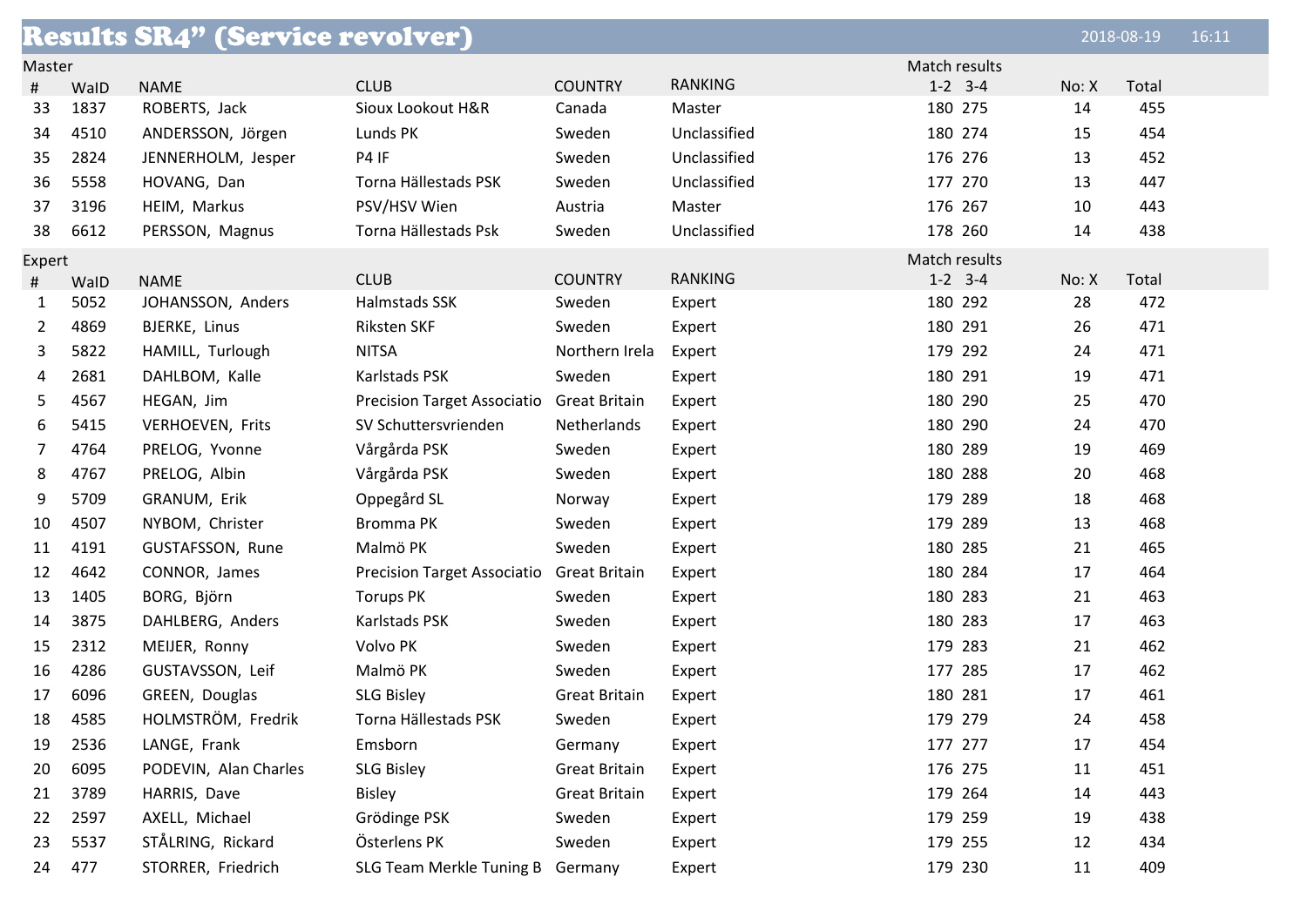# Results SR4" (Service revolver)

2018-08-19 16:11

## Master

| # | WaID | NAME | CLUB | COUNTRY | RANKING | Match results 1-2 | 3-4 | No: X | Total |
|---|---|---|---|---|---|---|---|---|---|
| 33 | 1837 | ROBERTS, Jack | Sioux Lookout H&R | Canada | Master | 180 | 275 | 14 | 455 |
| 34 | 4510 | ANDERSSON, Jörgen | Lunds PK | Sweden | Unclassified | 180 | 274 | 15 | 454 |
| 35 | 2824 | JENNERHOLM, Jesper | P4 IF | Sweden | Unclassified | 176 | 276 | 13 | 452 |
| 36 | 5558 | HOVANG, Dan | Torna Hällestads PSK | Sweden | Unclassified | 177 | 270 | 13 | 447 |
| 37 | 3196 | HEIM, Markus | PSV/HSV Wien | Austria | Master | 176 | 267 | 10 | 443 |
| 38 | 6612 | PERSSON, Magnus | Torna Hällestads Psk | Sweden | Unclassified | 178 | 260 | 14 | 438 |

## Expert

| # | WaID | NAME | CLUB | COUNTRY | RANKING | Match results 1-2 | 3-4 | No: X | Total |
|---|---|---|---|---|---|---|---|---|---|
| 1 | 5052 | JOHANSSON, Anders | Halmstads SSK | Sweden | Expert | 180 | 292 | 28 | 472 |
| 2 | 4869 | BJERKE, Linus | Riksten SKF | Sweden | Expert | 180 | 291 | 26 | 471 |
| 3 | 5822 | HAMILL, Turlough | NITSA | Northern Irela | Expert | 179 | 292 | 24 | 471 |
| 4 | 2681 | DAHLBOM, Kalle | Karlstads PSK | Sweden | Expert | 180 | 291 | 19 | 471 |
| 5 | 4567 | HEGAN, Jim | Precision Target Associatio | Great Britain | Expert | 180 | 290 | 25 | 470 |
| 6 | 5415 | VERHOEVEN, Frits | SV Schuttersvrienden | Netherlands | Expert | 180 | 290 | 24 | 470 |
| 7 | 4764 | PRELOG, Yvonne | Vårgårda PSK | Sweden | Expert | 180 | 289 | 19 | 469 |
| 8 | 4767 | PRELOG, Albin | Vårgårda PSK | Sweden | Expert | 180 | 288 | 20 | 468 |
| 9 | 5709 | GRANUM, Erik | Oppegård SL | Norway | Expert | 179 | 289 | 18 | 468 |
| 10 | 4507 | NYBOM, Christer | Bromma PK | Sweden | Expert | 179 | 289 | 13 | 468 |
| 11 | 4191 | GUSTAFSSON, Rune | Malmö PK | Sweden | Expert | 180 | 285 | 21 | 465 |
| 12 | 4642 | CONNOR, James | Precision Target Associatio | Great Britain | Expert | 180 | 284 | 17 | 464 |
| 13 | 1405 | BORG, Björn | Torups PK | Sweden | Expert | 180 | 283 | 21 | 463 |
| 14 | 3875 | DAHLBERG, Anders | Karlstads PSK | Sweden | Expert | 180 | 283 | 17 | 463 |
| 15 | 2312 | MEIJER, Ronny | Volvo PK | Sweden | Expert | 179 | 283 | 21 | 462 |
| 16 | 4286 | GUSTAVSSON, Leif | Malmö PK | Sweden | Expert | 177 | 285 | 17 | 462 |
| 17 | 6096 | GREEN, Douglas | SLG Bisley | Great Britain | Expert | 180 | 281 | 17 | 461 |
| 18 | 4585 | HOLMSTRÖM, Fredrik | Torna Hällestads PSK | Sweden | Expert | 179 | 279 | 24 | 458 |
| 19 | 2536 | LANGE, Frank | Emsborn | Germany | Expert | 177 | 277 | 17 | 454 |
| 20 | 6095 | PODEVIN, Alan Charles | SLG Bisley | Great Britain | Expert | 176 | 275 | 11 | 451 |
| 21 | 3789 | HARRIS, Dave | Bisley | Great Britain | Expert | 179 | 264 | 14 | 443 |
| 22 | 2597 | AXELL, Michael | Grödinge PSK | Sweden | Expert | 179 | 259 | 19 | 438 |
| 23 | 5537 | STÅLRING, Rickard | Österlens PK | Sweden | Expert | 179 | 255 | 12 | 434 |
| 24 | 477 | STORRER, Friedrich | SLG Team Merkle Tuning B | Germany | Expert | 179 | 230 | 11 | 409 |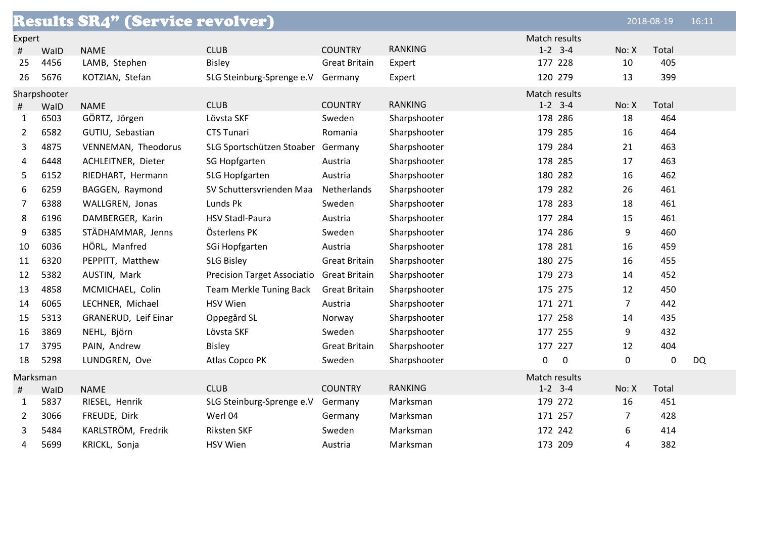# Results SR4" (Service revolver)

2018-08-19 16:11

## Expert

| # | WaID | NAME | CLUB | COUNTRY | RANKING | Match results 1-2 | 3-4 | No: X | Total | |
|---|---|---|---|---|---|---|---|---|---|---|
| 25 | 4456 | LAMB, Stephen | Bisley | Great Britain | Expert | 177 | 228 | 10 | 405 | |
| 26 | 5676 | KOTZIAN, Stefan | SLG Steinburg-Sprenge e.V | Germany | Expert | 120 | 279 | 13 | 399 | |

## Sharpshooter

| # | WaID | NAME | CLUB | COUNTRY | RANKING | Match results 1-2 | 3-4 | No: X | Total | |
|---|---|---|---|---|---|---|---|---|---|---|
| 1 | 6503 | GÖRTZ, Jörgen | Lövsta SKF | Sweden | Sharpshooter | 178 | 286 | 18 | 464 | |
| 2 | 6582 | GUTIU, Sebastian | CTS Tunari | Romania | Sharpshooter | 179 | 285 | 16 | 464 | |
| 3 | 4875 | VENNEMAN, Theodorus | SLG Sportschützen Stoaber | Germany | Sharpshooter | 179 | 284 | 21 | 463 | |
| 4 | 6448 | ACHLEITNER, Dieter | SG Hopfgarten | Austria | Sharpshooter | 178 | 285 | 17 | 463 | |
| 5 | 6152 | RIEDHART, Hermann | SLG Hopfgarten | Austria | Sharpshooter | 180 | 282 | 16 | 462 | |
| 6 | 6259 | BAGGEN, Raymond | SV Schuttersvrienden Maa | Netherlands | Sharpshooter | 179 | 282 | 26 | 461 | |
| 7 | 6388 | WALLGREN, Jonas | Lunds Pk | Sweden | Sharpshooter | 178 | 283 | 18 | 461 | |
| 8 | 6196 | DAMBERGER, Karin | HSV Stadl-Paura | Austria | Sharpshooter | 177 | 284 | 15 | 461 | |
| 9 | 6385 | STÄDHAMMAR, Jenns | Österlens PK | Sweden | Sharpshooter | 174 | 286 | 9 | 460 | |
| 10 | 6036 | HÖRL, Manfred | SGi Hopfgarten | Austria | Sharpshooter | 178 | 281 | 16 | 459 | |
| 11 | 6320 | PEPPITT, Matthew | SLG Bisley | Great Britain | Sharpshooter | 180 | 275 | 16 | 455 | |
| 12 | 5382 | AUSTIN, Mark | Precision Target Associatio | Great Britain | Sharpshooter | 179 | 273 | 14 | 452 | |
| 13 | 4858 | MCMICHAEL, Colin | Team Merkle Tuning Back | Great Britain | Sharpshooter | 175 | 275 | 12 | 450 | |
| 14 | 6065 | LECHNER, Michael | HSV Wien | Austria | Sharpshooter | 171 | 271 | 7 | 442 | |
| 15 | 5313 | GRANERUD, Leif Einar | Oppegård SL | Norway | Sharpshooter | 177 | 258 | 14 | 435 | |
| 16 | 3869 | NEHL, Björn | Lövsta SKF | Sweden | Sharpshooter | 177 | 255 | 9 | 432 | |
| 17 | 3795 | PAIN, Andrew | Bisley | Great Britain | Sharpshooter | 177 | 227 | 12 | 404 | |
| 18 | 5298 | LUNDGREN, Ove | Atlas Copco PK | Sweden | Sharpshooter | 0 | 0 | 0 | 0 | DQ |

## Marksman

| # | WaID | NAME | CLUB | COUNTRY | RANKING | Match results 1-2 | 3-4 | No: X | Total | |
|---|---|---|---|---|---|---|---|---|---|---|
| 1 | 5837 | RIESEL, Henrik | SLG Steinburg-Sprenge e.V | Germany | Marksman | 179 | 272 | 16 | 451 | |
| 2 | 3066 | FREUDE, Dirk | Werl 04 | Germany | Marksman | 171 | 257 | 7 | 428 | |
| 3 | 5484 | KARLSTRÖM, Fredrik | Riksten SKF | Sweden | Marksman | 172 | 242 | 6 | 414 | |
| 4 | 5699 | KRICKL, Sonja | HSV Wien | Austria | Marksman | 173 | 209 | 4 | 382 | |